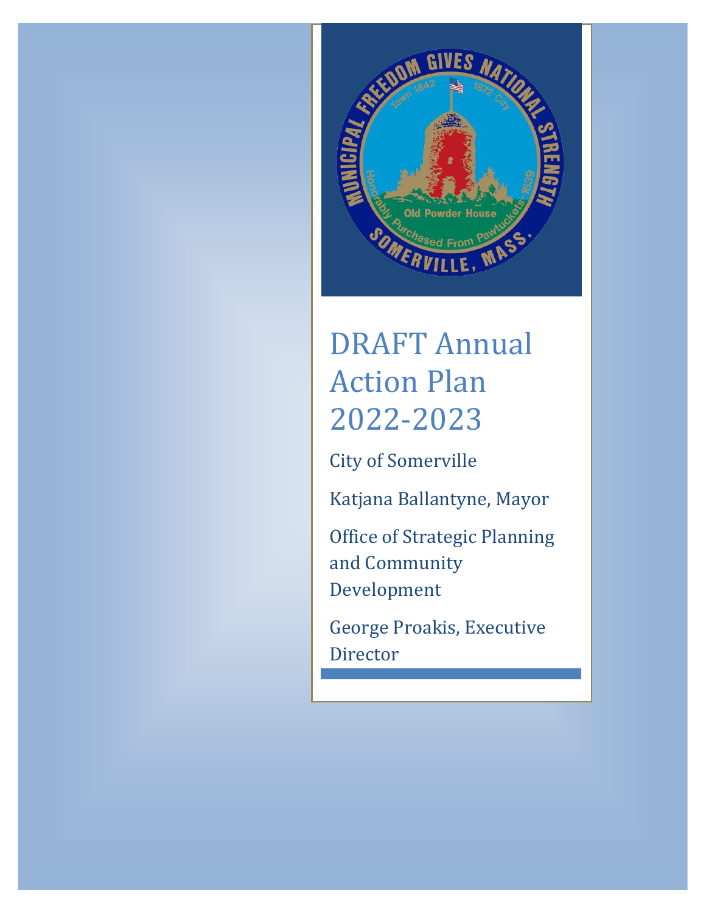# DRAFT Annual Action Plan 2022-2023

City of Somerville

Katjana Ballantyne, Mayor

Office of Strategic Planning and Community Development

George Proakis, Executive Director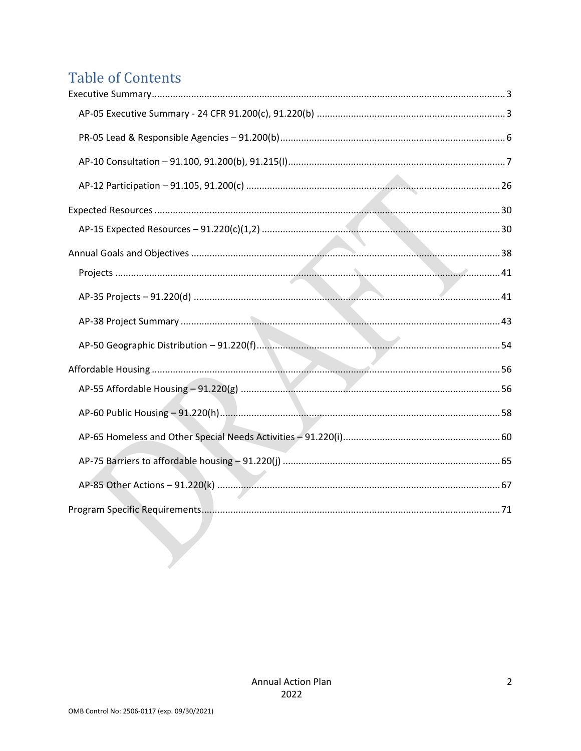# Table of Contents

Executive Summary ..... 3

- AP-05 Executive Summary - 24 CFR 91.200(c), 91.220(b) ..... 3
- PR-05 Lead & Responsible Agencies – 91.200(b) ..... 6
- AP-10 Consultation – 91.100, 91.200(b), 91.215(l) ..... 7
- AP-12 Participation – 91.105, 91.200(c) ..... 26

Expected Resources ..... 30

- AP-15 Expected Resources – 91.220(c)(1,2) ..... 30

Annual Goals and Objectives ..... 38

- Projects ..... 41
- AP-35 Projects – 91.220(d) ..... 41
- AP-38 Project Summary ..... 43
- AP-50 Geographic Distribution – 91.220(f) ..... 54

Affordable Housing ..... 56

- AP-55 Affordable Housing – 91.220(g) ..... 56
- AP-60 Public Housing – 91.220(h) ..... 58
- AP-65 Homeless and Other Special Needs Activities – 91.220(i) ..... 60
- AP-75 Barriers to affordable housing – 91.220(j) ..... 65
- AP-85 Other Actions – 91.220(k) ..... 67

Program Specific Requirements ..... 71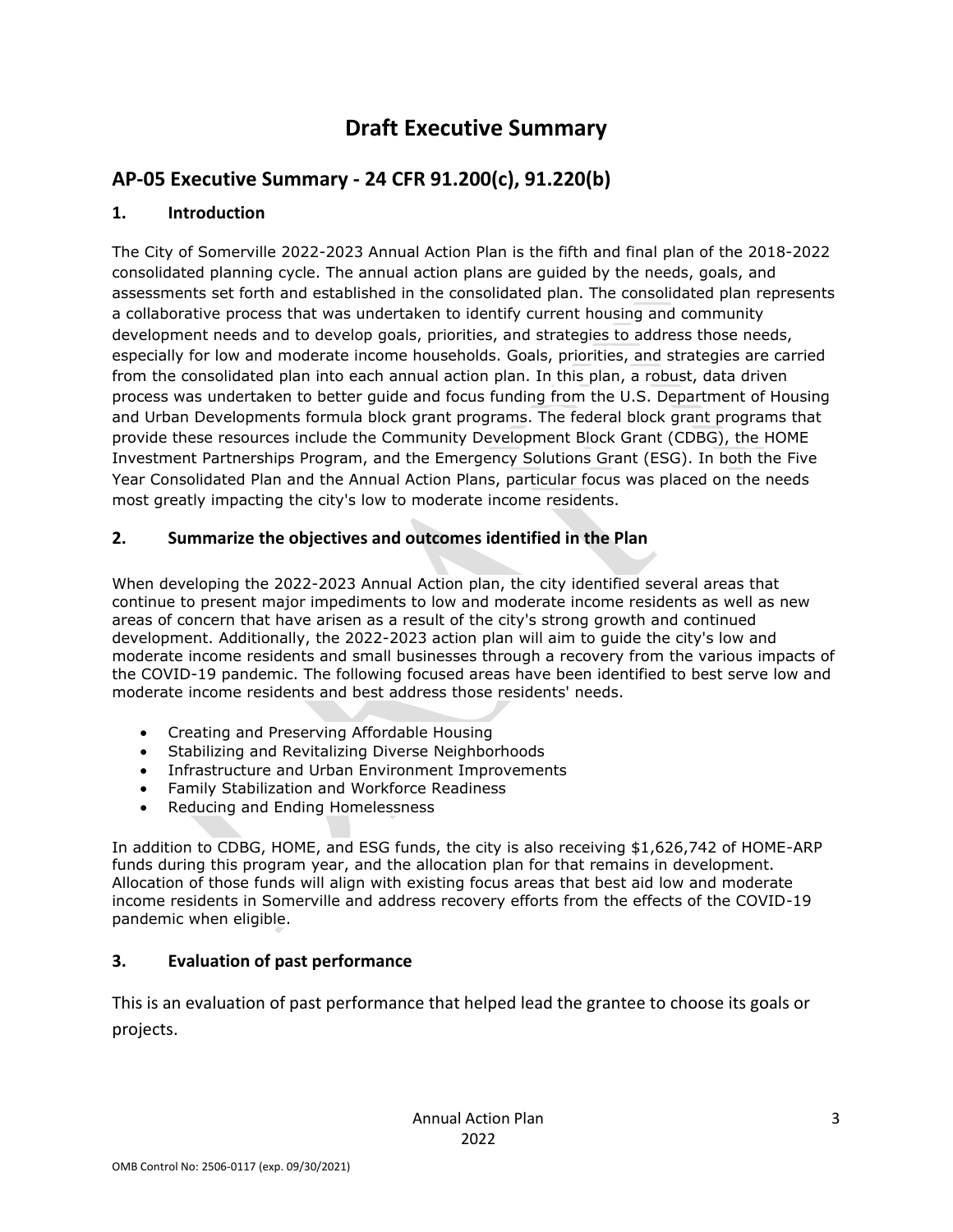# Draft Executive Summary

## AP-05 Executive Summary - 24 CFR 91.200(c), 91.220(b)

### 1. Introduction

The City of Somerville 2022-2023 Annual Action Plan is the fifth and final plan of the 2018-2022 consolidated planning cycle. The annual action plans are guided by the needs, goals, and assessments set forth and established in the consolidated plan. The consolidated plan represents a collaborative process that was undertaken to identify current housing and community development needs and to develop goals, priorities, and strategies to address those needs, especially for low and moderate income households. Goals, priorities, and strategies are carried from the consolidated plan into each annual action plan. In this plan, a robust, data driven process was undertaken to better guide and focus funding from the U.S. Department of Housing and Urban Developments formula block grant programs. The federal block grant programs that provide these resources include the Community Development Block Grant (CDBG), the HOME Investment Partnerships Program, and the Emergency Solutions Grant (ESG). In both the Five Year Consolidated Plan and the Annual Action Plans, particular focus was placed on the needs most greatly impacting the city's low to moderate income residents.

### 2. Summarize the objectives and outcomes identified in the Plan

When developing the 2022-2023 Annual Action plan, the city identified several areas that continue to present major impediments to low and moderate income residents as well as new areas of concern that have arisen as a result of the city's strong growth and continued development. Additionally, the 2022-2023 action plan will aim to guide the city's low and moderate income residents and small businesses through a recovery from the various impacts of the COVID-19 pandemic. The following focused areas have been identified to best serve low and moderate income residents and best address those residents' needs.

- Creating and Preserving Affordable Housing
- Stabilizing and Revitalizing Diverse Neighborhoods
- Infrastructure and Urban Environment Improvements
- Family Stabilization and Workforce Readiness
- Reducing and Ending Homelessness

In addition to CDBG, HOME, and ESG funds, the city is also receiving $1,626,742 of HOME-ARP funds during this program year, and the allocation plan for that remains in development. Allocation of those funds will align with existing focus areas that best aid low and moderate income residents in Somerville and address recovery efforts from the effects of the COVID-19 pandemic when eligible.

### 3. Evaluation of past performance

This is an evaluation of past performance that helped lead the grantee to choose its goals or projects.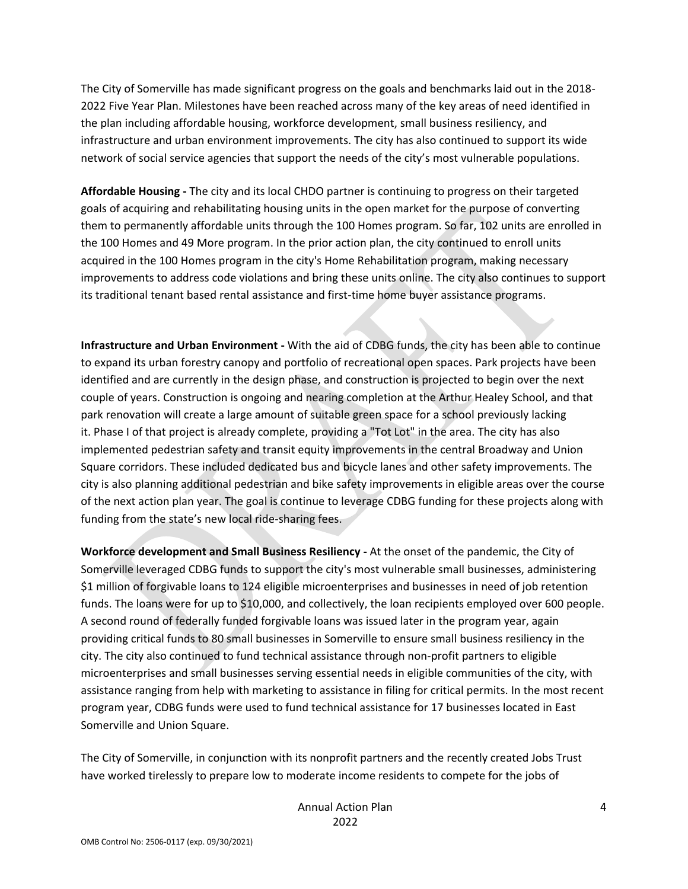The City of Somerville has made significant progress on the goals and benchmarks laid out in the 2018-2022 Five Year Plan. Milestones have been reached across many of the key areas of need identified in the plan including affordable housing, workforce development, small business resiliency, and infrastructure and urban environment improvements. The city has also continued to support its wide network of social service agencies that support the needs of the city's most vulnerable populations.

**Affordable Housing -** The city and its local CHDO partner is continuing to progress on their targeted goals of acquiring and rehabilitating housing units in the open market for the purpose of converting them to permanently affordable units through the 100 Homes program. So far, 102 units are enrolled in the 100 Homes and 49 More program. In the prior action plan, the city continued to enroll units acquired in the 100 Homes program in the city's Home Rehabilitation program, making necessary improvements to address code violations and bring these units online. The city also continues to support its traditional tenant based rental assistance and first-time home buyer assistance programs.

**Infrastructure and Urban Environment -** With the aid of CDBG funds, the city has been able to continue to expand its urban forestry canopy and portfolio of recreational open spaces. Park projects have been identified and are currently in the design phase, and construction is projected to begin over the next couple of years. Construction is ongoing and nearing completion at the Arthur Healey School, and that park renovation will create a large amount of suitable green space for a school previously lacking it. Phase I of that project is already complete, providing a "Tot Lot" in the area. The city has also implemented pedestrian safety and transit equity improvements in the central Broadway and Union Square corridors. These included dedicated bus and bicycle lanes and other safety improvements. The city is also planning additional pedestrian and bike safety improvements in eligible areas over the course of the next action plan year. The goal is continue to leverage CDBG funding for these projects along with funding from the state's new local ride-sharing fees.

**Workforce development and Small Business Resiliency -** At the onset of the pandemic, the City of Somerville leveraged CDBG funds to support the city's most vulnerable small businesses, administering $1 million of forgivable loans to 124 eligible microenterprises and businesses in need of job retention funds. The loans were for up to $10,000, and collectively, the loan recipients employed over 600 people. A second round of federally funded forgivable loans was issued later in the program year, again providing critical funds to 80 small businesses in Somerville to ensure small business resiliency in the city. The city also continued to fund technical assistance through non-profit partners to eligible microenterprises and small businesses serving essential needs in eligible communities of the city, with assistance ranging from help with marketing to assistance in filing for critical permits. In the most recent program year, CDBG funds were used to fund technical assistance for 17 businesses located in East Somerville and Union Square.

The City of Somerville, in conjunction with its nonprofit partners and the recently created Jobs Trust have worked tirelessly to prepare low to moderate income residents to compete for the jobs of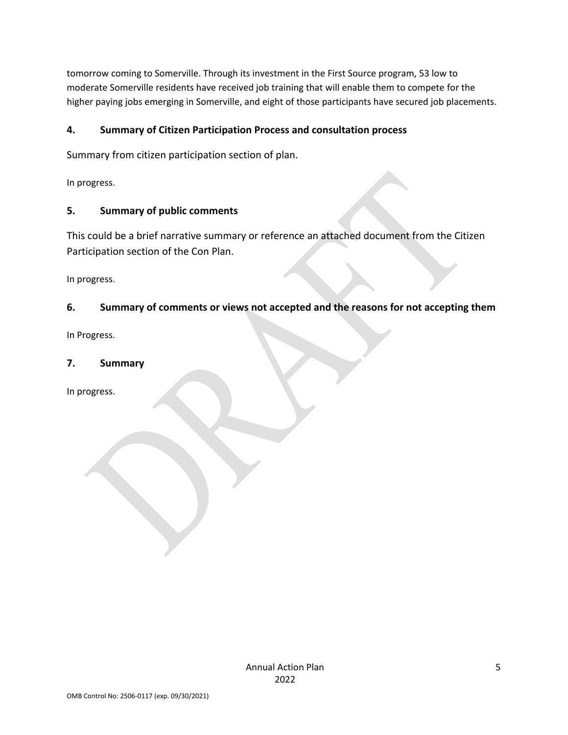tomorrow coming to Somerville. Through its investment in the First Source program, 53 low to moderate Somerville residents have received job training that will enable them to compete for the higher paying jobs emerging in Somerville, and eight of those participants have secured job placements.

### 4. Summary of Citizen Participation Process and consultation process

Summary from citizen participation section of plan.

In progress.

### 5. Summary of public comments

This could be a brief narrative summary or reference an attached document from the Citizen Participation section of the Con Plan.

In progress.

### 6. Summary of comments or views not accepted and the reasons for not accepting them

In Progress.

### 7. Summary

In progress.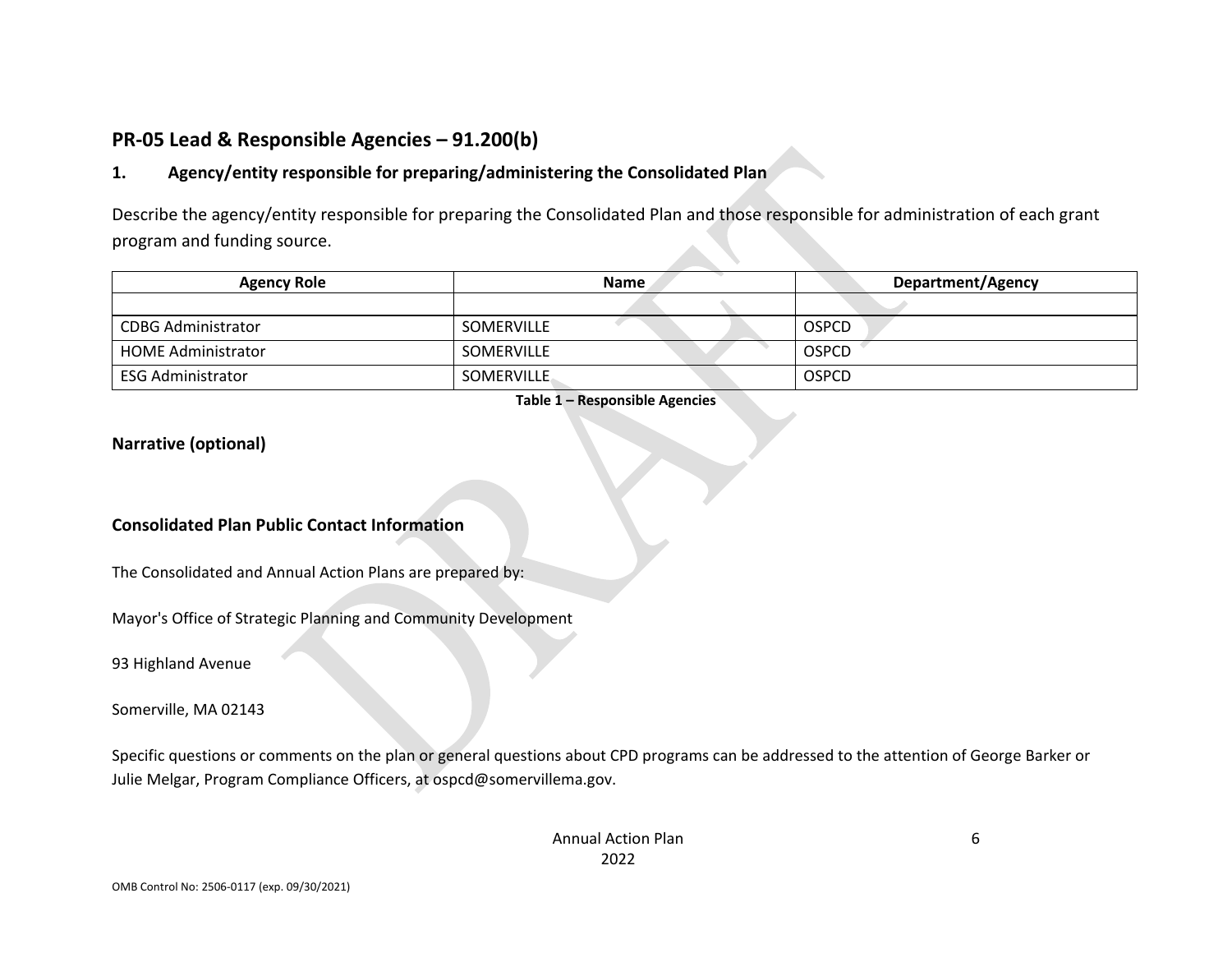## PR-05 Lead & Responsible Agencies – 91.200(b)

### 1. Agency/entity responsible for preparing/administering the Consolidated Plan

Describe the agency/entity responsible for preparing the Consolidated Plan and those responsible for administration of each grant program and funding source.

| Agency Role | Name | Department/Agency |
|---|---|---|
| | | |
| CDBG Administrator | SOMERVILLE | OSPCD |
| HOME Administrator | SOMERVILLE | OSPCD |
| ESG Administrator | SOMERVILLE | OSPCD |

**Table 1 – Responsible Agencies**

### Narrative (optional)

### Consolidated Plan Public Contact Information

The Consolidated and Annual Action Plans are prepared by:

Mayor's Office of Strategic Planning and Community Development

93 Highland Avenue

Somerville, MA 02143

Specific questions or comments on the plan or general questions about CPD programs can be addressed to the attention of George Barker or Julie Melgar, Program Compliance Officers, at ospcd@somervillema.gov.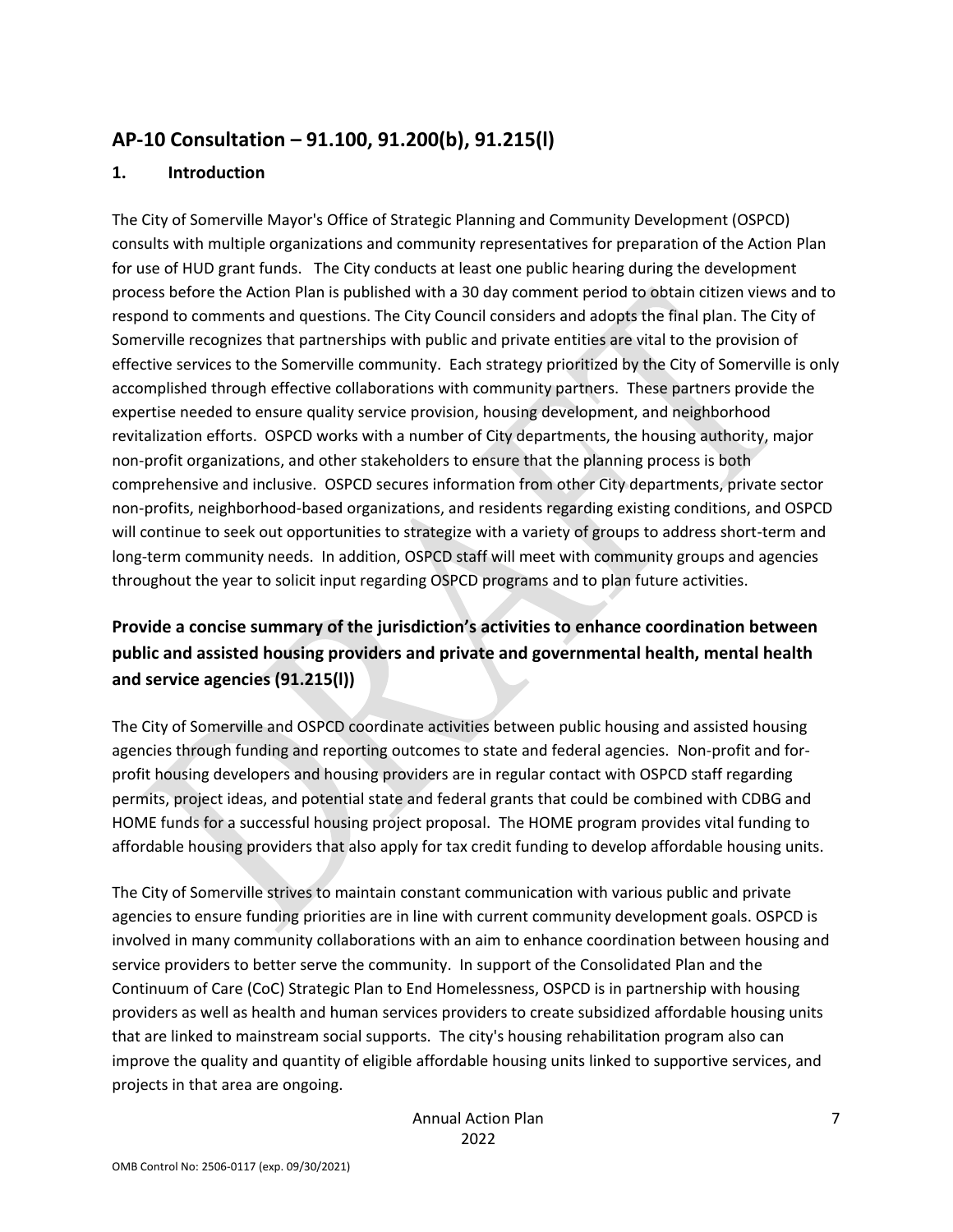## AP-10 Consultation – 91.100, 91.200(b), 91.215(l)

### 1. Introduction

The City of Somerville Mayor's Office of Strategic Planning and Community Development (OSPCD) consults with multiple organizations and community representatives for preparation of the Action Plan for use of HUD grant funds. The City conducts at least one public hearing during the development process before the Action Plan is published with a 30 day comment period to obtain citizen views and to respond to comments and questions. The City Council considers and adopts the final plan. The City of Somerville recognizes that partnerships with public and private entities are vital to the provision of effective services to the Somerville community. Each strategy prioritized by the City of Somerville is only accomplished through effective collaborations with community partners. These partners provide the expertise needed to ensure quality service provision, housing development, and neighborhood revitalization efforts. OSPCD works with a number of City departments, the housing authority, major non-profit organizations, and other stakeholders to ensure that the planning process is both comprehensive and inclusive. OSPCD secures information from other City departments, private sector non-profits, neighborhood-based organizations, and residents regarding existing conditions, and OSPCD will continue to seek out opportunities to strategize with a variety of groups to address short-term and long-term community needs. In addition, OSPCD staff will meet with community groups and agencies throughout the year to solicit input regarding OSPCD programs and to plan future activities.

### Provide a concise summary of the jurisdiction's activities to enhance coordination between public and assisted housing providers and private and governmental health, mental health and service agencies (91.215(l))

The City of Somerville and OSPCD coordinate activities between public housing and assisted housing agencies through funding and reporting outcomes to state and federal agencies. Non-profit and for-profit housing developers and housing providers are in regular contact with OSPCD staff regarding permits, project ideas, and potential state and federal grants that could be combined with CDBG and HOME funds for a successful housing project proposal. The HOME program provides vital funding to affordable housing providers that also apply for tax credit funding to develop affordable housing units.

The City of Somerville strives to maintain constant communication with various public and private agencies to ensure funding priorities are in line with current community development goals. OSPCD is involved in many community collaborations with an aim to enhance coordination between housing and service providers to better serve the community. In support of the Consolidated Plan and the Continuum of Care (CoC) Strategic Plan to End Homelessness, OSPCD is in partnership with housing providers as well as health and human services providers to create subsidized affordable housing units that are linked to mainstream social supports. The city's housing rehabilitation program also can improve the quality and quantity of eligible affordable housing units linked to supportive services, and projects in that area are ongoing.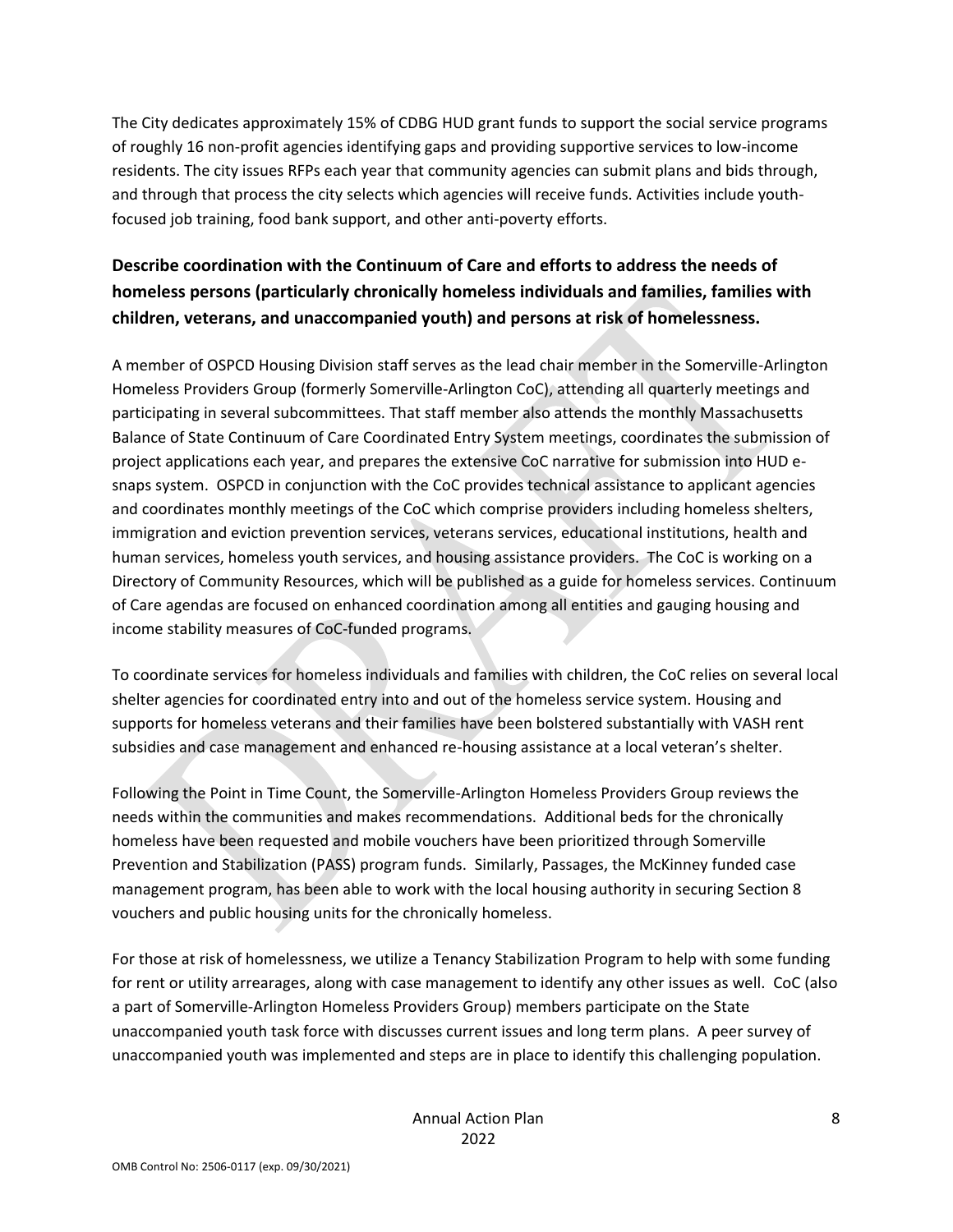The City dedicates approximately 15% of CDBG HUD grant funds to support the social service programs of roughly 16 non-profit agencies identifying gaps and providing supportive services to low-income residents. The city issues RFPs each year that community agencies can submit plans and bids through, and through that process the city selects which agencies will receive funds. Activities include youth-focused job training, food bank support, and other anti-poverty efforts.

**Describe coordination with the Continuum of Care and efforts to address the needs of homeless persons (particularly chronically homeless individuals and families, families with children, veterans, and unaccompanied youth) and persons at risk of homelessness.**

A member of OSPCD Housing Division staff serves as the lead chair member in the Somerville-Arlington Homeless Providers Group (formerly Somerville-Arlington CoC), attending all quarterly meetings and participating in several subcommittees. That staff member also attends the monthly Massachusetts Balance of State Continuum of Care Coordinated Entry System meetings, coordinates the submission of project applications each year, and prepares the extensive CoC narrative for submission into HUD e-snaps system. OSPCD in conjunction with the CoC provides technical assistance to applicant agencies and coordinates monthly meetings of the CoC which comprise providers including homeless shelters, immigration and eviction prevention services, veterans services, educational institutions, health and human services, homeless youth services, and housing assistance providers. The CoC is working on a Directory of Community Resources, which will be published as a guide for homeless services. Continuum of Care agendas are focused on enhanced coordination among all entities and gauging housing and income stability measures of CoC-funded programs.

To coordinate services for homeless individuals and families with children, the CoC relies on several local shelter agencies for coordinated entry into and out of the homeless service system. Housing and supports for homeless veterans and their families have been bolstered substantially with VASH rent subsidies and case management and enhanced re-housing assistance at a local veteran's shelter.

Following the Point in Time Count, the Somerville-Arlington Homeless Providers Group reviews the needs within the communities and makes recommendations. Additional beds for the chronically homeless have been requested and mobile vouchers have been prioritized through Somerville Prevention and Stabilization (PASS) program funds. Similarly, Passages, the McKinney funded case management program, has been able to work with the local housing authority in securing Section 8 vouchers and public housing units for the chronically homeless.

For those at risk of homelessness, we utilize a Tenancy Stabilization Program to help with some funding for rent or utility arrearages, along with case management to identify any other issues as well. CoC (also a part of Somerville-Arlington Homeless Providers Group) members participate on the State unaccompanied youth task force with discusses current issues and long term plans. A peer survey of unaccompanied youth was implemented and steps are in place to identify this challenging population.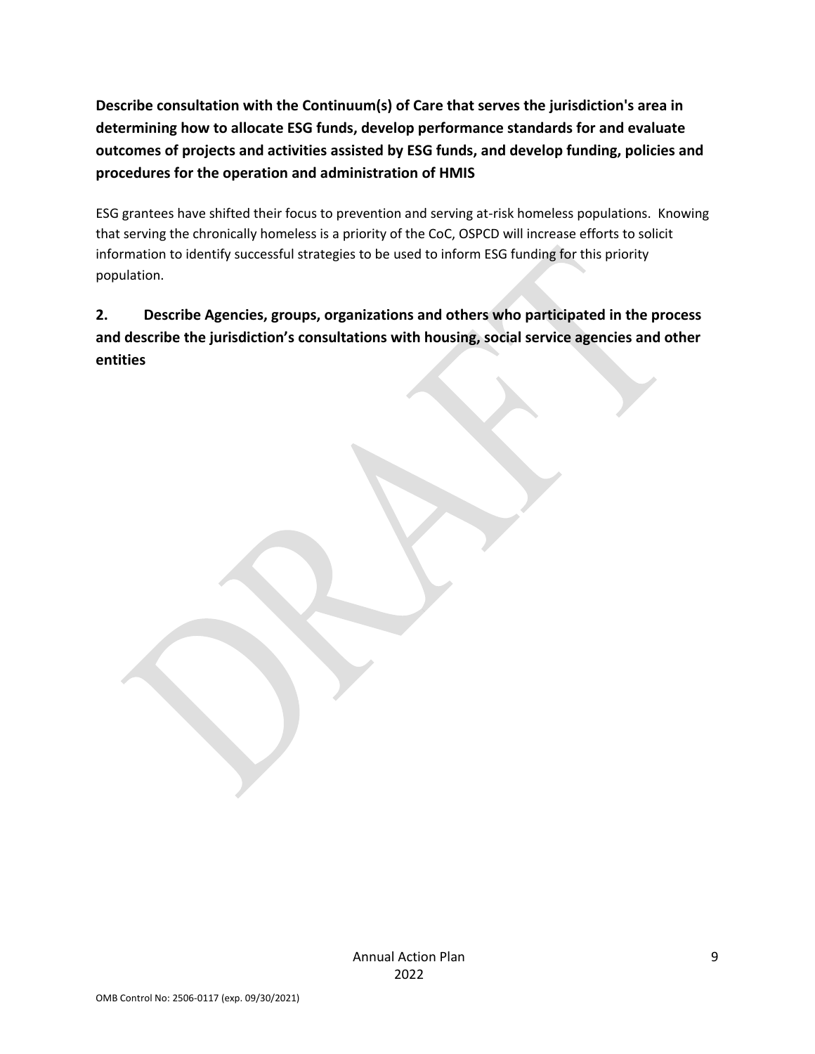**Describe consultation with the Continuum(s) of Care that serves the jurisdiction's area in determining how to allocate ESG funds, develop performance standards for and evaluate outcomes of projects and activities assisted by ESG funds, and develop funding, policies and procedures for the operation and administration of HMIS**

ESG grantees have shifted their focus to prevention and serving at-risk homeless populations. Knowing that serving the chronically homeless is a priority of the CoC, OSPCD will increase efforts to solicit information to identify successful strategies to be used to inform ESG funding for this priority population.

**2. Describe Agencies, groups, organizations and others who participated in the process and describe the jurisdiction's consultations with housing, social service agencies and other entities**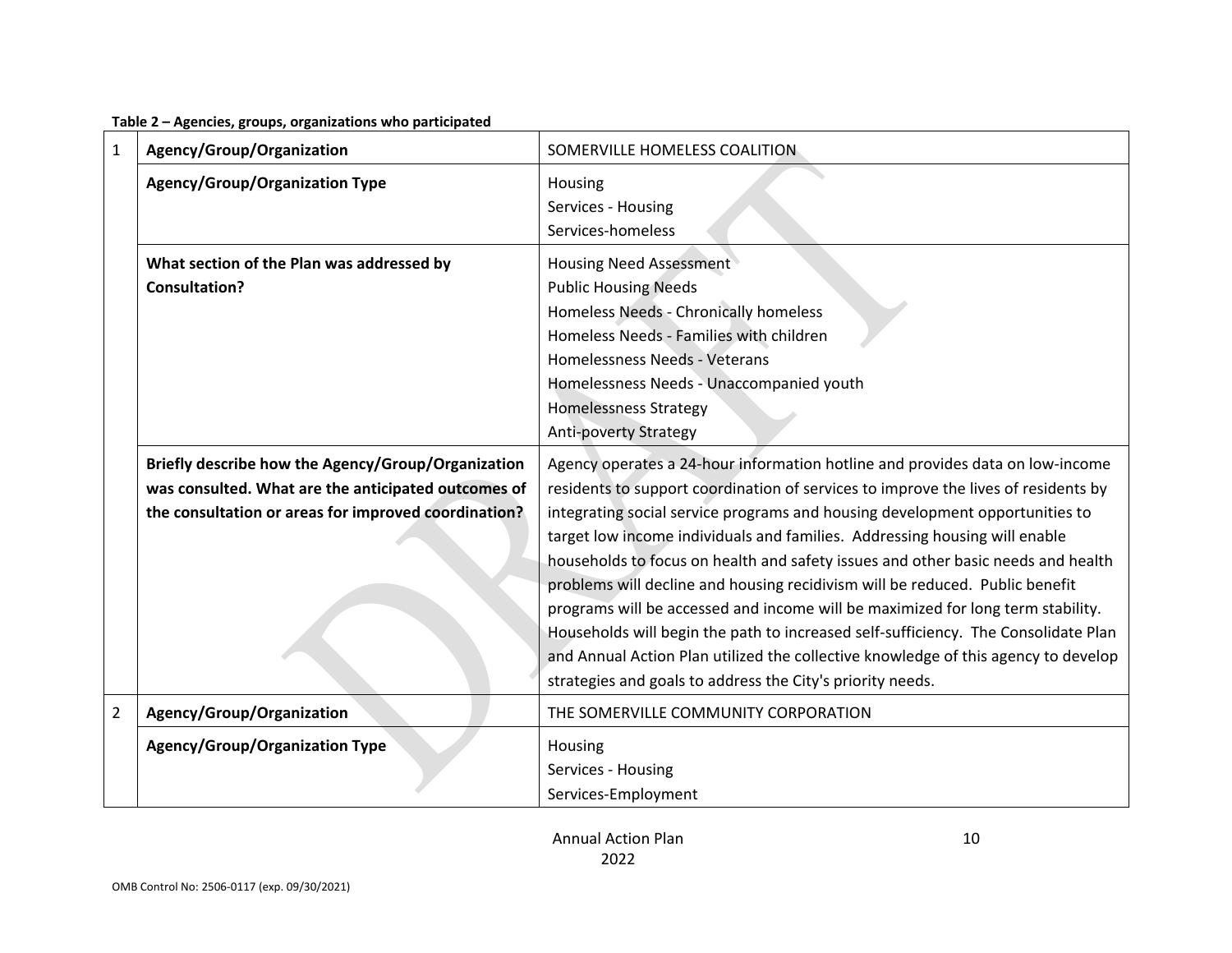**Table 2 – Agencies, groups, organizations who participated**

| | | |
|---|---|---|
| 1 | **Agency/Group/Organization** | SOMERVILLE HOMELESS COALITION |
| | **Agency/Group/Organization Type** | Housing<br>Services - Housing<br>Services-homeless |
| | **What section of the Plan was addressed by Consultation?** | Housing Need Assessment<br>Public Housing Needs<br>Homeless Needs - Chronically homeless<br>Homeless Needs - Families with children<br>Homelessness Needs - Veterans<br>Homelessness Needs - Unaccompanied youth<br>Homelessness Strategy<br>Anti-poverty Strategy |
| | **Briefly describe how the Agency/Group/Organization was consulted. What are the anticipated outcomes of the consultation or areas for improved coordination?** | Agency operates a 24-hour information hotline and provides data on low-income residents to support coordination of services to improve the lives of residents by integrating social service programs and housing development opportunities to target low income individuals and families. Addressing housing will enable households to focus on health and safety issues and other basic needs and health problems will decline and housing recidivism will be reduced. Public benefit programs will be accessed and income will be maximized for long term stability. Households will begin the path to increased self-sufficiency. The Consolidate Plan and Annual Action Plan utilized the collective knowledge of this agency to develop strategies and goals to address the City's priority needs. |
| 2 | **Agency/Group/Organization** | THE SOMERVILLE COMMUNITY CORPORATION |
| | **Agency/Group/Organization Type** | Housing<br>Services - Housing<br>Services-Employment |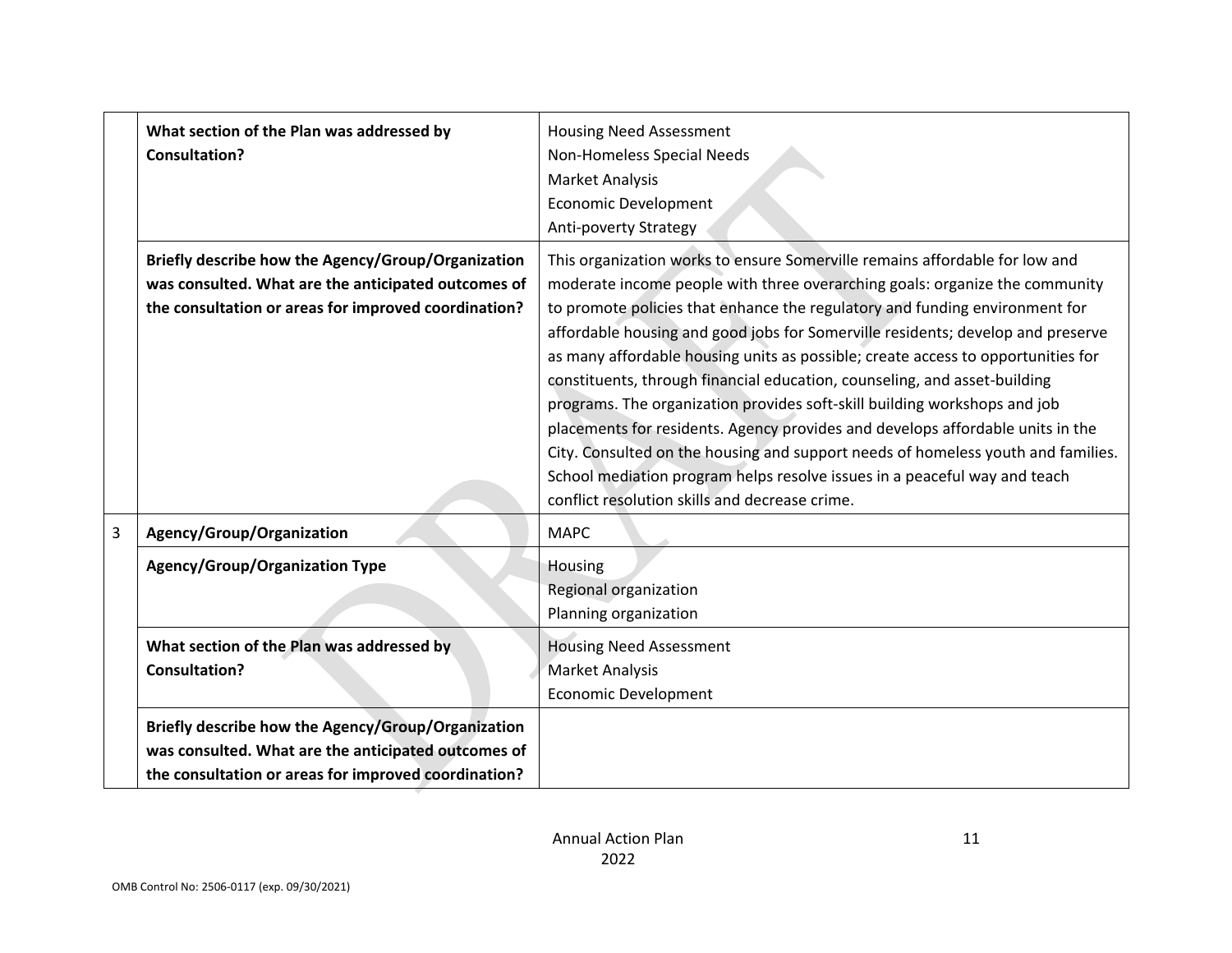|   |   |   |
|---|---|---|
|  | **What section of the Plan was addressed by Consultation?** | Housing Need Assessment<br>Non-Homeless Special Needs<br>Market Analysis<br>Economic Development<br>Anti-poverty Strategy |
|  | **Briefly describe how the Agency/Group/Organization was consulted. What are the anticipated outcomes of the consultation or areas for improved coordination?** | This organization works to ensure Somerville remains affordable for low and moderate income people with three overarching goals: organize the community to promote policies that enhance the regulatory and funding environment for affordable housing and good jobs for Somerville residents; develop and preserve as many affordable housing units as possible; create access to opportunities for constituents, through financial education, counseling, and asset-building programs. The organization provides soft-skill building workshops and job placements for residents. Agency provides and develops affordable units in the City. Consulted on the housing and support needs of homeless youth and families. School mediation program helps resolve issues in a peaceful way and teach conflict resolution skills and decrease crime. |
| 3 | **Agency/Group/Organization** | MAPC |
|  | **Agency/Group/Organization Type** | Housing<br>Regional organization<br>Planning organization |
|  | **What section of the Plan was addressed by Consultation?** | Housing Need Assessment<br>Market Analysis<br>Economic Development |
|  | **Briefly describe how the Agency/Group/Organization was consulted. What are the anticipated outcomes of the consultation or areas for improved coordination?** |  |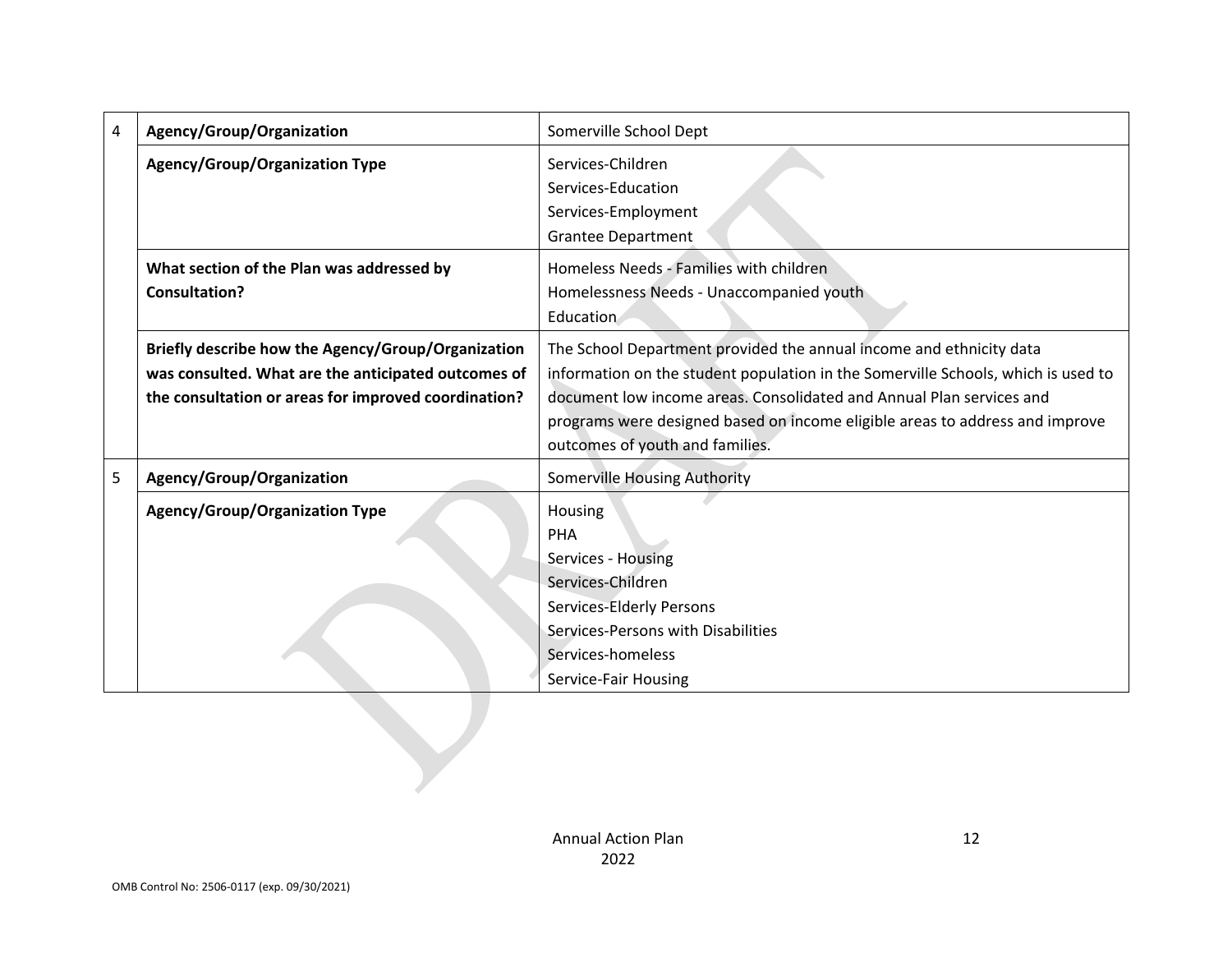| 4 | Agency/Group/Organization | Somerville School Dept |
|---|---|---|
| | **Agency/Group/Organization Type** | Services-Children<br>Services-Education<br>Services-Employment<br>Grantee Department |
| | **What section of the Plan was addressed by Consultation?** | Homeless Needs - Families with children<br>Homelessness Needs - Unaccompanied youth<br>Education |
| | **Briefly describe how the Agency/Group/Organization was consulted. What are the anticipated outcomes of the consultation or areas for improved coordination?** | The School Department provided the annual income and ethnicity data information on the student population in the Somerville Schools, which is used to document low income areas. Consolidated and Annual Plan services and programs were designed based on income eligible areas to address and improve outcomes of youth and families. |
| 5 | **Agency/Group/Organization** | Somerville Housing Authority |
| | **Agency/Group/Organization Type** | Housing<br>PHA<br>Services - Housing<br>Services-Children<br>Services-Elderly Persons<br>Services-Persons with Disabilities<br>Services-homeless<br>Service-Fair Housing |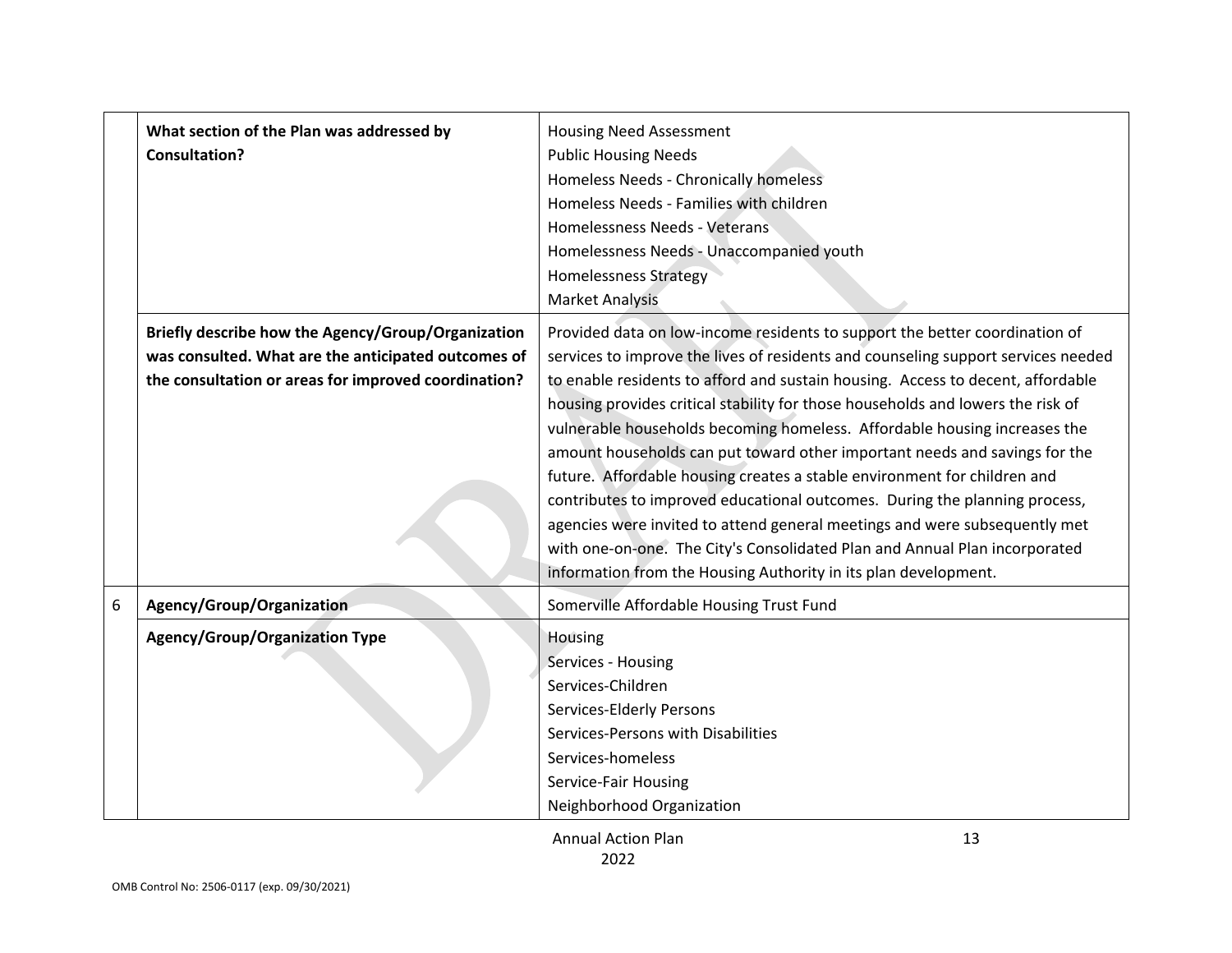| | | |
|---|---|---|
| | **What section of the Plan was addressed by Consultation?** | Housing Need Assessment<br>Public Housing Needs<br>Homeless Needs - Chronically homeless<br>Homeless Needs - Families with children<br>Homelessness Needs - Veterans<br>Homelessness Needs - Unaccompanied youth<br>Homelessness Strategy<br>Market Analysis |
| | **Briefly describe how the Agency/Group/Organization was consulted. What are the anticipated outcomes of the consultation or areas for improved coordination?** | Provided data on low-income residents to support the better coordination of services to improve the lives of residents and counseling support services needed to enable residents to afford and sustain housing. Access to decent, affordable housing provides critical stability for those households and lowers the risk of vulnerable households becoming homeless. Affordable housing increases the amount households can put toward other important needs and savings for the future. Affordable housing creates a stable environment for children and contributes to improved educational outcomes. During the planning process, agencies were invited to attend general meetings and were subsequently met with one-on-one. The City's Consolidated Plan and Annual Plan incorporated information from the Housing Authority in its plan development. |
| 6 | **Agency/Group/Organization** | Somerville Affordable Housing Trust Fund |
| | **Agency/Group/Organization Type** | Housing<br>Services - Housing<br>Services-Children<br>Services-Elderly Persons<br>Services-Persons with Disabilities<br>Services-homeless<br>Service-Fair Housing<br>Neighborhood Organization |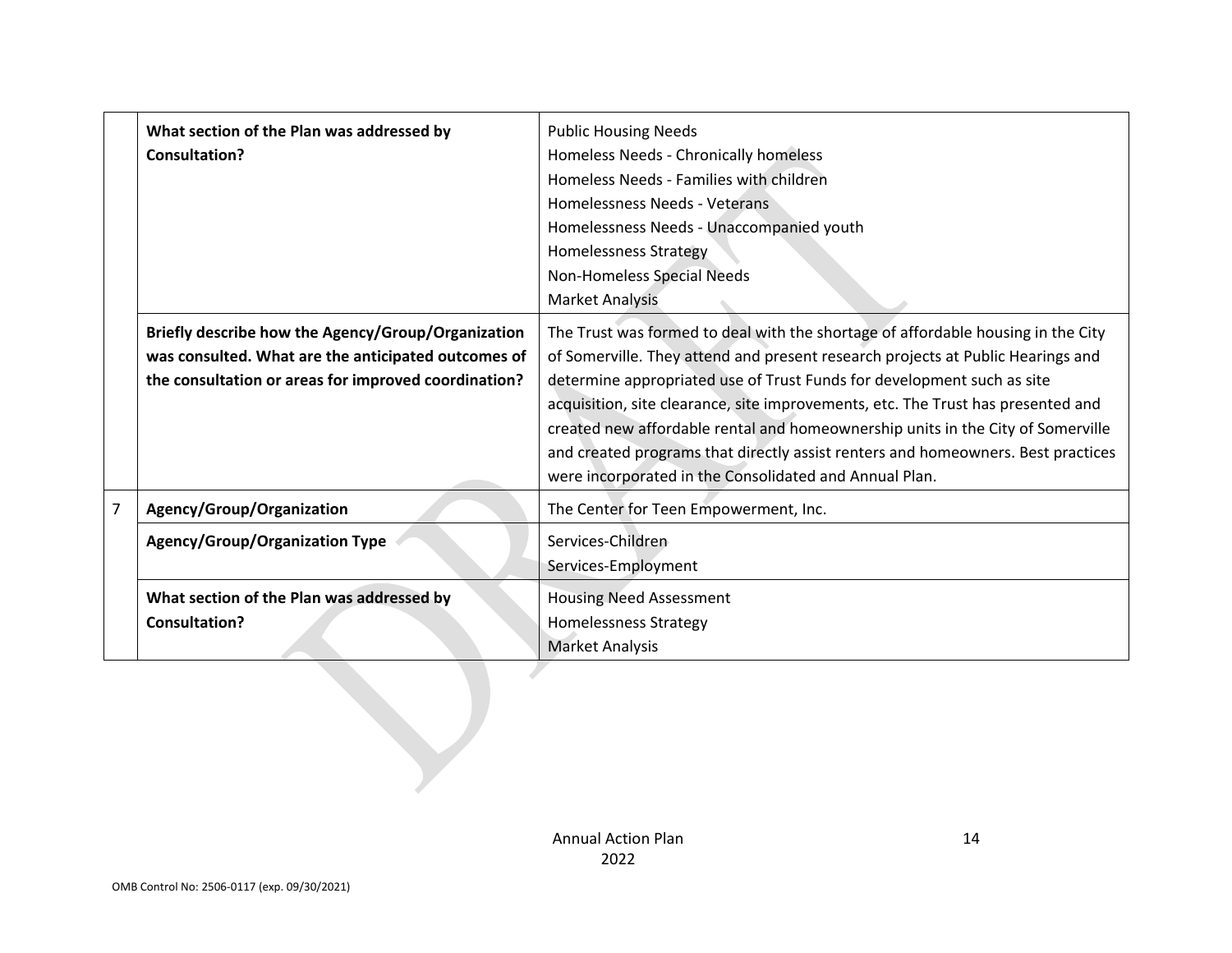| | | |
|---|---|---|
| | **What section of the Plan was addressed by Consultation?** | Public Housing Needs<br>Homeless Needs - Chronically homeless<br>Homeless Needs - Families with children<br>Homelessness Needs - Veterans<br>Homelessness Needs - Unaccompanied youth<br>Homelessness Strategy<br>Non-Homeless Special Needs<br>Market Analysis |
| | **Briefly describe how the Agency/Group/Organization was consulted. What are the anticipated outcomes of the consultation or areas for improved coordination?** | The Trust was formed to deal with the shortage of affordable housing in the City of Somerville. They attend and present research projects at Public Hearings and determine appropriated use of Trust Funds for development such as site acquisition, site clearance, site improvements, etc. The Trust has presented and created new affordable rental and homeownership units in the City of Somerville and created programs that directly assist renters and homeowners. Best practices were incorporated in the Consolidated and Annual Plan. |
| 7 | **Agency/Group/Organization** | The Center for Teen Empowerment, Inc. |
| | **Agency/Group/Organization Type** | Services-Children<br>Services-Employment |
| | **What section of the Plan was addressed by Consultation?** | Housing Need Assessment<br>Homelessness Strategy<br>Market Analysis |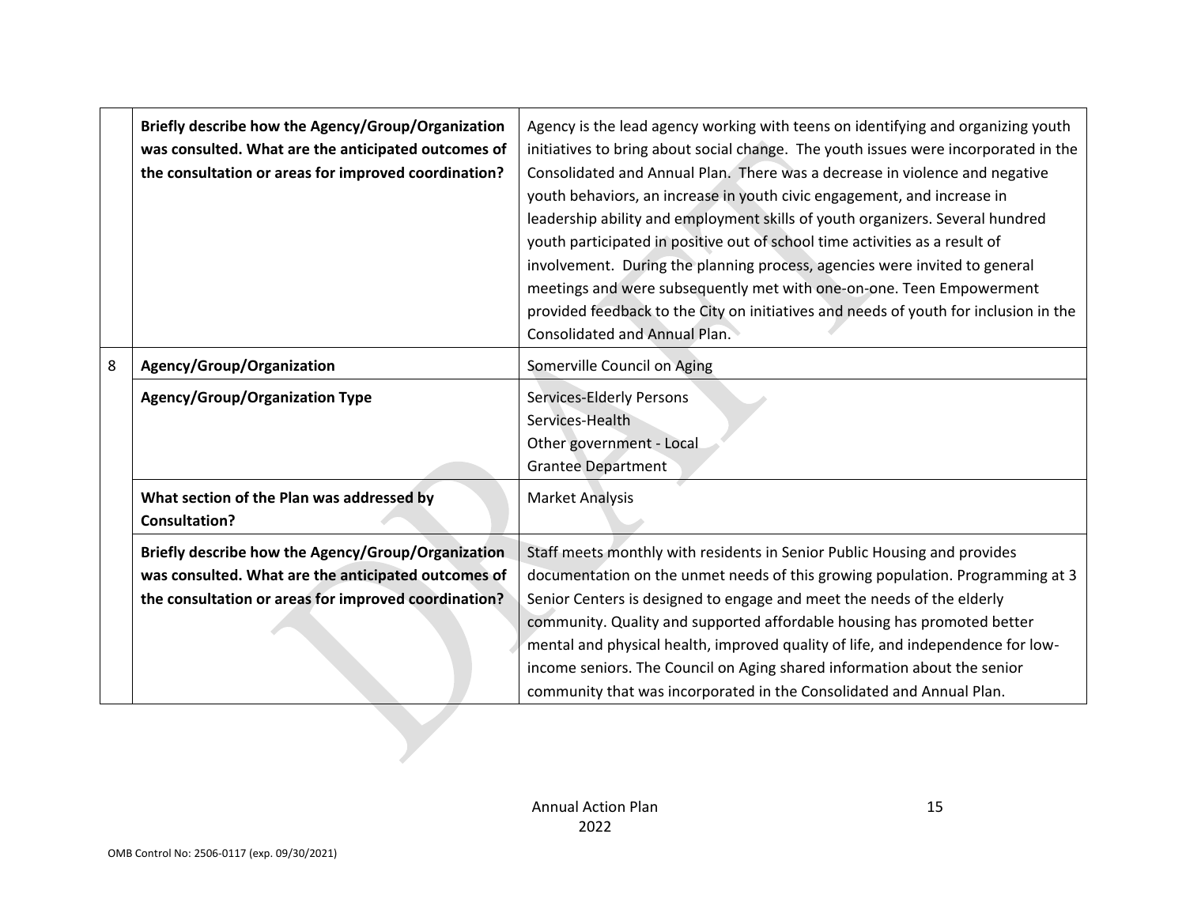| | | |
|---|---|---|
| | **Briefly describe how the Agency/Group/Organization was consulted. What are the anticipated outcomes of the consultation or areas for improved coordination?** | Agency is the lead agency working with teens on identifying and organizing youth initiatives to bring about social change. The youth issues were incorporated in the Consolidated and Annual Plan. There was a decrease in violence and negative youth behaviors, an increase in youth civic engagement, and increase in leadership ability and employment skills of youth organizers. Several hundred youth participated in positive out of school time activities as a result of involvement. During the planning process, agencies were invited to general meetings and were subsequently met with one-on-one. Teen Empowerment provided feedback to the City on initiatives and needs of youth for inclusion in the Consolidated and Annual Plan. |
| 8 | **Agency/Group/Organization** | Somerville Council on Aging |
| | **Agency/Group/Organization Type** | Services-Elderly Persons<br>Services-Health<br>Other government - Local<br>Grantee Department |
| | **What section of the Plan was addressed by Consultation?** | Market Analysis |
| | **Briefly describe how the Agency/Group/Organization was consulted. What are the anticipated outcomes of the consultation or areas for improved coordination?** | Staff meets monthly with residents in Senior Public Housing and provides documentation on the unmet needs of this growing population. Programming at 3 Senior Centers is designed to engage and meet the needs of the elderly community. Quality and supported affordable housing has promoted better mental and physical health, improved quality of life, and independence for low-income seniors. The Council on Aging shared information about the senior community that was incorporated in the Consolidated and Annual Plan. |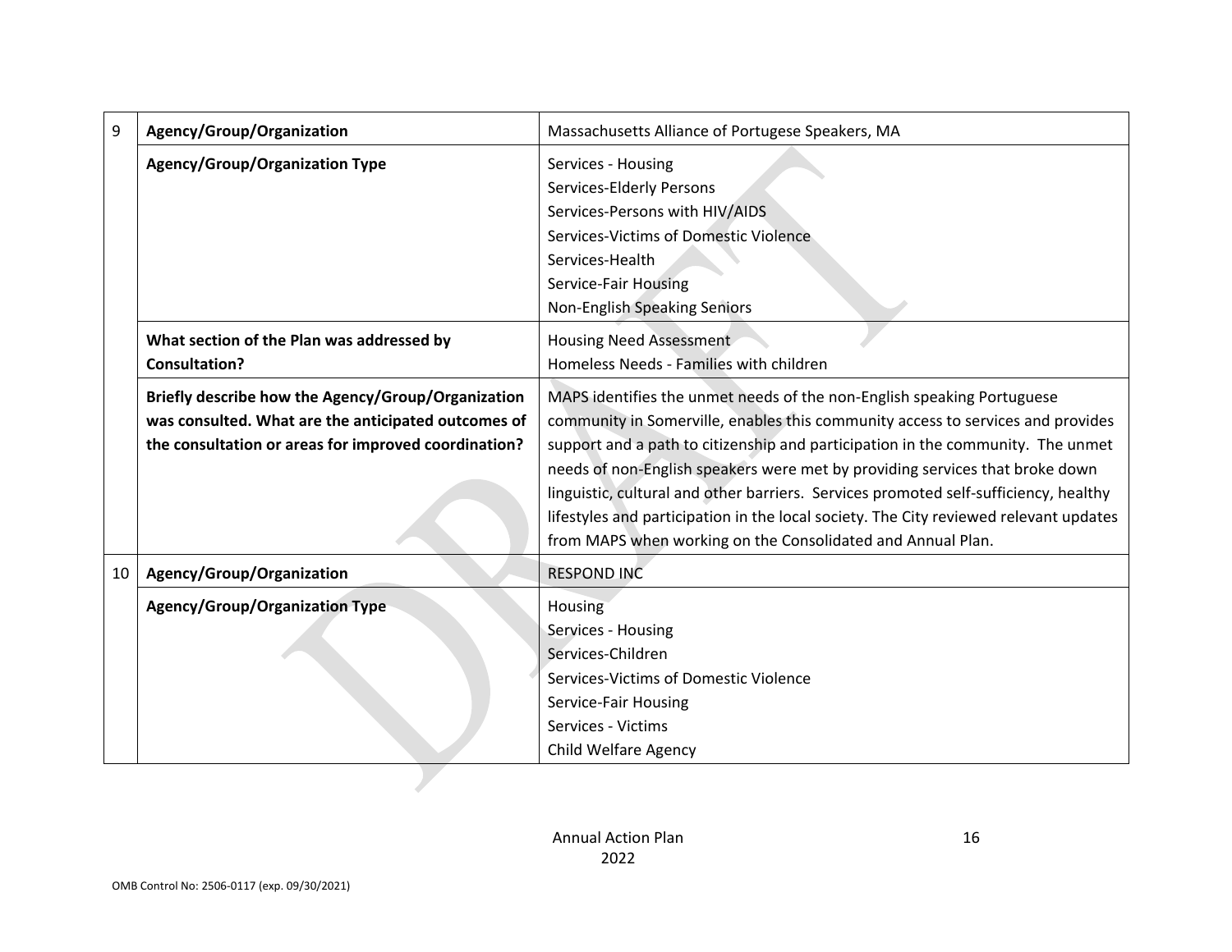| | | |
|---|---|---|
| 9 | **Agency/Group/Organization** | Massachusetts Alliance of Portugese Speakers, MA |
| | **Agency/Group/Organization Type** | Services - Housing<br>Services-Elderly Persons<br>Services-Persons with HIV/AIDS<br>Services-Victims of Domestic Violence<br>Services-Health<br>Service-Fair Housing<br>Non-English Speaking Seniors |
| | **What section of the Plan was addressed by Consultation?** | Housing Need Assessment<br>Homeless Needs - Families with children |
| | **Briefly describe how the Agency/Group/Organization was consulted. What are the anticipated outcomes of the consultation or areas for improved coordination?** | MAPS identifies the unmet needs of the non-English speaking Portuguese community in Somerville, enables this community access to services and provides support and a path to citizenship and participation in the community. The unmet needs of non-English speakers were met by providing services that broke down linguistic, cultural and other barriers. Services promoted self-sufficiency, healthy lifestyles and participation in the local society. The City reviewed relevant updates from MAPS when working on the Consolidated and Annual Plan. |
| 10 | **Agency/Group/Organization** | RESPOND INC |
| | **Agency/Group/Organization Type** | Housing<br>Services - Housing<br>Services-Children<br>Services-Victims of Domestic Violence<br>Service-Fair Housing<br>Services - Victims<br>Child Welfare Agency |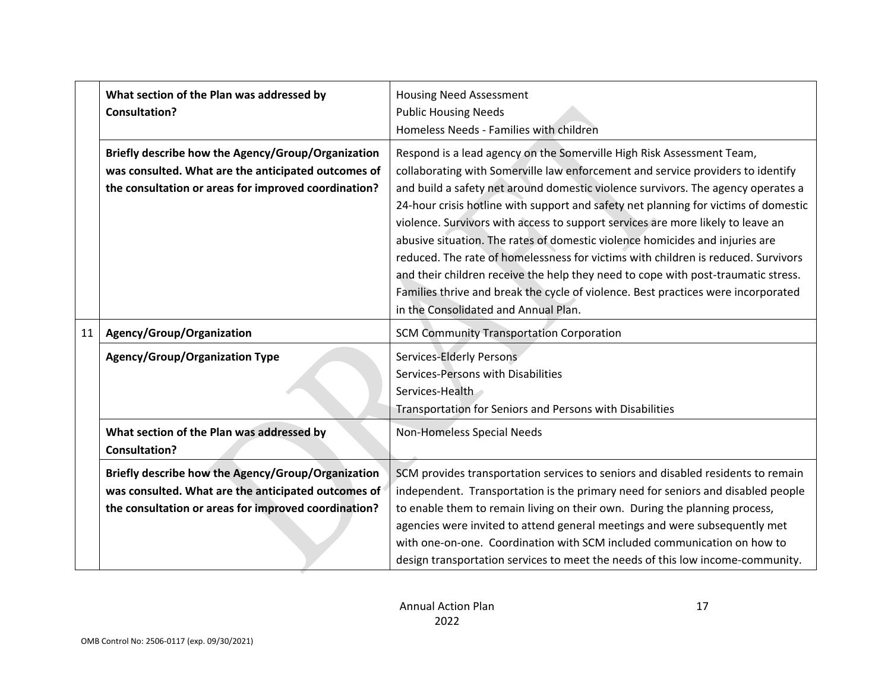| | | |
|---|---|---|
| | **What section of the Plan was addressed by Consultation?** | Housing Need Assessment<br>Public Housing Needs<br>Homeless Needs - Families with children |
| | **Briefly describe how the Agency/Group/Organization was consulted. What are the anticipated outcomes of the consultation or areas for improved coordination?** | Respond is a lead agency on the Somerville High Risk Assessment Team, collaborating with Somerville law enforcement and service providers to identify and build a safety net around domestic violence survivors. The agency operates a 24-hour crisis hotline with support and safety net planning for victims of domestic violence. Survivors with access to support services are more likely to leave an abusive situation. The rates of domestic violence homicides and injuries are reduced. The rate of homelessness for victims with children is reduced. Survivors and their children receive the help they need to cope with post-traumatic stress. Families thrive and break the cycle of violence. Best practices were incorporated in the Consolidated and Annual Plan. |
| 11 | **Agency/Group/Organization** | SCM Community Transportation Corporation |
| | **Agency/Group/Organization Type** | Services-Elderly Persons<br>Services-Persons with Disabilities<br>Services-Health<br>Transportation for Seniors and Persons with Disabilities |
| | **What section of the Plan was addressed by Consultation?** | Non-Homeless Special Needs |
| | **Briefly describe how the Agency/Group/Organization was consulted. What are the anticipated outcomes of the consultation or areas for improved coordination?** | SCM provides transportation services to seniors and disabled residents to remain independent. Transportation is the primary need for seniors and disabled people to enable them to remain living on their own. During the planning process, agencies were invited to attend general meetings and were subsequently met with one-on-one. Coordination with SCM included communication on how to design transportation services to meet the needs of this low income-community. |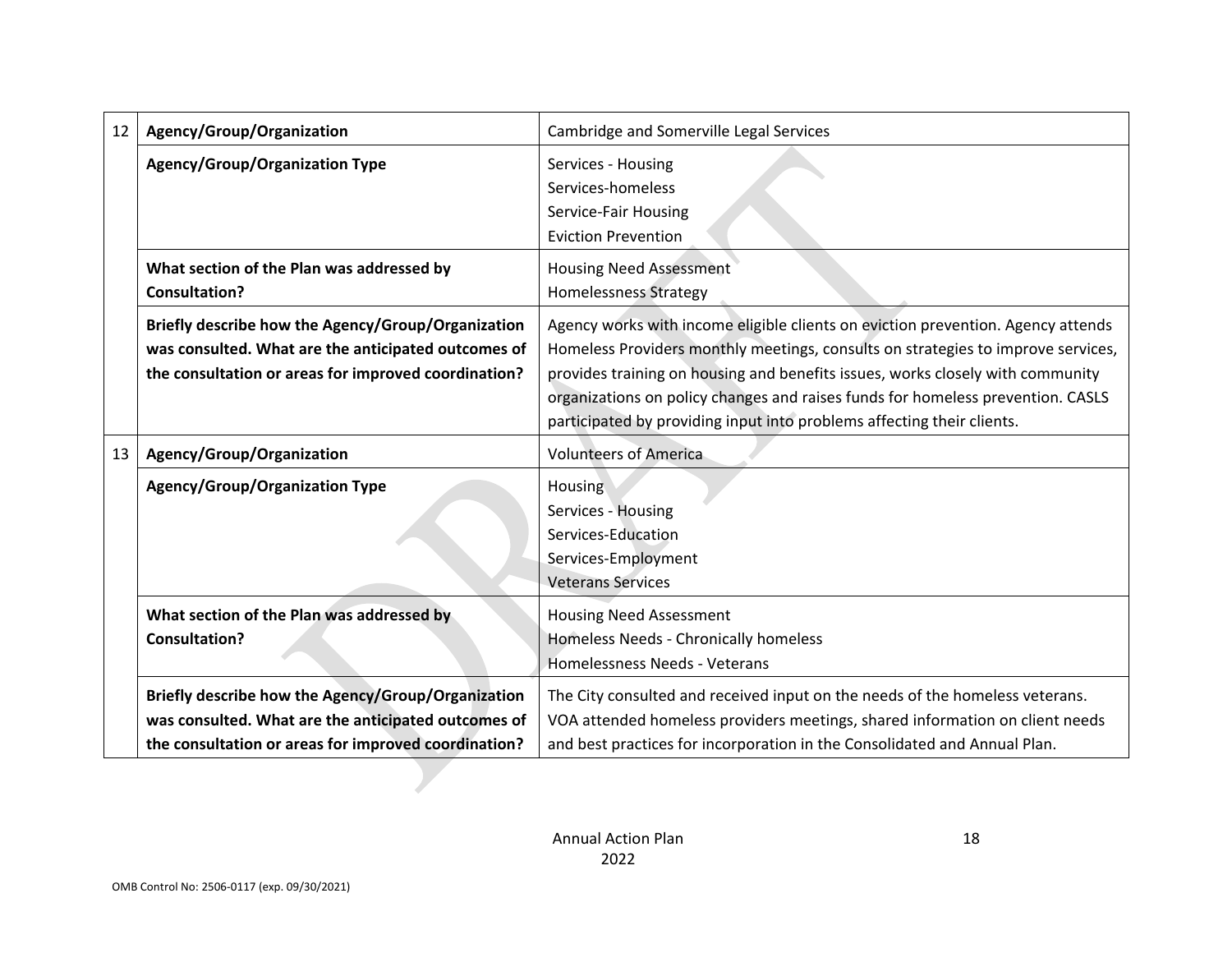| | | |
|---|---|---|
| 12 | **Agency/Group/Organization** | Cambridge and Somerville Legal Services |
| | **Agency/Group/Organization Type** | Services - Housing<br>Services-homeless<br>Service-Fair Housing<br>Eviction Prevention |
| | **What section of the Plan was addressed by Consultation?** | Housing Need Assessment<br>Homelessness Strategy |
| | **Briefly describe how the Agency/Group/Organization was consulted. What are the anticipated outcomes of the consultation or areas for improved coordination?** | Agency works with income eligible clients on eviction prevention. Agency attends Homeless Providers monthly meetings, consults on strategies to improve services, provides training on housing and benefits issues, works closely with community organizations on policy changes and raises funds for homeless prevention. CASLS participated by providing input into problems affecting their clients. |
| 13 | **Agency/Group/Organization** | Volunteers of America |
| | **Agency/Group/Organization Type** | Housing<br>Services - Housing<br>Services-Education<br>Services-Employment<br>Veterans Services |
| | **What section of the Plan was addressed by Consultation?** | Housing Need Assessment<br>Homeless Needs - Chronically homeless<br>Homelessness Needs - Veterans |
| | **Briefly describe how the Agency/Group/Organization was consulted. What are the anticipated outcomes of the consultation or areas for improved coordination?** | The City consulted and received input on the needs of the homeless veterans. VOA attended homeless providers meetings, shared information on client needs and best practices for incorporation in the Consolidated and Annual Plan. |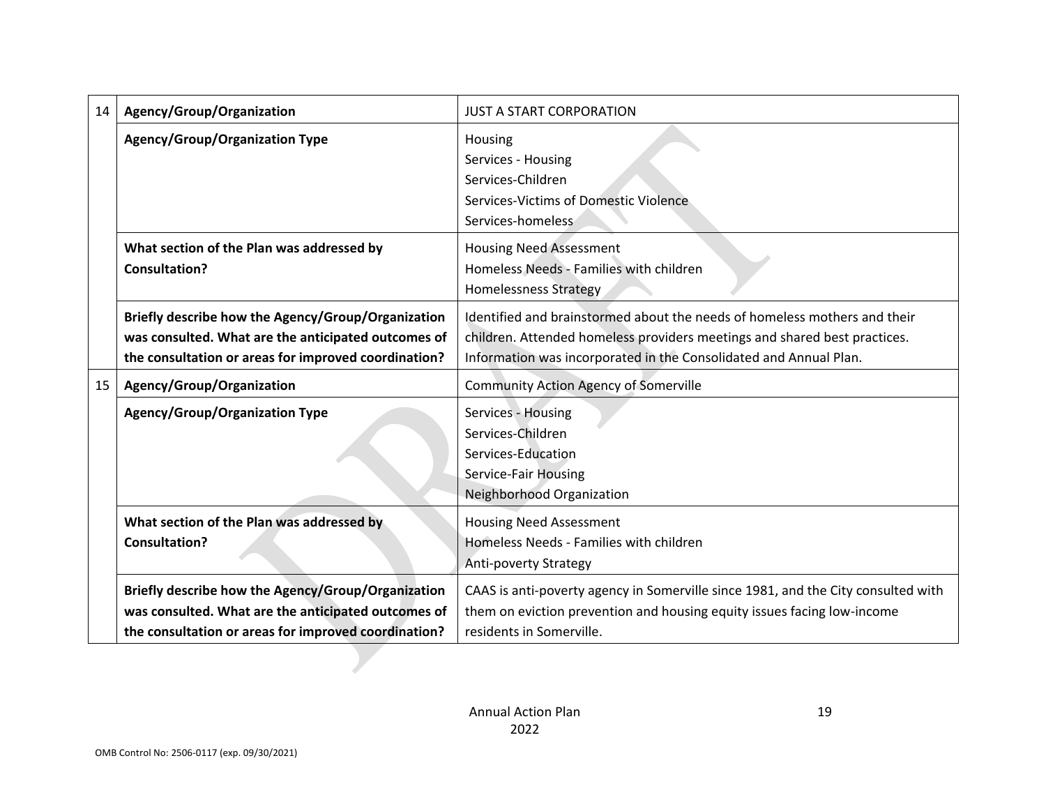| | | |
|---|---|---|
| 14 | **Agency/Group/Organization** | JUST A START CORPORATION |
| | **Agency/Group/Organization Type** | Housing<br>Services - Housing<br>Services-Children<br>Services-Victims of Domestic Violence<br>Services-homeless |
| | **What section of the Plan was addressed by Consultation?** | Housing Need Assessment<br>Homeless Needs - Families with children<br>Homelessness Strategy |
| | **Briefly describe how the Agency/Group/Organization was consulted. What are the anticipated outcomes of the consultation or areas for improved coordination?** | Identified and brainstormed about the needs of homeless mothers and their children. Attended homeless providers meetings and shared best practices. Information was incorporated in the Consolidated and Annual Plan. |
| 15 | **Agency/Group/Organization** | Community Action Agency of Somerville |
| | **Agency/Group/Organization Type** | Services - Housing<br>Services-Children<br>Services-Education<br>Service-Fair Housing<br>Neighborhood Organization |
| | **What section of the Plan was addressed by Consultation?** | Housing Need Assessment<br>Homeless Needs - Families with children<br>Anti-poverty Strategy |
| | **Briefly describe how the Agency/Group/Organization was consulted. What are the anticipated outcomes of the consultation or areas for improved coordination?** | CAAS is anti-poverty agency in Somerville since 1981, and the City consulted with them on eviction prevention and housing equity issues facing low-income residents in Somerville. |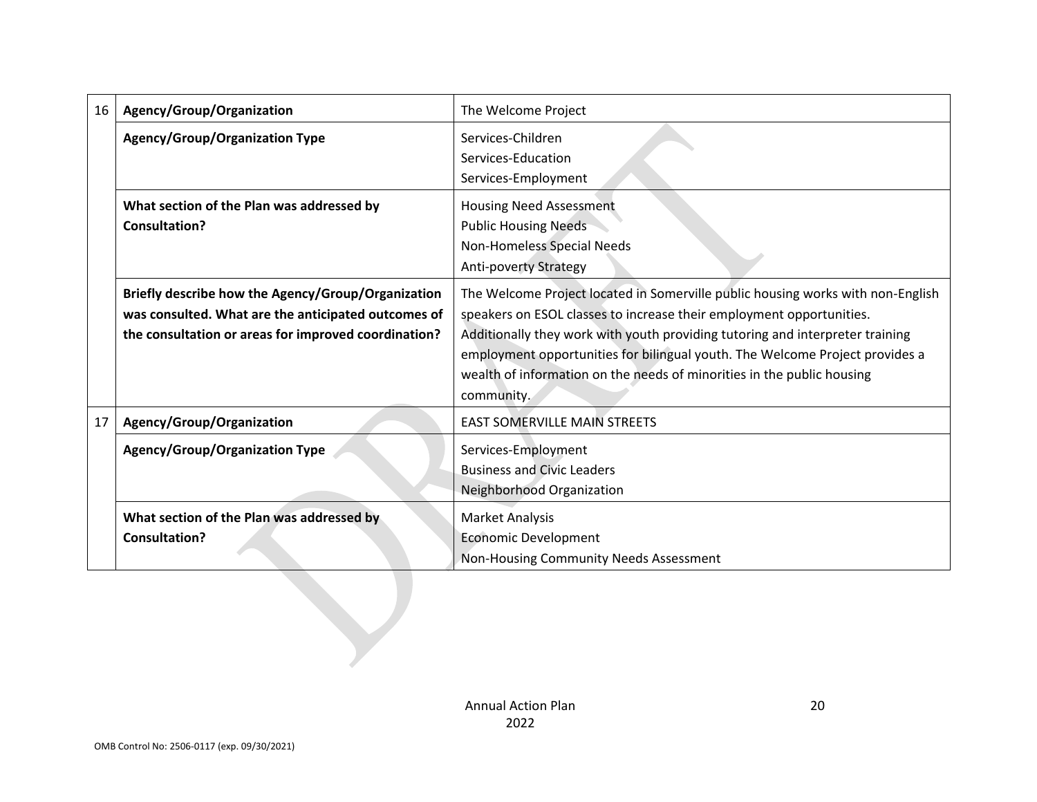| | | |
|---|---|---|
| 16 | **Agency/Group/Organization** | The Welcome Project |
| | **Agency/Group/Organization Type** | Services-Children<br>Services-Education<br>Services-Employment |
| | **What section of the Plan was addressed by Consultation?** | Housing Need Assessment<br>Public Housing Needs<br>Non-Homeless Special Needs<br>Anti-poverty Strategy |
| | **Briefly describe how the Agency/Group/Organization was consulted. What are the anticipated outcomes of the consultation or areas for improved coordination?** | The Welcome Project located in Somerville public housing works with non-English speakers on ESOL classes to increase their employment opportunities. Additionally they work with youth providing tutoring and interpreter training employment opportunities for bilingual youth. The Welcome Project provides a wealth of information on the needs of minorities in the public housing community. |
| 17 | **Agency/Group/Organization** | EAST SOMERVILLE MAIN STREETS |
| | **Agency/Group/Organization Type** | Services-Employment<br>Business and Civic Leaders<br>Neighborhood Organization |
| | **What section of the Plan was addressed by Consultation?** | Market Analysis<br>Economic Development<br>Non-Housing Community Needs Assessment |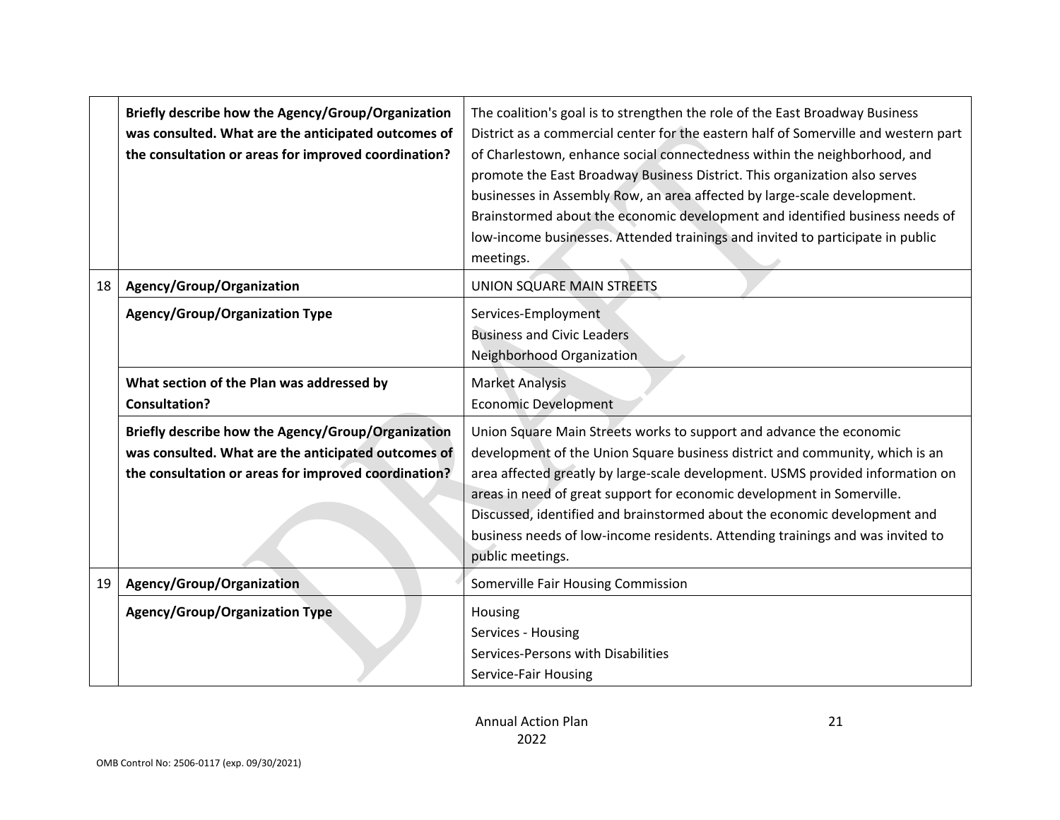| | | |
|---|---|---|
| | **Briefly describe how the Agency/Group/Organization was consulted. What are the anticipated outcomes of the consultation or areas for improved coordination?** | The coalition's goal is to strengthen the role of the East Broadway Business District as a commercial center for the eastern half of Somerville and western part of Charlestown, enhance social connectedness within the neighborhood, and promote the East Broadway Business District. This organization also serves businesses in Assembly Row, an area affected by large-scale development. Brainstormed about the economic development and identified business needs of low-income businesses. Attended trainings and invited to participate in public meetings. |
| 18 | **Agency/Group/Organization** | UNION SQUARE MAIN STREETS |
| | **Agency/Group/Organization Type** | Services-Employment<br>Business and Civic Leaders<br>Neighborhood Organization |
| | **What section of the Plan was addressed by Consultation?** | Market Analysis<br>Economic Development |
| | **Briefly describe how the Agency/Group/Organization was consulted. What are the anticipated outcomes of the consultation or areas for improved coordination?** | Union Square Main Streets works to support and advance the economic development of the Union Square business district and community, which is an area affected greatly by large-scale development. USMS provided information on areas in need of great support for economic development in Somerville. Discussed, identified and brainstormed about the economic development and business needs of low-income residents. Attending trainings and was invited to public meetings. |
| 19 | **Agency/Group/Organization** | Somerville Fair Housing Commission |
| | **Agency/Group/Organization Type** | Housing<br>Services - Housing<br>Services-Persons with Disabilities<br>Service-Fair Housing |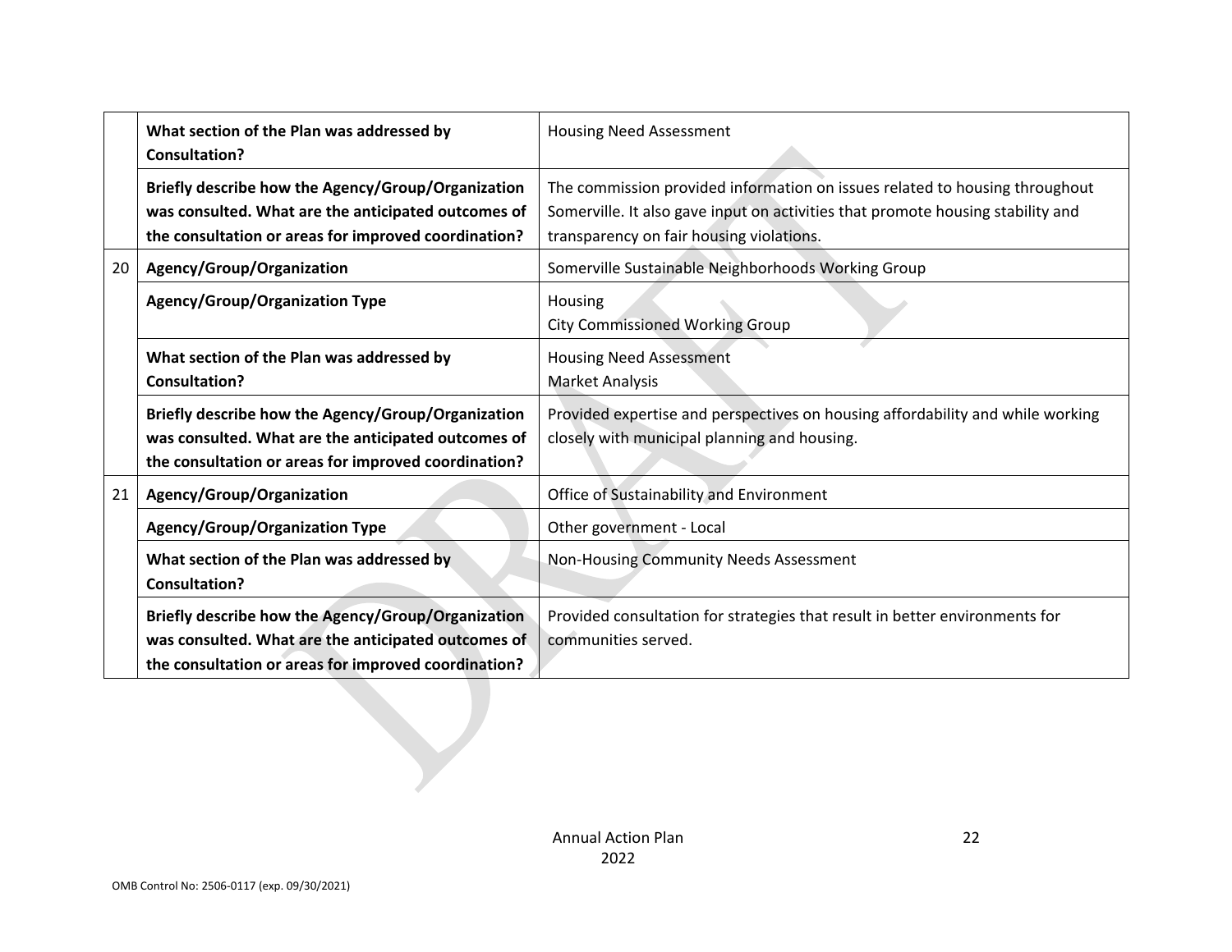| | | |
|---|---|---|
| | **What section of the Plan was addressed by Consultation?** | Housing Need Assessment |
| | **Briefly describe how the Agency/Group/Organization was consulted. What are the anticipated outcomes of the consultation or areas for improved coordination?** | The commission provided information on issues related to housing throughout Somerville. It also gave input on activities that promote housing stability and transparency on fair housing violations. |
| 20 | **Agency/Group/Organization** | Somerville Sustainable Neighborhoods Working Group |
| | **Agency/Group/Organization Type** | Housing<br>City Commissioned Working Group |
| | **What section of the Plan was addressed by Consultation?** | Housing Need Assessment<br>Market Analysis |
| | **Briefly describe how the Agency/Group/Organization was consulted. What are the anticipated outcomes of the consultation or areas for improved coordination?** | Provided expertise and perspectives on housing affordability and while working closely with municipal planning and housing. |
| 21 | **Agency/Group/Organization** | Office of Sustainability and Environment |
| | **Agency/Group/Organization Type** | Other government - Local |
| | **What section of the Plan was addressed by Consultation?** | Non-Housing Community Needs Assessment |
| | **Briefly describe how the Agency/Group/Organization was consulted. What are the anticipated outcomes of the consultation or areas for improved coordination?** | Provided consultation for strategies that result in better environments for communities served. |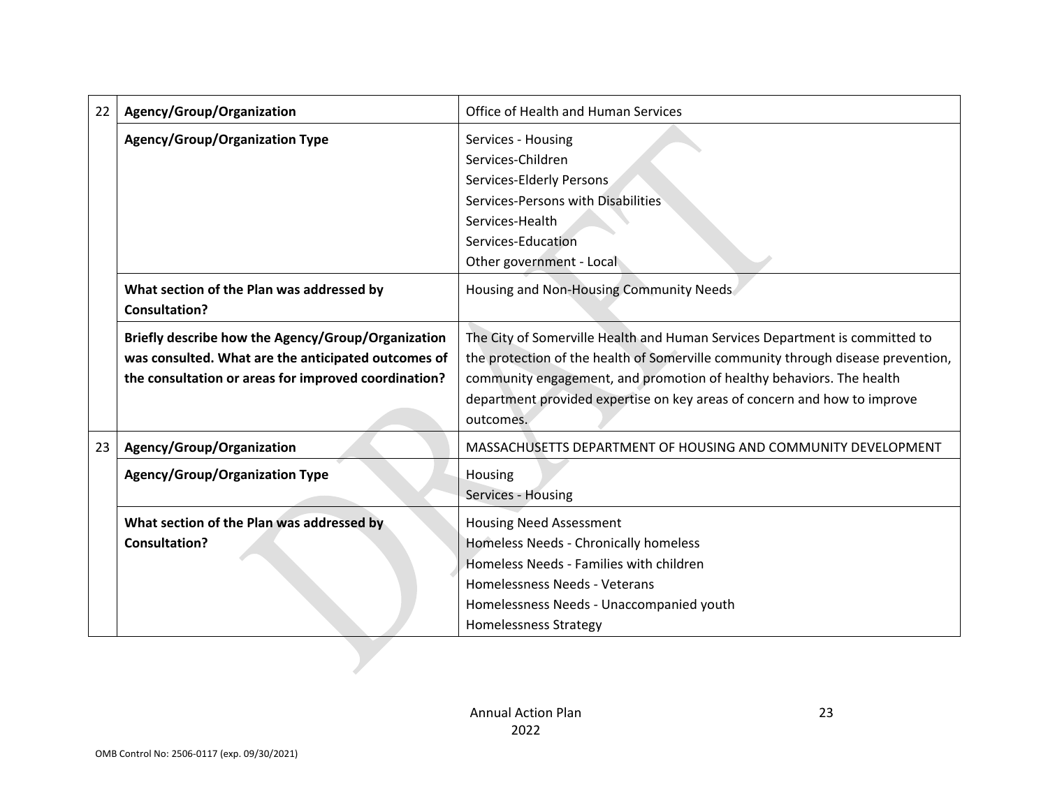| | | |
|---|---|---|
| 22 | **Agency/Group/Organization** | Office of Health and Human Services |
| | **Agency/Group/Organization Type** | Services - Housing<br>Services-Children<br>Services-Elderly Persons<br>Services-Persons with Disabilities<br>Services-Health<br>Services-Education<br>Other government - Local |
| | **What section of the Plan was addressed by Consultation?** | Housing and Non-Housing Community Needs |
| | **Briefly describe how the Agency/Group/Organization was consulted. What are the anticipated outcomes of the consultation or areas for improved coordination?** | The City of Somerville Health and Human Services Department is committed to the protection of the health of Somerville community through disease prevention, community engagement, and promotion of healthy behaviors. The health department provided expertise on key areas of concern and how to improve outcomes. |
| 23 | **Agency/Group/Organization** | MASSACHUSETTS DEPARTMENT OF HOUSING AND COMMUNITY DEVELOPMENT |
| | **Agency/Group/Organization Type** | Housing<br>Services - Housing |
| | **What section of the Plan was addressed by Consultation?** | Housing Need Assessment<br>Homeless Needs - Chronically homeless<br>Homeless Needs - Families with children<br>Homelessness Needs - Veterans<br>Homelessness Needs - Unaccompanied youth<br>Homelessness Strategy |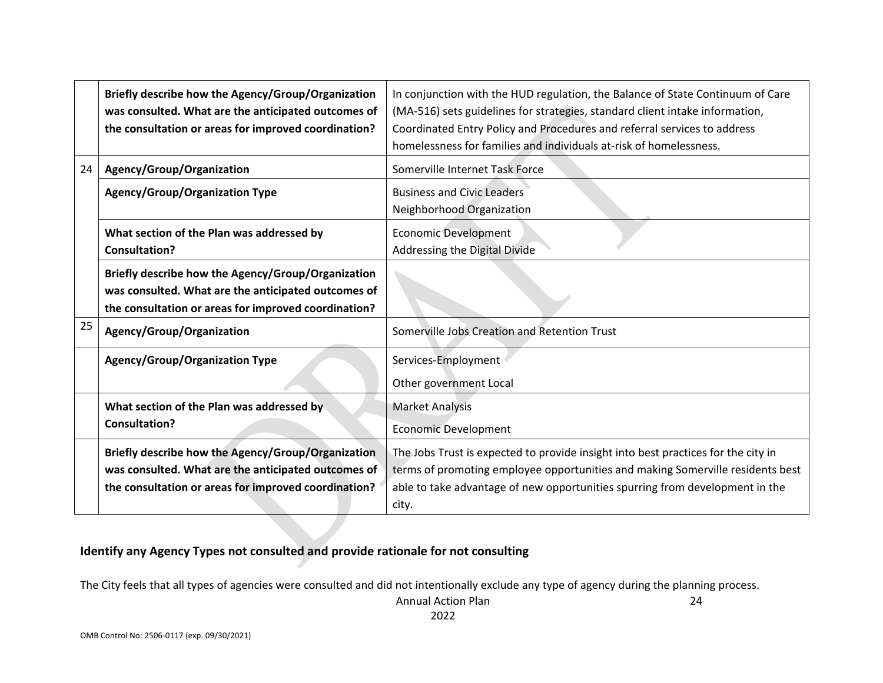| | | |
|---|---|---|
| | **Briefly describe how the Agency/Group/Organization was consulted. What are the anticipated outcomes of the consultation or areas for improved coordination?** | In conjunction with the HUD regulation, the Balance of State Continuum of Care (MA-516) sets guidelines for strategies, standard client intake information, Coordinated Entry Policy and Procedures and referral services to address homelessness for families and individuals at-risk of homelessness. |
| 24 | **Agency/Group/Organization** | Somerville Internet Task Force |
| | **Agency/Group/Organization Type** | Business and Civic Leaders<br>Neighborhood Organization |
| | **What section of the Plan was addressed by Consultation?** | Economic Development<br>Addressing the Digital Divide |
| | **Briefly describe how the Agency/Group/Organization was consulted. What are the anticipated outcomes of the consultation or areas for improved coordination?** | |
| 25 | **Agency/Group/Organization** | Somerville Jobs Creation and Retention Trust |
| | **Agency/Group/Organization Type** | Services-Employment<br>Other government Local |
| | **What section of the Plan was addressed by Consultation?** | Market Analysis<br>Economic Development |
| | **Briefly describe how the Agency/Group/Organization was consulted. What are the anticipated outcomes of the consultation or areas for improved coordination?** | The Jobs Trust is expected to provide insight into best practices for the city in terms of promoting employee opportunities and making Somerville residents best able to take advantage of new opportunities spurring from development in the city. |

### Identify any Agency Types not consulted and provide rationale for not consulting

The City feels that all types of agencies were consulted and did not intentionally exclude any type of agency during the planning process.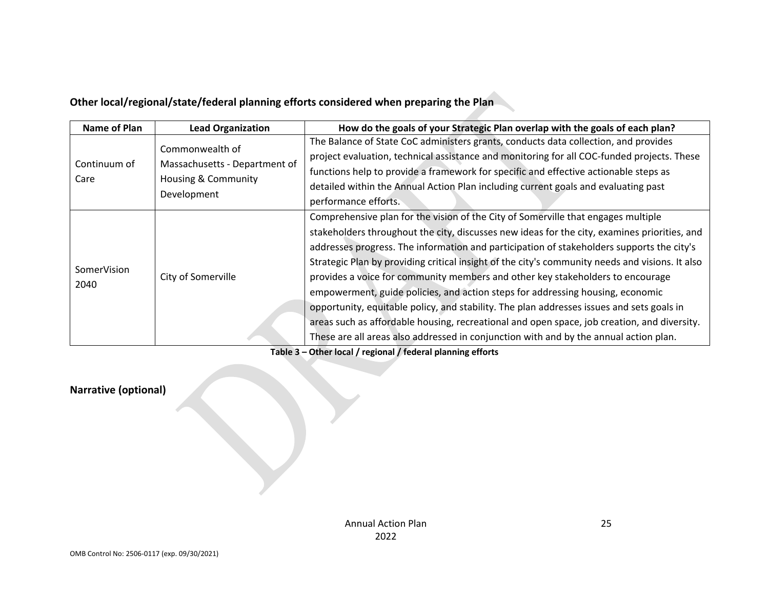**Other local/regional/state/federal planning efforts considered when preparing the Plan**

| Name of Plan | Lead Organization | How do the goals of your Strategic Plan overlap with the goals of each plan? |
|---|---|---|
| Continuum of Care | Commonwealth of Massachusetts - Department of Housing & Community Development | The Balance of State CoC administers grants, conducts data collection, and provides project evaluation, technical assistance and monitoring for all COC-funded projects. These functions help to provide a framework for specific and effective actionable steps as detailed within the Annual Action Plan including current goals and evaluating past performance efforts. |
| SomerVision 2040 | City of Somerville | Comprehensive plan for the vision of the City of Somerville that engages multiple stakeholders throughout the city, discusses new ideas for the city, examines priorities, and addresses progress. The information and participation of stakeholders supports the city's Strategic Plan by providing critical insight of the city's community needs and visions. It also provides a voice for community members and other key stakeholders to encourage empowerment, guide policies, and action steps for addressing housing, economic opportunity, equitable policy, and stability. The plan addresses issues and sets goals in areas such as affordable housing, recreational and open space, job creation, and diversity. These are all areas also addressed in conjunction with and by the annual action plan. |

**Table 3 – Other local / regional / federal planning efforts**

## Narrative (optional)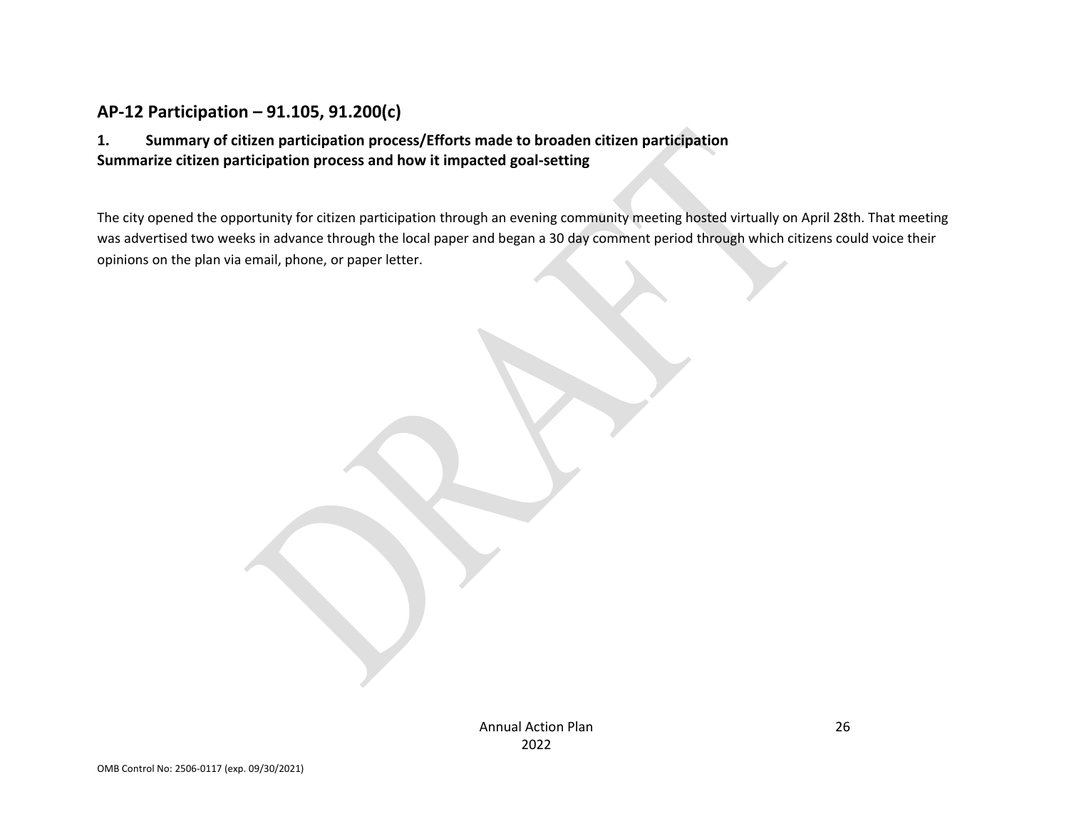## AP-12 Participation – 91.105, 91.200(c)

**1. Summary of citizen participation process/Efforts made to broaden citizen participation**
**Summarize citizen participation process and how it impacted goal-setting**

The city opened the opportunity for citizen participation through an evening community meeting hosted virtually on April 28th. That meeting was advertised two weeks in advance through the local paper and began a 30 day comment period through which citizens could voice their opinions on the plan via email, phone, or paper letter.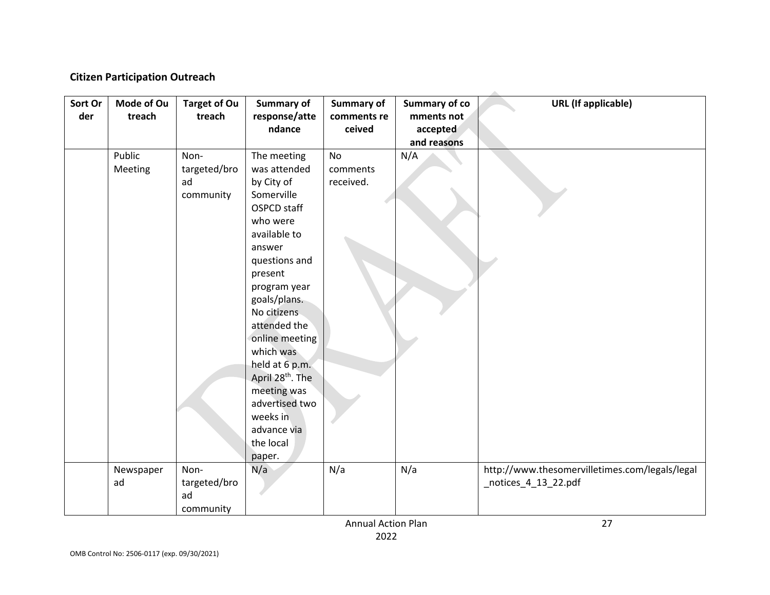## Citizen Participation Outreach

| Sort Order | Mode of Outreach | Target of Outreach | Summary of response/attendance | Summary of comments received | Summary of comments not accepted and reasons | URL (If applicable) |
|---|---|---|---|---|---|---|
| | Public Meeting | Non-targeted/broad community | The meeting was attended by City of Somerville OSPCD staff who were available to answer questions and present program year goals/plans. No citizens attended the online meeting which was held at 6 p.m. April 28th. The meeting was advertised two weeks in advance via the local paper. | No comments received. | N/A | |
| | Newspaper ad | Non-targeted/broad community | N/a | N/a | N/a | http://www.thesomervilletimes.com/legals/legal_notices_4_13_22.pdf |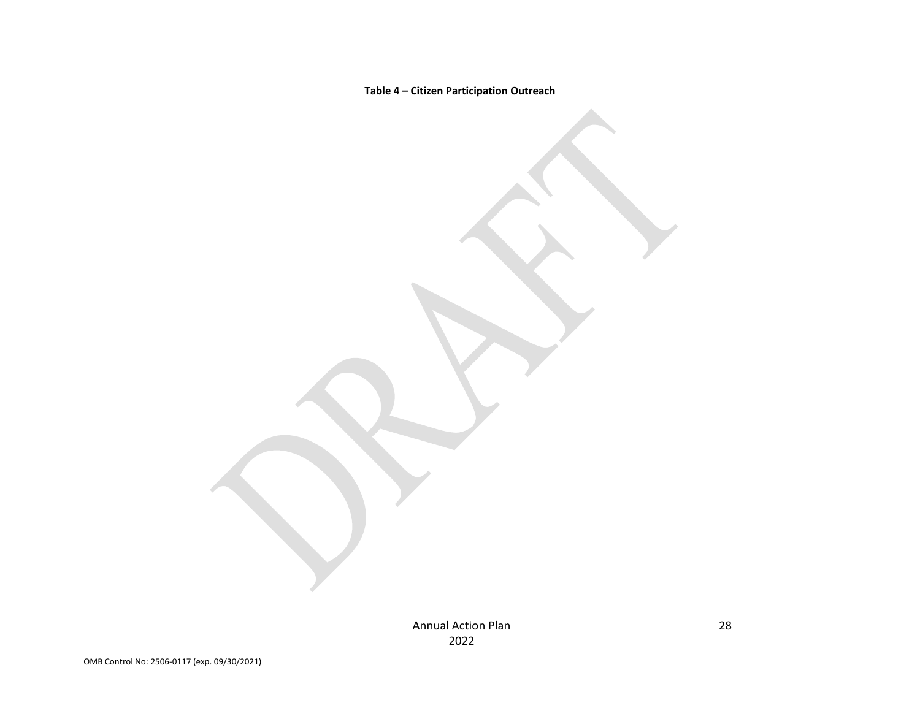**Table 4 – Citizen Participation Outreach**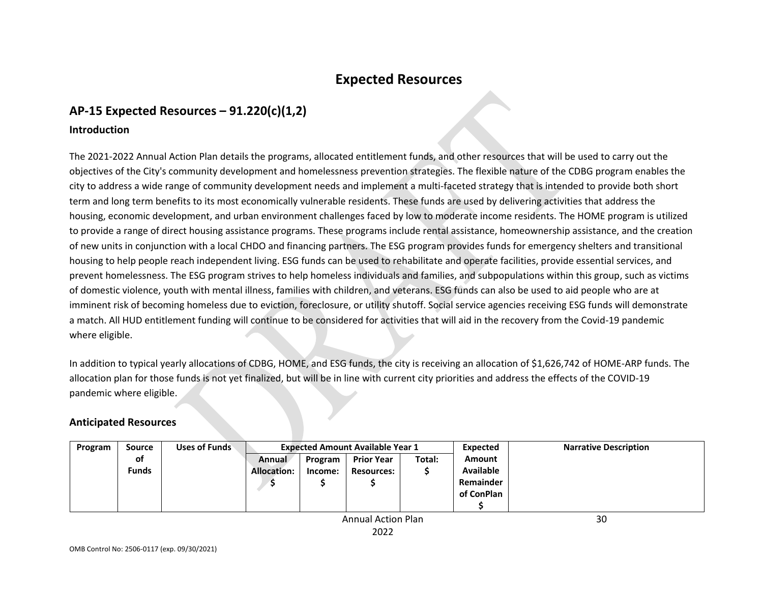# Expected Resources

## AP-15 Expected Resources – 91.220(c)(1,2)

### Introduction

The 2021-2022 Annual Action Plan details the programs, allocated entitlement funds, and other resources that will be used to carry out the objectives of the City's community development and homelessness prevention strategies. The flexible nature of the CDBG program enables the city to address a wide range of community development needs and implement a multi-faceted strategy that is intended to provide both short term and long term benefits to its most economically vulnerable residents. These funds are used by delivering activities that address the housing, economic development, and urban environment challenges faced by low to moderate income residents. The HOME program is utilized to provide a range of direct housing assistance programs. These programs include rental assistance, homeownership assistance, and the creation of new units in conjunction with a local CHDO and financing partners. The ESG program provides funds for emergency shelters and transitional housing to help people reach independent living. ESG funds can be used to rehabilitate and operate facilities, provide essential services, and prevent homelessness. The ESG program strives to help homeless individuals and families, and subpopulations within this group, such as victims of domestic violence, youth with mental illness, families with children, and veterans. ESG funds can also be used to aid people who are at imminent risk of becoming homeless due to eviction, foreclosure, or utility shutoff. Social service agencies receiving ESG funds will demonstrate a match. All HUD entitlement funding will continue to be considered for activities that will aid in the recovery from the Covid-19 pandemic where eligible.

In addition to typical yearly allocations of CDBG, HOME, and ESG funds, the city is receiving an allocation of $1,626,742 of HOME-ARP funds. The allocation plan for those funds is not yet finalized, but will be in line with current city priorities and address the effects of the COVID-19 pandemic where eligible.

### Anticipated Resources

| Program | Source of Funds | Uses of Funds | Expected Amount Available Year 1 | | | | Expected Amount Available Remainder of ConPlan $ | Narrative Description |
|---|---|---|---|---|---|---|---|---|
| | | | Annual Allocation: $ | Program Income: $ | Prior Year Resources: $ | Total: $ | | |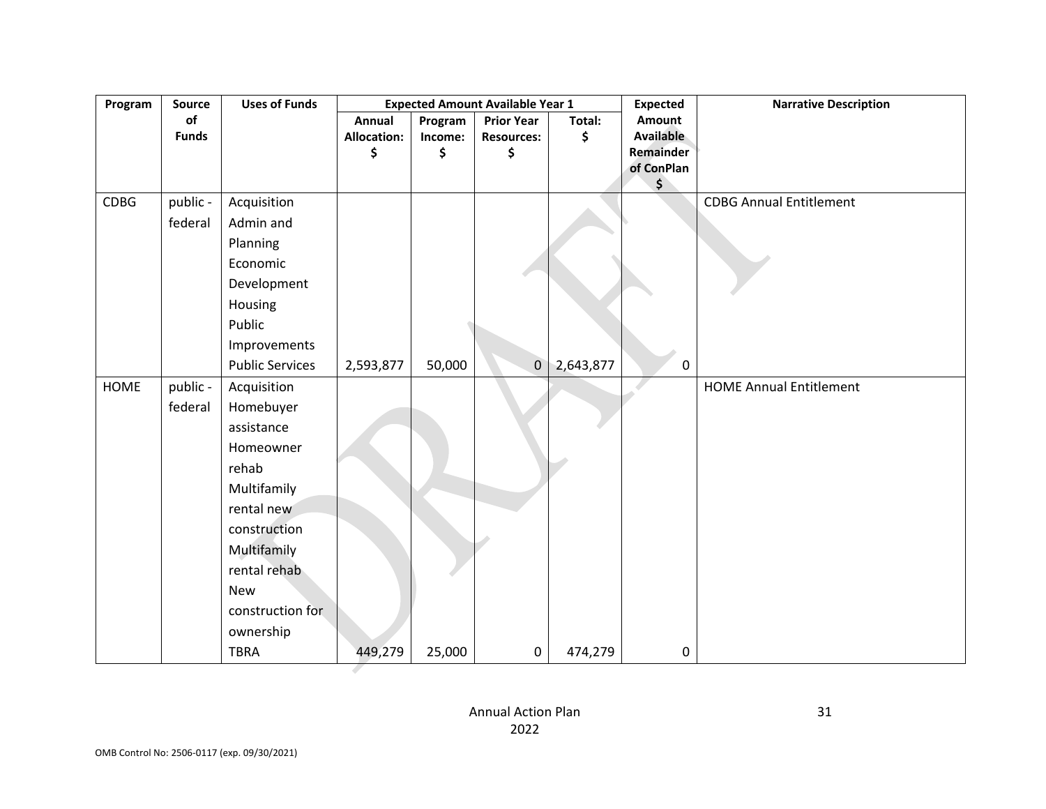| Program | Source of Funds | Uses of Funds | Expected Amount Available Year 1 | | | | Expected Amount Available Remainder of ConPlan $ | Narrative Description |
|---|---|---|---|---|---|---|---|---|
| | | | Annual Allocation: $ | Program Income: $ | Prior Year Resources: $ | Total: $ | | |
| CDBG | public - federal | Acquisition<br>Admin and Planning<br>Economic Development<br>Housing<br>Public Improvements<br>Public Services | 2,593,877 | 50,000 | 0 | 2,643,877 | 0 | CDBG Annual Entitlement |
| HOME | public - federal | Acquisition<br>Homebuyer assistance<br>Homeowner rehab<br>Multifamily rental new construction<br>Multifamily rental rehab<br>New construction for ownership<br>TBRA | 449,279 | 25,000 | 0 | 474,279 | 0 | HOME Annual Entitlement |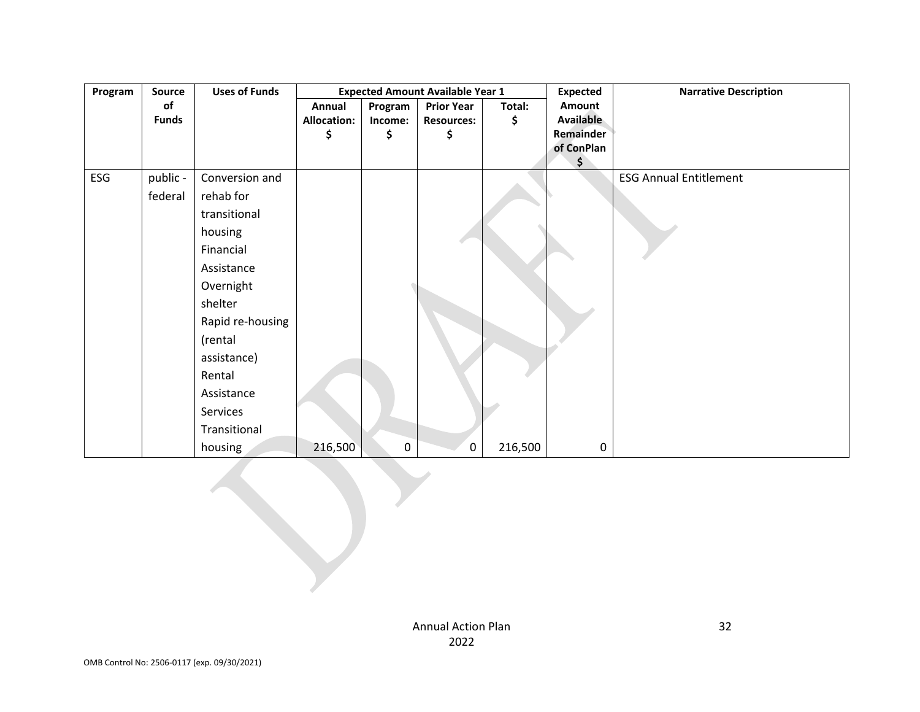| Program | Source of Funds | Uses of Funds | Expected Amount Available Year 1 | | | | Expected Amount Available Remainder of ConPlan $ | Narrative Description |
|---|---|---|---|---|---|---|---|---|
| | | | Annual Allocation: $ | Program Income: $ | Prior Year Resources: $ | Total: $ | | |
| ESG | public - federal | Conversion and rehab for transitional housing Financial Assistance Overnight shelter Rapid re-housing (rental assistance) Rental Assistance Services Transitional housing | 216,500 | 0 | 0 | 216,500 | 0 | ESG Annual Entitlement |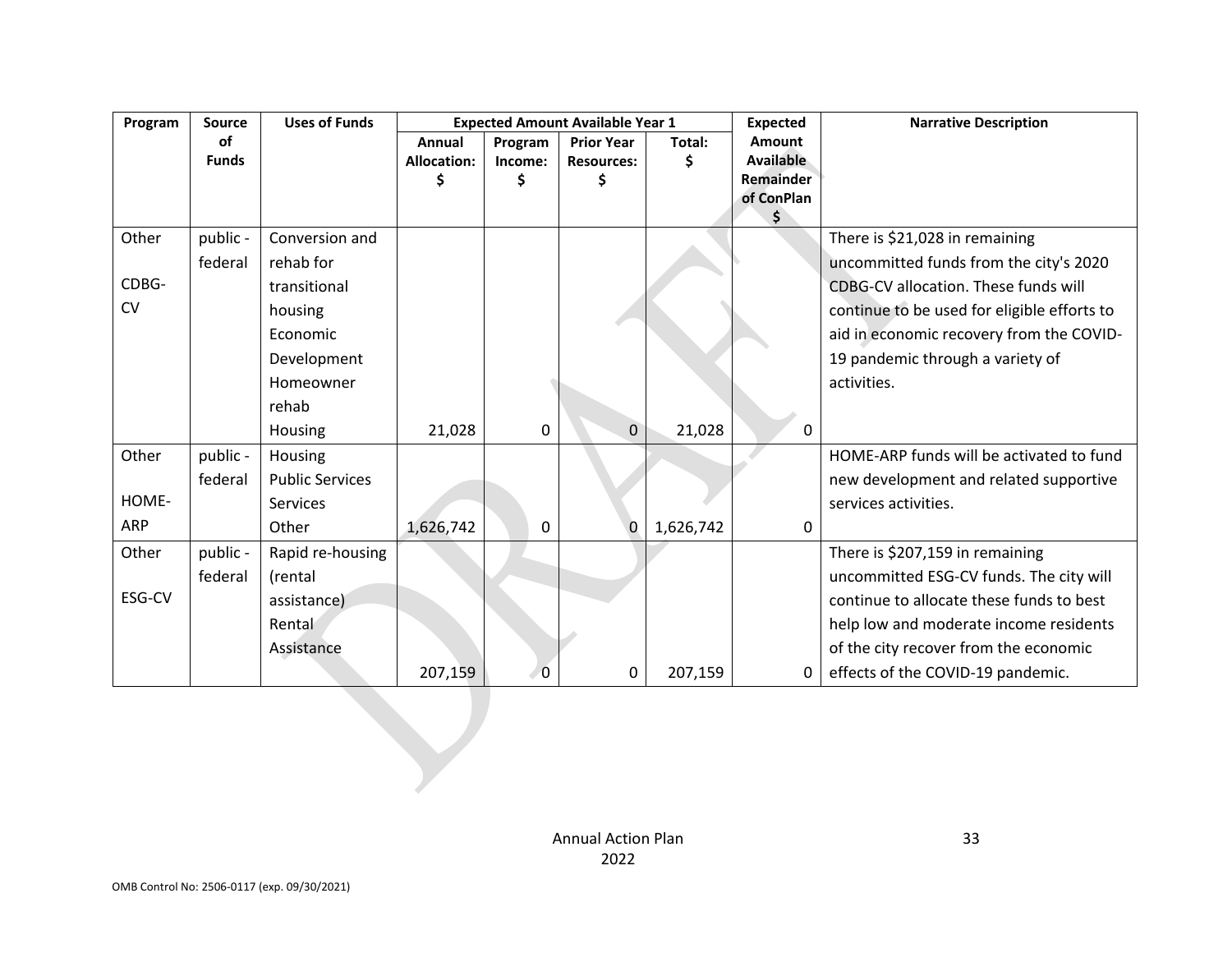| Program | Source of Funds | Uses of Funds | Expected Amount Available Year 1 | | | | Expected Amount Available Remainder of ConPlan $ | Narrative Description |
|---|---|---|---|---|---|---|---|---|
| | | | Annual Allocation: $ | Program Income: $ | Prior Year Resources: $ | Total: $ | | |
| Other CDBG-CV | public - federal | Conversion and rehab for transitional housing Economic Development Homeowner rehab Housing | 21,028 | 0 | 0 | 21,028 | 0 | There is $21,028 in remaining uncommitted funds from the city's 2020 CDBG-CV allocation. These funds will continue to be used for eligible efforts to aid in economic recovery from the COVID-19 pandemic through a variety of activities. |
| Other HOME-ARP | public - federal | Housing Public Services Services Other | 1,626,742 | 0 | 0 | 1,626,742 | 0 | HOME-ARP funds will be activated to fund new development and related supportive services activities. |
| Other ESG-CV | public - federal | Rapid re-housing (rental assistance) Rental Assistance | 207,159 | 0 | 0 | 207,159 | 0 | There is $207,159 in remaining uncommitted ESG-CV funds. The city will continue to allocate these funds to best help low and moderate income residents of the city recover from the economic effects of the COVID-19 pandemic. |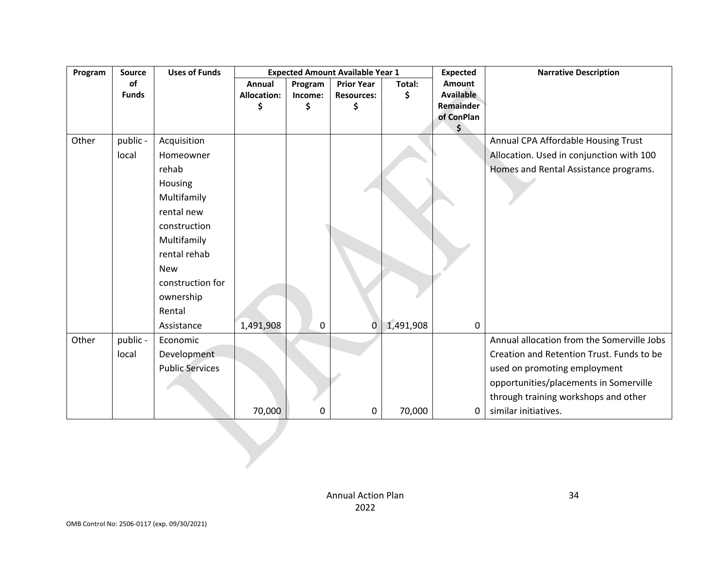| Program | Source of Funds | Uses of Funds | Expected Amount Available Year 1 | | | | Expected Amount Available Remainder of ConPlan $ | Narrative Description |
|---|---|---|---|---|---|---|---|---|
| | | | Annual Allocation: $ | Program Income: $ | Prior Year Resources: $ | Total: $ | | |
| Other | public - local | Acquisition Homeowner rehab Housing Multifamily rental new construction Multifamily rental rehab New construction for ownership Rental Assistance | 1,491,908 | 0 | 0 | 1,491,908 | 0 | Annual CPA Affordable Housing Trust Allocation. Used in conjunction with 100 Homes and Rental Assistance programs. |
| Other | public - local | Economic Development Public Services | 70,000 | 0 | 0 | 70,000 | 0 | Annual allocation from the Somerville Jobs Creation and Retention Trust. Funds to be used on promoting employment opportunities/placements in Somerville through training workshops and other similar initiatives. |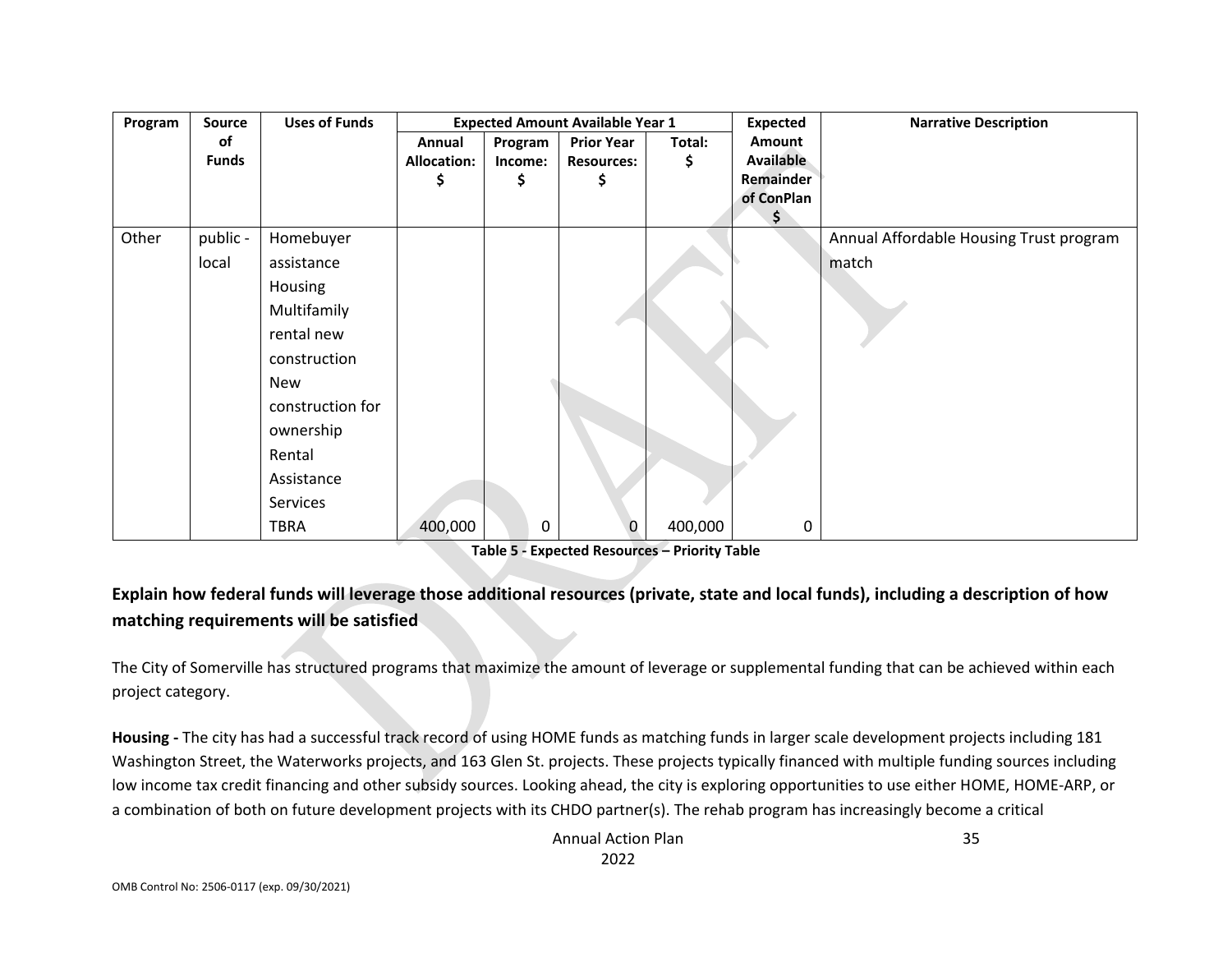| Program | Source of Funds | Uses of Funds | Expected Amount Available Year 1 | | | | Expected Amount Available Remainder of ConPlan $ | Narrative Description |
|---|---|---|---|---|---|---|---|---|
| | | | Annual Allocation: $ | Program Income: $ | Prior Year Resources: $ | Total: $ | | |
| Other | public - local | Homebuyer assistance Housing Multifamily rental new construction New construction for ownership Rental Assistance Services TBRA | 400,000 | 0 | 0 | 400,000 | 0 | Annual Affordable Housing Trust program match |

**Table 5 - Expected Resources – Priority Table**

**Explain how federal funds will leverage those additional resources (private, state and local funds), including a description of how matching requirements will be satisfied**

The City of Somerville has structured programs that maximize the amount of leverage or supplemental funding that can be achieved within each project category.

**Housing -** The city has had a successful track record of using HOME funds as matching funds in larger scale development projects including 181 Washington Street, the Waterworks projects, and 163 Glen St. projects. These projects typically financed with multiple funding sources including low income tax credit financing and other subsidy sources. Looking ahead, the city is exploring opportunities to use either HOME, HOME-ARP, or a combination of both on future development projects with its CHDO partner(s). The rehab program has increasingly become a critical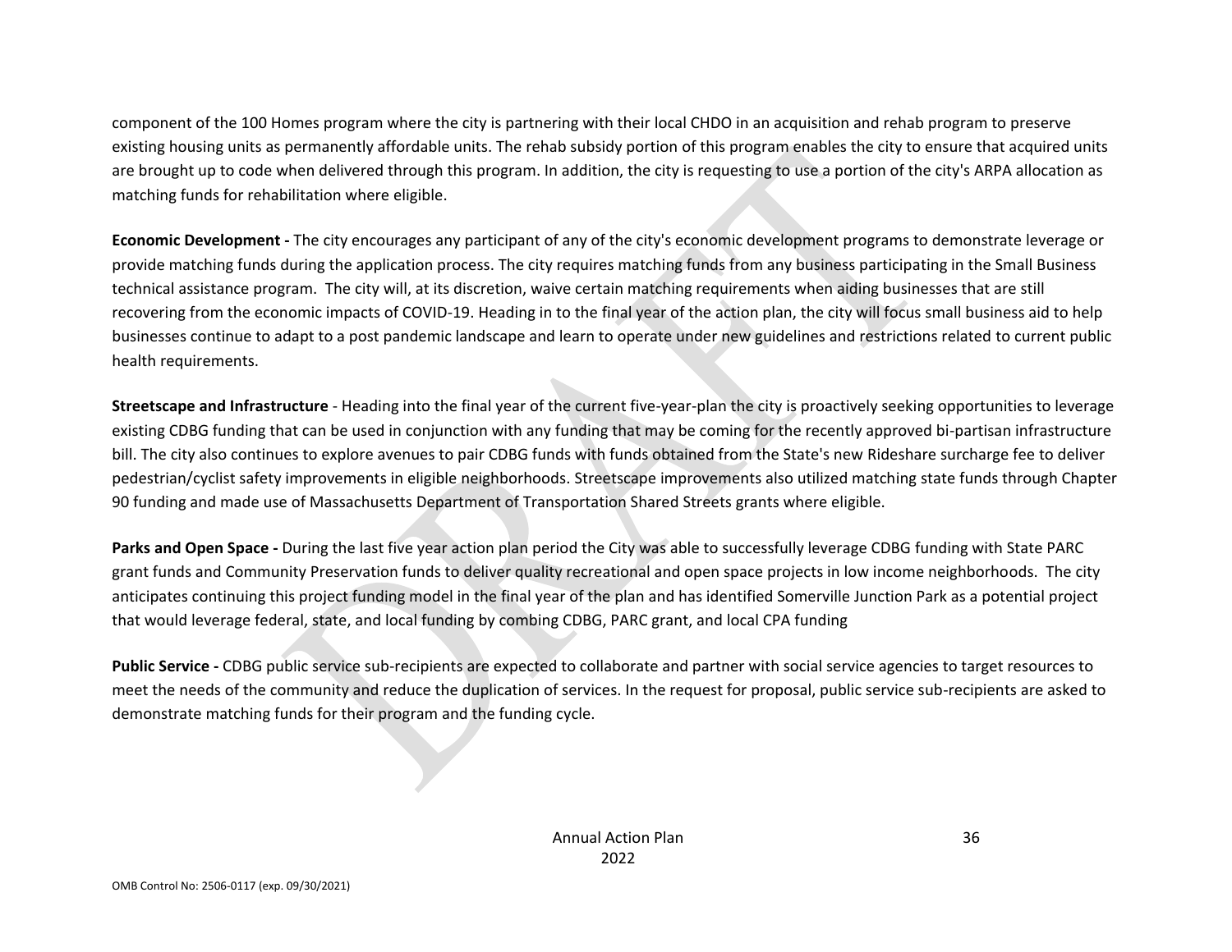component of the 100 Homes program where the city is partnering with their local CHDO in an acquisition and rehab program to preserve existing housing units as permanently affordable units. The rehab subsidy portion of this program enables the city to ensure that acquired units are brought up to code when delivered through this program. In addition, the city is requesting to use a portion of the city's ARPA allocation as matching funds for rehabilitation where eligible.

**Economic Development -** The city encourages any participant of any of the city's economic development programs to demonstrate leverage or provide matching funds during the application process. The city requires matching funds from any business participating in the Small Business technical assistance program. The city will, at its discretion, waive certain matching requirements when aiding businesses that are still recovering from the economic impacts of COVID-19. Heading in to the final year of the action plan, the city will focus small business aid to help businesses continue to adapt to a post pandemic landscape and learn to operate under new guidelines and restrictions related to current public health requirements.

**Streetscape and Infrastructure** - Heading into the final year of the current five-year-plan the city is proactively seeking opportunities to leverage existing CDBG funding that can be used in conjunction with any funding that may be coming for the recently approved bi-partisan infrastructure bill. The city also continues to explore avenues to pair CDBG funds with funds obtained from the State's new Rideshare surcharge fee to deliver pedestrian/cyclist safety improvements in eligible neighborhoods. Streetscape improvements also utilized matching state funds through Chapter 90 funding and made use of Massachusetts Department of Transportation Shared Streets grants where eligible.

**Parks and Open Space -** During the last five year action plan period the City was able to successfully leverage CDBG funding with State PARC grant funds and Community Preservation funds to deliver quality recreational and open space projects in low income neighborhoods. The city anticipates continuing this project funding model in the final year of the plan and has identified Somerville Junction Park as a potential project that would leverage federal, state, and local funding by combing CDBG, PARC grant, and local CPA funding

**Public Service -** CDBG public service sub-recipients are expected to collaborate and partner with social service agencies to target resources to meet the needs of the community and reduce the duplication of services. In the request for proposal, public service sub-recipients are asked to demonstrate matching funds for their program and the funding cycle.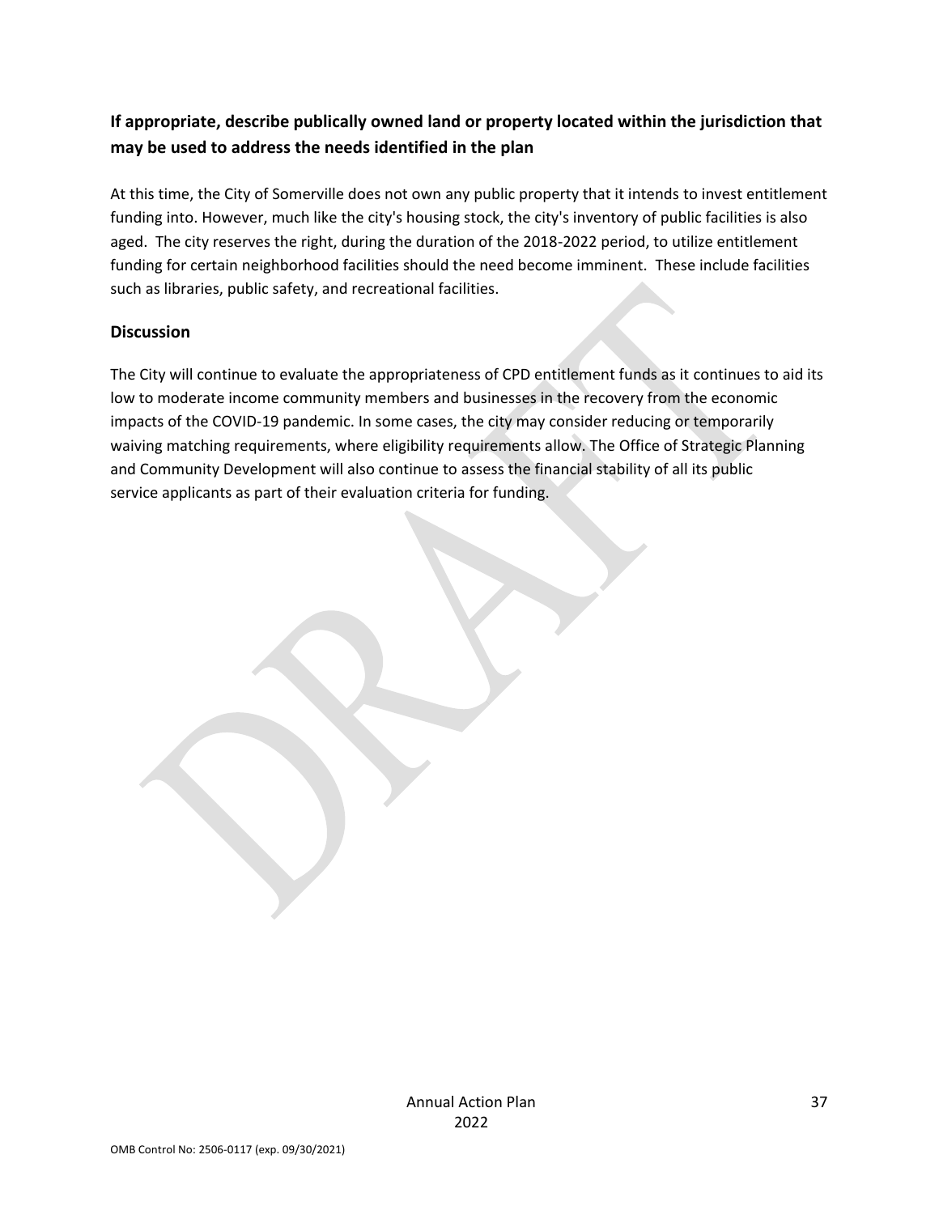## If appropriate, describe publically owned land or property located within the jurisdiction that may be used to address the needs identified in the plan

At this time, the City of Somerville does not own any public property that it intends to invest entitlement funding into. However, much like the city's housing stock, the city's inventory of public facilities is also aged. The city reserves the right, during the duration of the 2018-2022 period, to utilize entitlement funding for certain neighborhood facilities should the need become imminent. These include facilities such as libraries, public safety, and recreational facilities.

## Discussion

The City will continue to evaluate the appropriateness of CPD entitlement funds as it continues to aid its low to moderate income community members and businesses in the recovery from the economic impacts of the COVID-19 pandemic. In some cases, the city may consider reducing or temporarily waiving matching requirements, where eligibility requirements allow. The Office of Strategic Planning and Community Development will also continue to assess the financial stability of all its public service applicants as part of their evaluation criteria for funding.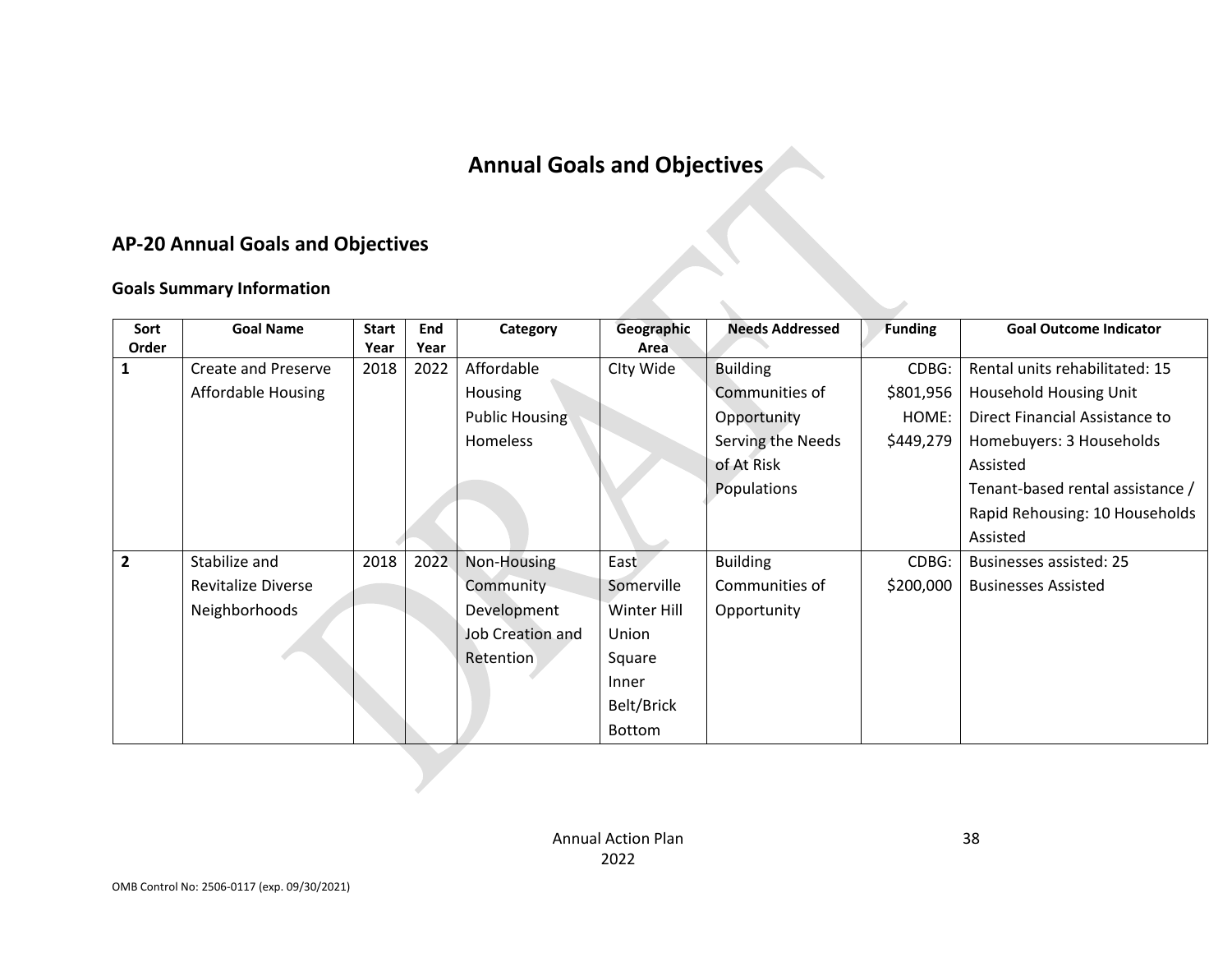# Annual Goals and Objectives

## AP-20 Annual Goals and Objectives

### Goals Summary Information

| Sort Order | Goal Name | Start Year | End Year | Category | Geographic Area | Needs Addressed | Funding | Goal Outcome Indicator |
|---|---|---|---|---|---|---|---|---|
| 1 | Create and Preserve Affordable Housing | 2018 | 2022 | Affordable Housing<br>Public Housing<br>Homeless | CIty Wide | Building Communities of Opportunity<br>Serving the Needs of At Risk Populations | CDBG: $801,956<br>HOME: $449,279 | Rental units rehabilitated: 15 Household Housing Unit<br>Direct Financial Assistance to Homebuyers: 3 Households Assisted<br>Tenant-based rental assistance / Rapid Rehousing: 10 Households Assisted |
| 2 | Stabilize and Revitalize Diverse Neighborhoods | 2018 | 2022 | Non-Housing Community Development<br>Job Creation and Retention | East Somerville<br>Winter Hill<br>Union Square<br>Inner Belt/Brick Bottom | Building Communities of Opportunity | CDBG: $200,000 | Businesses assisted: 25 Businesses Assisted |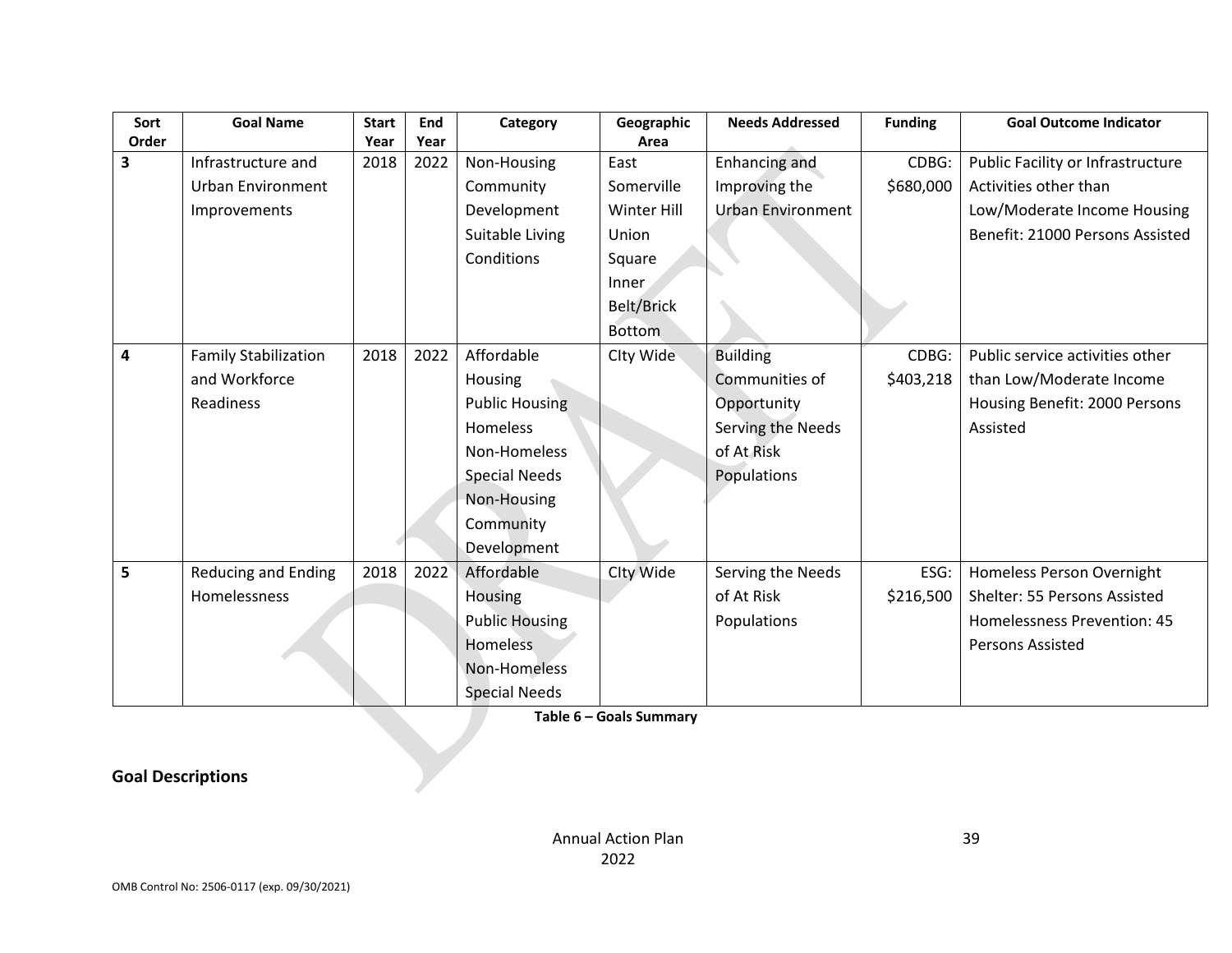| Sort Order | Goal Name | Start Year | End Year | Category | Geographic Area | Needs Addressed | Funding | Goal Outcome Indicator |
|---|---|---|---|---|---|---|---|---|
| **3** | Infrastructure and Urban Environment Improvements | 2018 | 2022 | Non-Housing Community Development Suitable Living Conditions | East Somerville Winter Hill Union Square Inner Belt/Brick Bottom | Enhancing and Improving the Urban Environment | CDBG: $680,000 | Public Facility or Infrastructure Activities other than Low/Moderate Income Housing Benefit: 21000 Persons Assisted |
| **4** | Family Stabilization and Workforce Readiness | 2018 | 2022 | Affordable Housing Public Housing Homeless Non-Homeless Special Needs Non-Housing Community Development | CIty Wide | Building Communities of Opportunity Serving the Needs of At Risk Populations | CDBG: $403,218 | Public service activities other than Low/Moderate Income Housing Benefit: 2000 Persons Assisted |
| **5** | Reducing and Ending Homelessness | 2018 | 2022 | Affordable Housing Public Housing Homeless Non-Homeless Special Needs | CIty Wide | Serving the Needs of At Risk Populations | ESG: $216,500 | Homeless Person Overnight Shelter: 55 Persons Assisted Homelessness Prevention: 45 Persons Assisted |

**Table 6 – Goals Summary**

## Goal Descriptions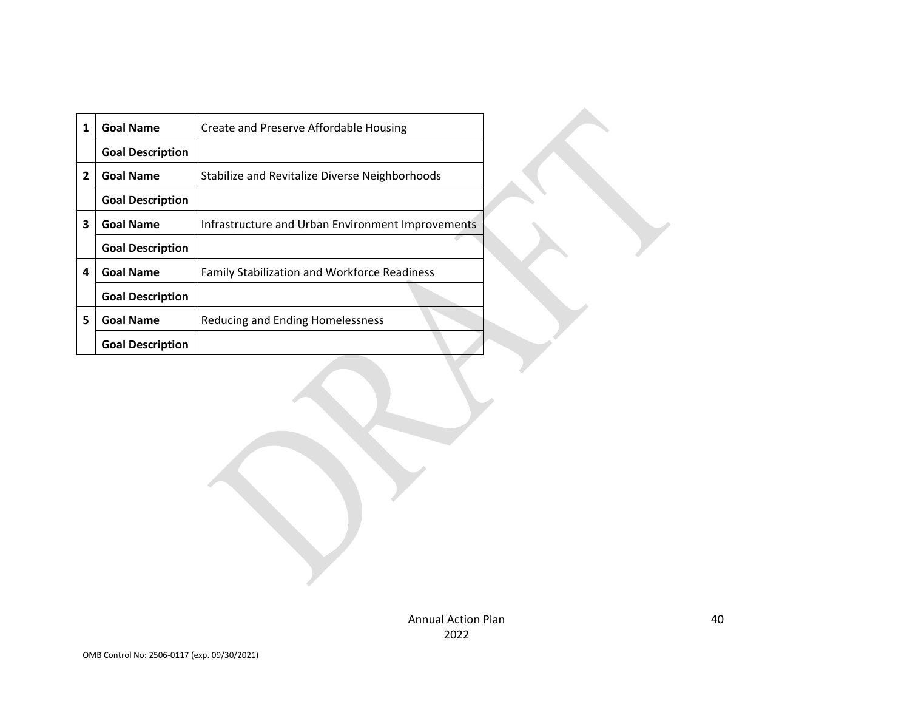| | | |
|---|---|---|
| 1 | **Goal Name** | Create and Preserve Affordable Housing |
| | **Goal Description** | |
| 2 | **Goal Name** | Stabilize and Revitalize Diverse Neighborhoods |
| | **Goal Description** | |
| 3 | **Goal Name** | Infrastructure and Urban Environment Improvements |
| | **Goal Description** | |
| 4 | **Goal Name** | Family Stabilization and Workforce Readiness |
| | **Goal Description** | |
| 5 | **Goal Name** | Reducing and Ending Homelessness |
| | **Goal Description** | |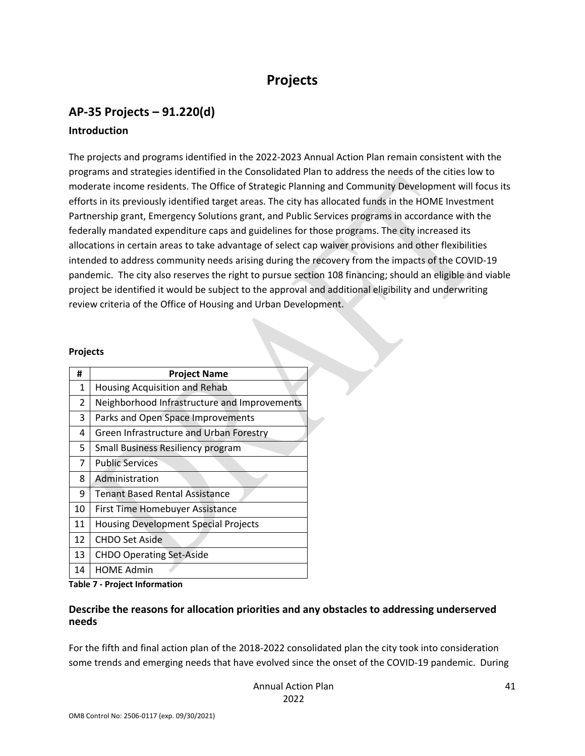# Projects

## AP-35 Projects – 91.220(d)

### Introduction

The projects and programs identified in the 2022-2023 Annual Action Plan remain consistent with the programs and strategies identified in the Consolidated Plan to address the needs of the cities low to moderate income residents. The Office of Strategic Planning and Community Development will focus its efforts in its previously identified target areas. The city has allocated funds in the HOME Investment Partnership grant, Emergency Solutions grant, and Public Services programs in accordance with the federally mandated expenditure caps and guidelines for those programs. The city increased its allocations in certain areas to take advantage of select cap waiver provisions and other flexibilities intended to address community needs arising during the recovery from the impacts of the COVID-19 pandemic. The city also reserves the right to pursue section 108 financing; should an eligible and viable project be identified it would be subject to the approval and additional eligibility and underwriting review criteria of the Office of Housing and Urban Development.

**Projects**

| # | Project Name |
|---|---|
| 1 | Housing Acquisition and Rehab |
| 2 | Neighborhood Infrastructure and Improvements |
| 3 | Parks and Open Space Improvements |
| 4 | Green Infrastructure and Urban Forestry |
| 5 | Small Business Resiliency program |
| 7 | Public Services |
| 8 | Administration |
| 9 | Tenant Based Rental Assistance |
| 10 | First Time Homebuyer Assistance |
| 11 | Housing Development Special Projects |
| 12 | CHDO Set Aside |
| 13 | CHDO Operating Set-Aside |
| 14 | HOME Admin |

**Table 7 - Project Information**

### Describe the reasons for allocation priorities and any obstacles to addressing underserved needs

For the fifth and final action plan of the 2018-2022 consolidated plan the city took into consideration some trends and emerging needs that have evolved since the onset of the COVID-19 pandemic. During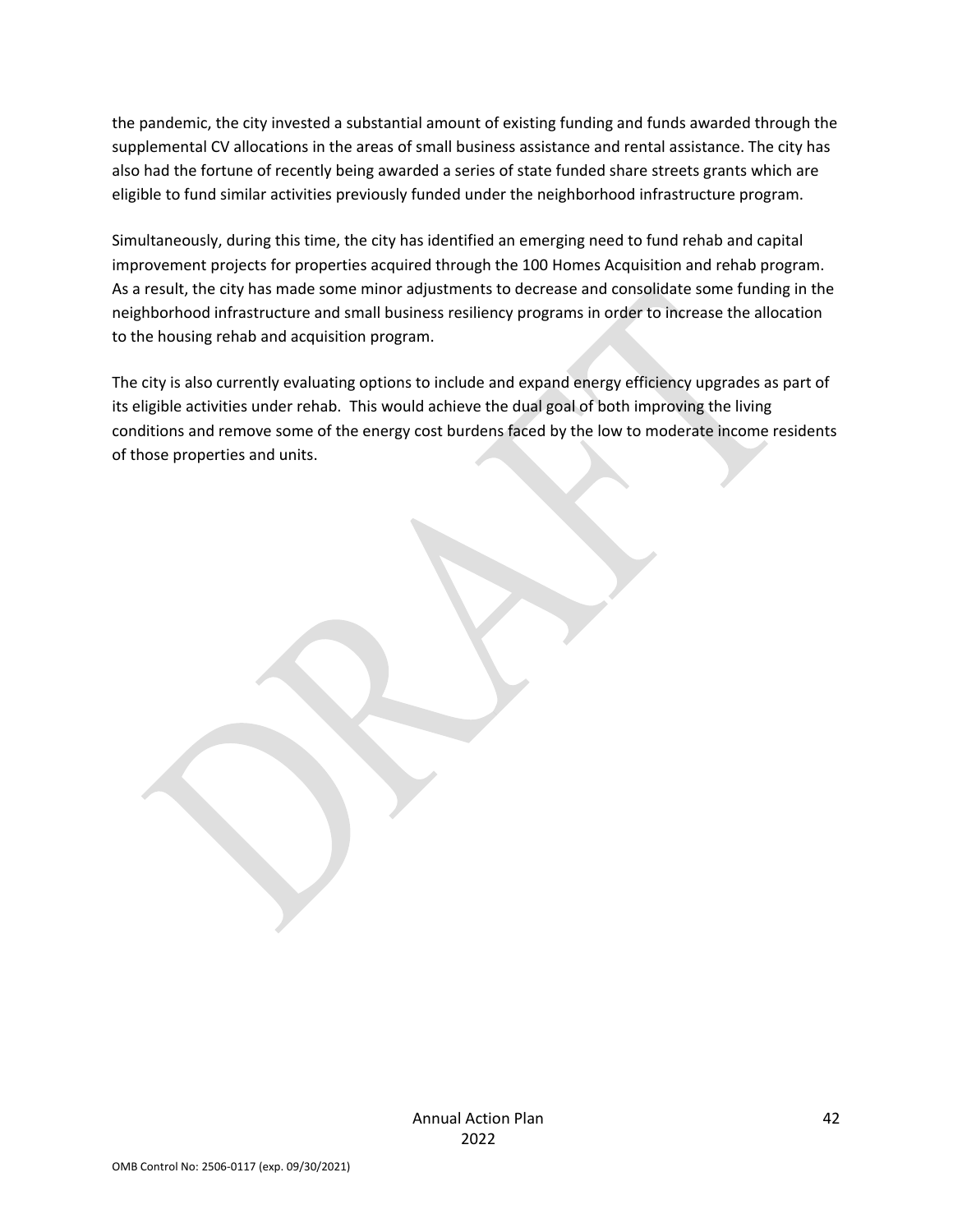the pandemic, the city invested a substantial amount of existing funding and funds awarded through the supplemental CV allocations in the areas of small business assistance and rental assistance. The city has also had the fortune of recently being awarded a series of state funded share streets grants which are eligible to fund similar activities previously funded under the neighborhood infrastructure program.

Simultaneously, during this time, the city has identified an emerging need to fund rehab and capital improvement projects for properties acquired through the 100 Homes Acquisition and rehab program. As a result, the city has made some minor adjustments to decrease and consolidate some funding in the neighborhood infrastructure and small business resiliency programs in order to increase the allocation to the housing rehab and acquisition program.

The city is also currently evaluating options to include and expand energy efficiency upgrades as part of its eligible activities under rehab. This would achieve the dual goal of both improving the living conditions and remove some of the energy cost burdens faced by the low to moderate income residents of those properties and units.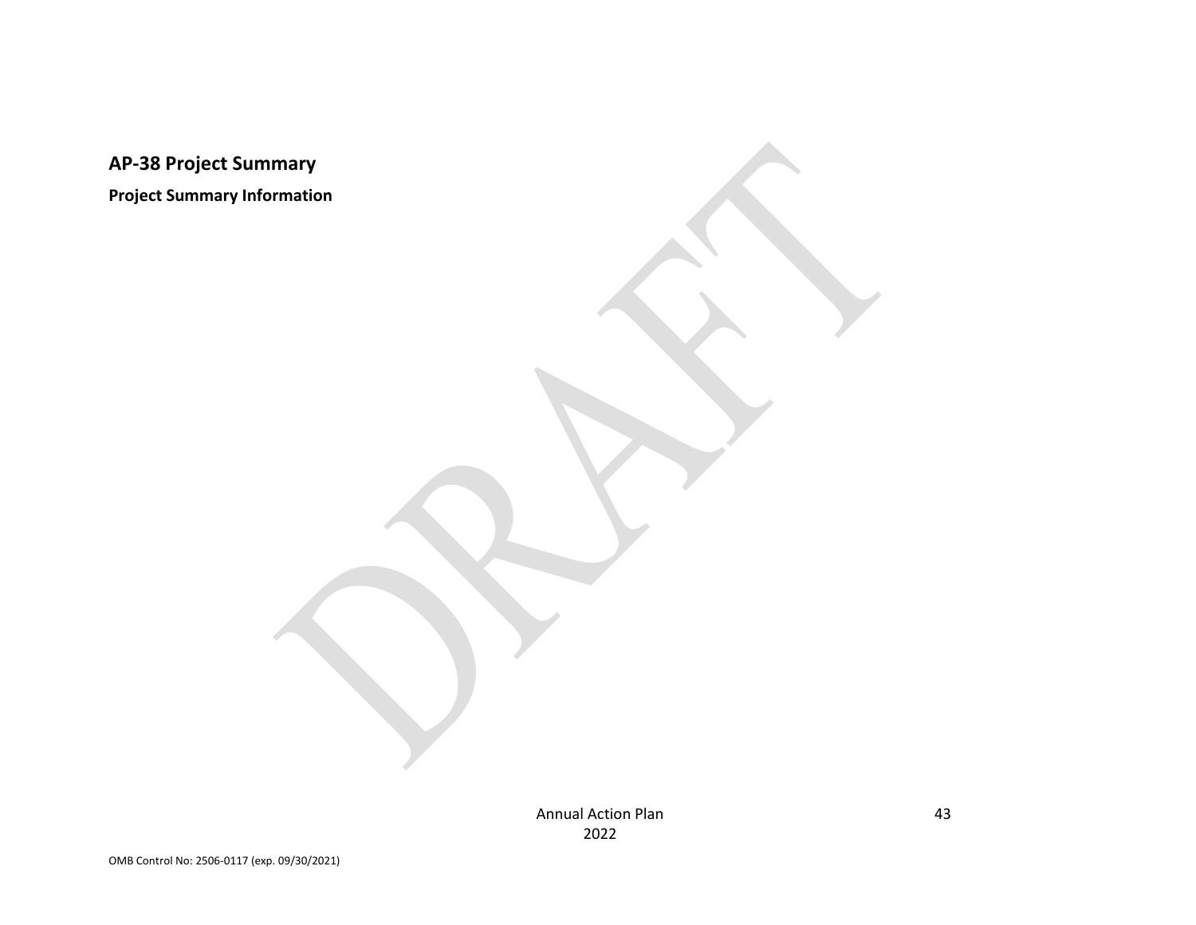## AP-38 Project Summary

**Project Summary Information**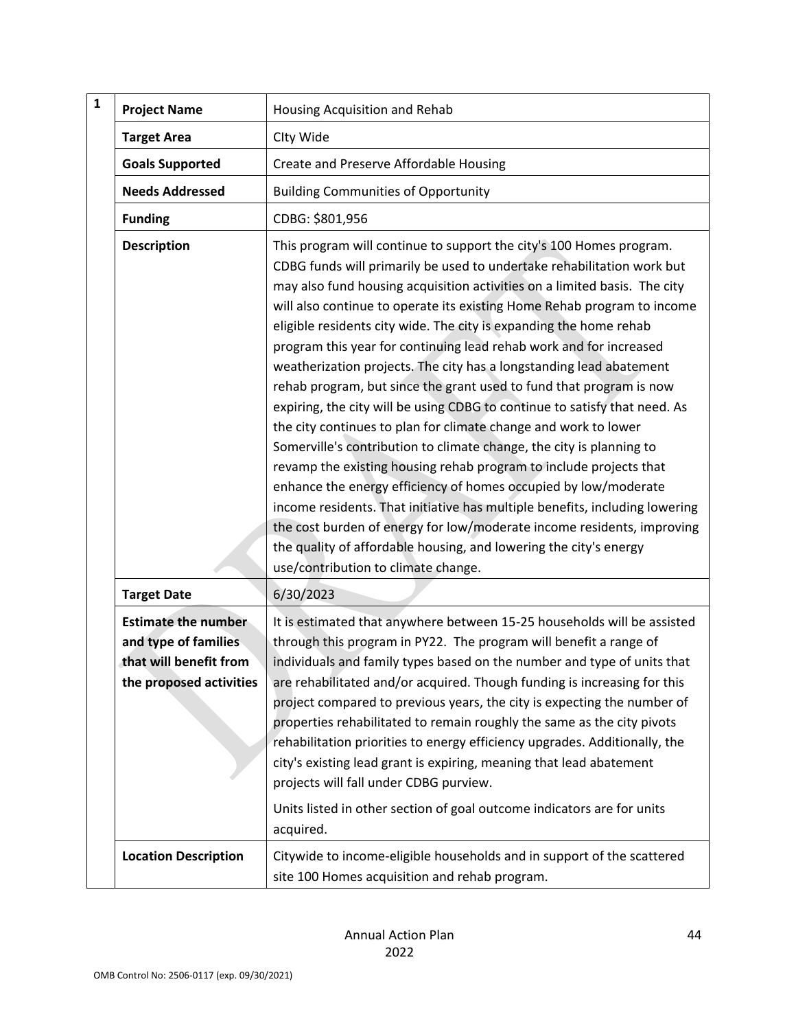| 1 | | |
|---|---|---|
| | **Project Name** | Housing Acquisition and Rehab |
| | **Target Area** | CIty Wide |
| | **Goals Supported** | Create and Preserve Affordable Housing |
| | **Needs Addressed** | Building Communities of Opportunity |
| | **Funding** | CDBG: $801,956 |
| | **Description** | This program will continue to support the city's 100 Homes program. CDBG funds will primarily be used to undertake rehabilitation work but may also fund housing acquisition activities on a limited basis. The city will also continue to operate its existing Home Rehab program to income eligible residents city wide. The city is expanding the home rehab program this year for continuing lead rehab work and for increased weatherization projects. The city has a longstanding lead abatement rehab program, but since the grant used to fund that program is now expiring, the city will be using CDBG to continue to satisfy that need. As the city continues to plan for climate change and work to lower Somerville's contribution to climate change, the city is planning to revamp the existing housing rehab program to include projects that enhance the energy efficiency of homes occupied by low/moderate income residents. That initiative has multiple benefits, including lowering the cost burden of energy for low/moderate income residents, improving the quality of affordable housing, and lowering the city's energy use/contribution to climate change. |
| | **Target Date** | 6/30/2023 |
| | **Estimate the number and type of families that will benefit from the proposed activities** | It is estimated that anywhere between 15-25 households will be assisted through this program in PY22. The program will benefit a range of individuals and family types based on the number and type of units that are rehabilitated and/or acquired. Though funding is increasing for this project compared to previous years, the city is expecting the number of properties rehabilitated to remain roughly the same as the city pivots rehabilitation priorities to energy efficiency upgrades. Additionally, the city's existing lead grant is expiring, meaning that lead abatement projects will fall under CDBG purview.<br><br>Units listed in other section of goal outcome indicators are for units acquired. |
| | **Location Description** | Citywide to income-eligible households and in support of the scattered site 100 Homes acquisition and rehab program. |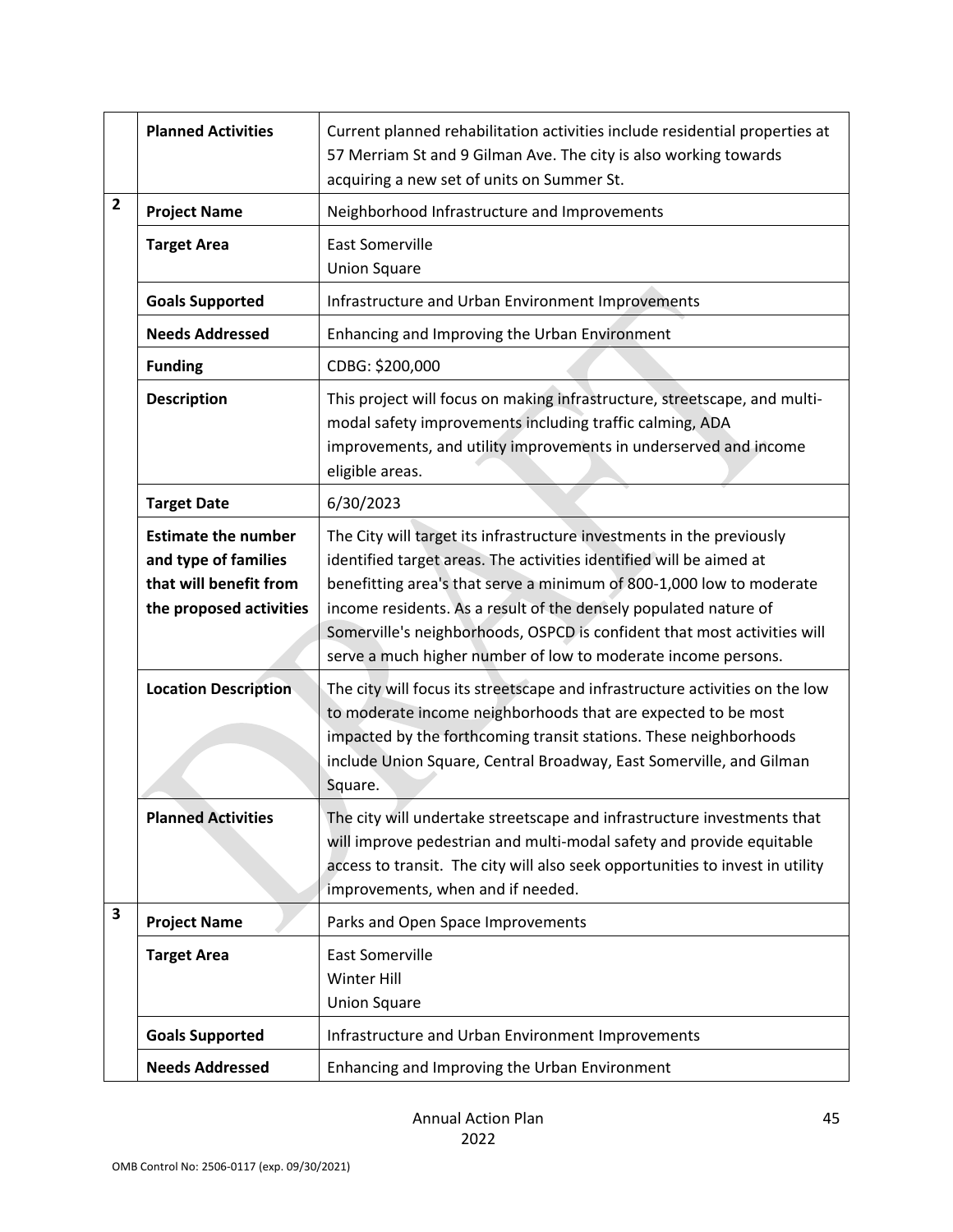| | | |
|---|---|---|
| | **Planned Activities** | Current planned rehabilitation activities include residential properties at 57 Merriam St and 9 Gilman Ave. The city is also working towards acquiring a new set of units on Summer St. |
| **2** | **Project Name** | Neighborhood Infrastructure and Improvements |
| | **Target Area** | East Somerville<br>Union Square |
| | **Goals Supported** | Infrastructure and Urban Environment Improvements |
| | **Needs Addressed** | Enhancing and Improving the Urban Environment |
| | **Funding** | CDBG: $200,000 |
| | **Description** | This project will focus on making infrastructure, streetscape, and multi-modal safety improvements including traffic calming, ADA improvements, and utility improvements in underserved and income eligible areas. |
| | **Target Date** | 6/30/2023 |
| | **Estimate the number and type of families that will benefit from the proposed activities** | The City will target its infrastructure investments in the previously identified target areas. The activities identified will be aimed at benefitting area's that serve a minimum of 800-1,000 low to moderate income residents. As a result of the densely populated nature of Somerville's neighborhoods, OSPCD is confident that most activities will serve a much higher number of low to moderate income persons. |
| | **Location Description** | The city will focus its streetscape and infrastructure activities on the low to moderate income neighborhoods that are expected to be most impacted by the forthcoming transit stations. These neighborhoods include Union Square, Central Broadway, East Somerville, and Gilman Square. |
| | **Planned Activities** | The city will undertake streetscape and infrastructure investments that will improve pedestrian and multi-modal safety and provide equitable access to transit. The city will also seek opportunities to invest in utility improvements, when and if needed. |
| **3** | **Project Name** | Parks and Open Space Improvements |
| | **Target Area** | East Somerville<br>Winter Hill<br>Union Square |
| | **Goals Supported** | Infrastructure and Urban Environment Improvements |
| | **Needs Addressed** | Enhancing and Improving the Urban Environment |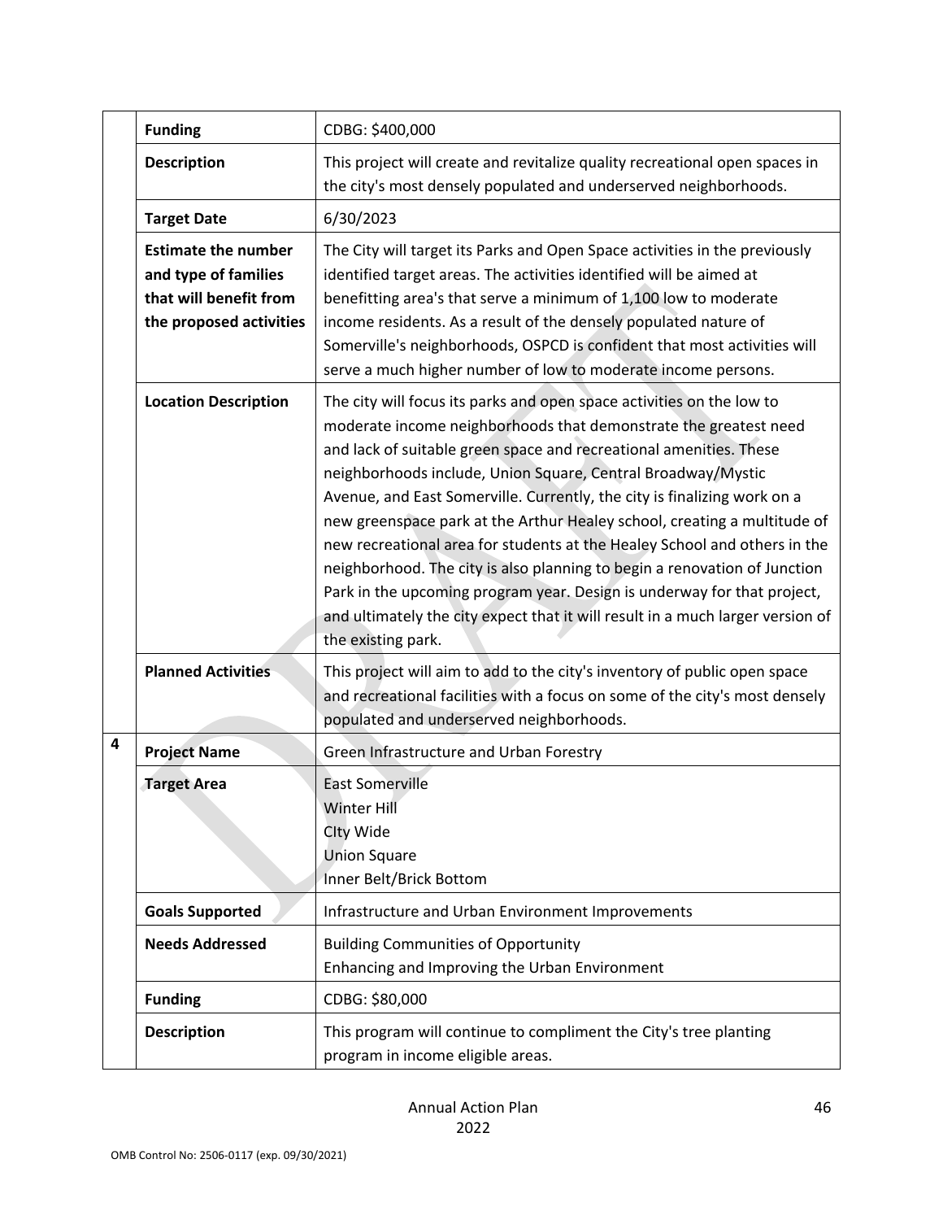| | | |
|---|---|---|
| | **Funding** | CDBG: $400,000 |
| | **Description** | This project will create and revitalize quality recreational open spaces in the city's most densely populated and underserved neighborhoods. |
| | **Target Date** | 6/30/2023 |
| | **Estimate the number and type of families that will benefit from the proposed activities** | The City will target its Parks and Open Space activities in the previously identified target areas. The activities identified will be aimed at benefitting area's that serve a minimum of 1,100 low to moderate income residents. As a result of the densely populated nature of Somerville's neighborhoods, OSPCD is confident that most activities will serve a much higher number of low to moderate income persons. |
| | **Location Description** | The city will focus its parks and open space activities on the low to moderate income neighborhoods that demonstrate the greatest need and lack of suitable green space and recreational amenities. These neighborhoods include, Union Square, Central Broadway/Mystic Avenue, and East Somerville. Currently, the city is finalizing work on a new greenspace park at the Arthur Healey school, creating a multitude of new recreational area for students at the Healey School and others in the neighborhood. The city is also planning to begin a renovation of Junction Park in the upcoming program year. Design is underway for that project, and ultimately the city expect that it will result in a much larger version of the existing park. |
| | **Planned Activities** | This project will aim to add to the city's inventory of public open space and recreational facilities with a focus on some of the city's most densely populated and underserved neighborhoods. |
| **4** | **Project Name** | Green Infrastructure and Urban Forestry |
| | **Target Area** | East Somerville<br>Winter Hill<br>CIty Wide<br>Union Square<br>Inner Belt/Brick Bottom |
| | **Goals Supported** | Infrastructure and Urban Environment Improvements |
| | **Needs Addressed** | Building Communities of Opportunity<br>Enhancing and Improving the Urban Environment |
| | **Funding** | CDBG: $80,000 |
| | **Description** | This program will continue to compliment the City's tree planting program in income eligible areas. |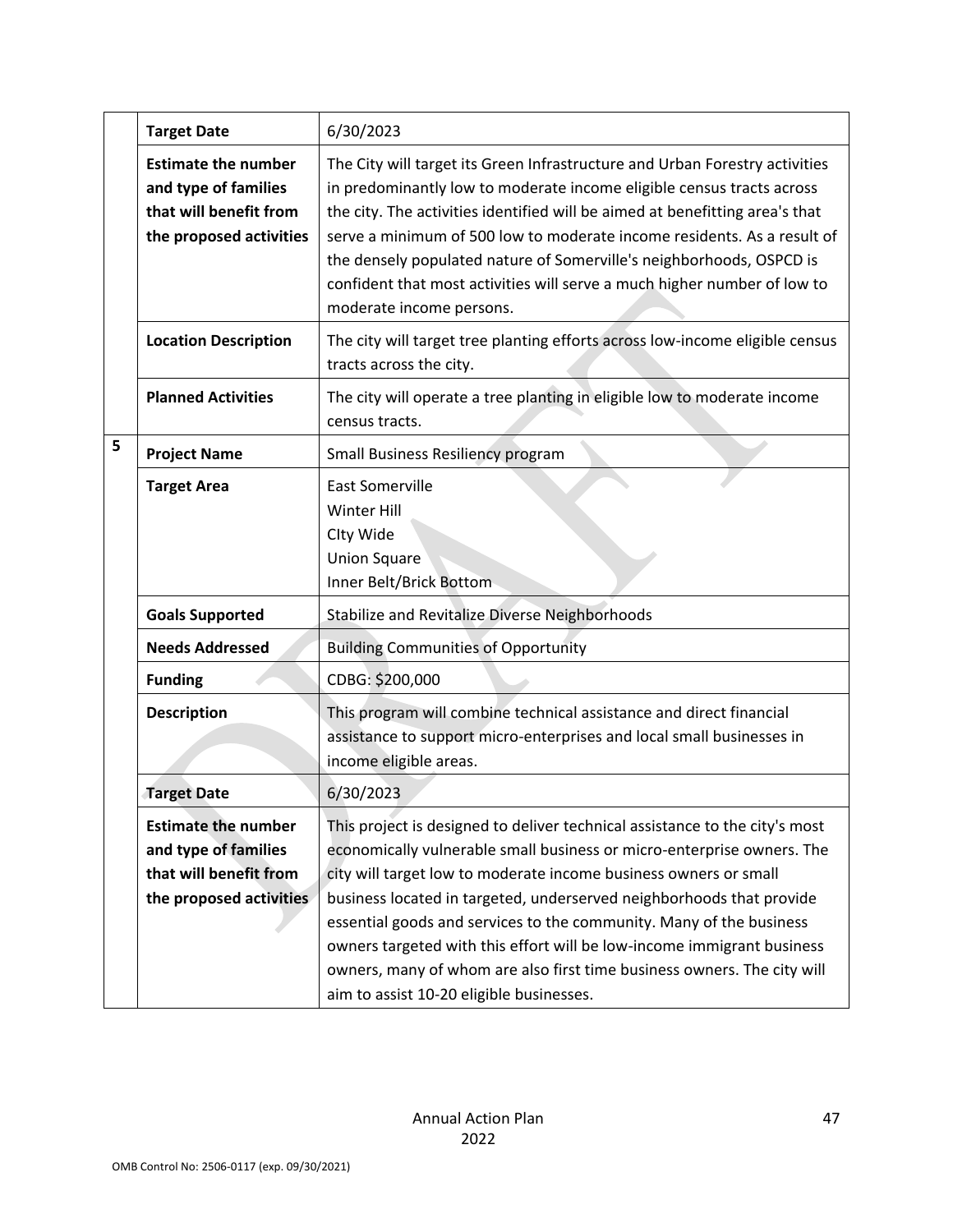| | | |
|---|---|---|
| | **Target Date** | 6/30/2023 |
| | **Estimate the number and type of families that will benefit from the proposed activities** | The City will target its Green Infrastructure and Urban Forestry activities in predominantly low to moderate income eligible census tracts across the city. The activities identified will be aimed at benefitting area's that serve a minimum of 500 low to moderate income residents. As a result of the densely populated nature of Somerville's neighborhoods, OSPCD is confident that most activities will serve a much higher number of low to moderate income persons. |
| | **Location Description** | The city will target tree planting efforts across low-income eligible census tracts across the city. |
| | **Planned Activities** | The city will operate a tree planting in eligible low to moderate income census tracts. |
| **5** | **Project Name** | Small Business Resiliency program |
| | **Target Area** | East Somerville<br>Winter Hill<br>CIty Wide<br>Union Square<br>Inner Belt/Brick Bottom |
| | **Goals Supported** | Stabilize and Revitalize Diverse Neighborhoods |
| | **Needs Addressed** | Building Communities of Opportunity |
| | **Funding** | CDBG: $200,000 |
| | **Description** | This program will combine technical assistance and direct financial assistance to support micro-enterprises and local small businesses in income eligible areas. |
| | **Target Date** | 6/30/2023 |
| | **Estimate the number and type of families that will benefit from the proposed activities** | This project is designed to deliver technical assistance to the city's most economically vulnerable small business or micro-enterprise owners. The city will target low to moderate income business owners or small business located in targeted, underserved neighborhoods that provide essential goods and services to the community. Many of the business owners targeted with this effort will be low-income immigrant business owners, many of whom are also first time business owners. The city will aim to assist 10-20 eligible businesses. |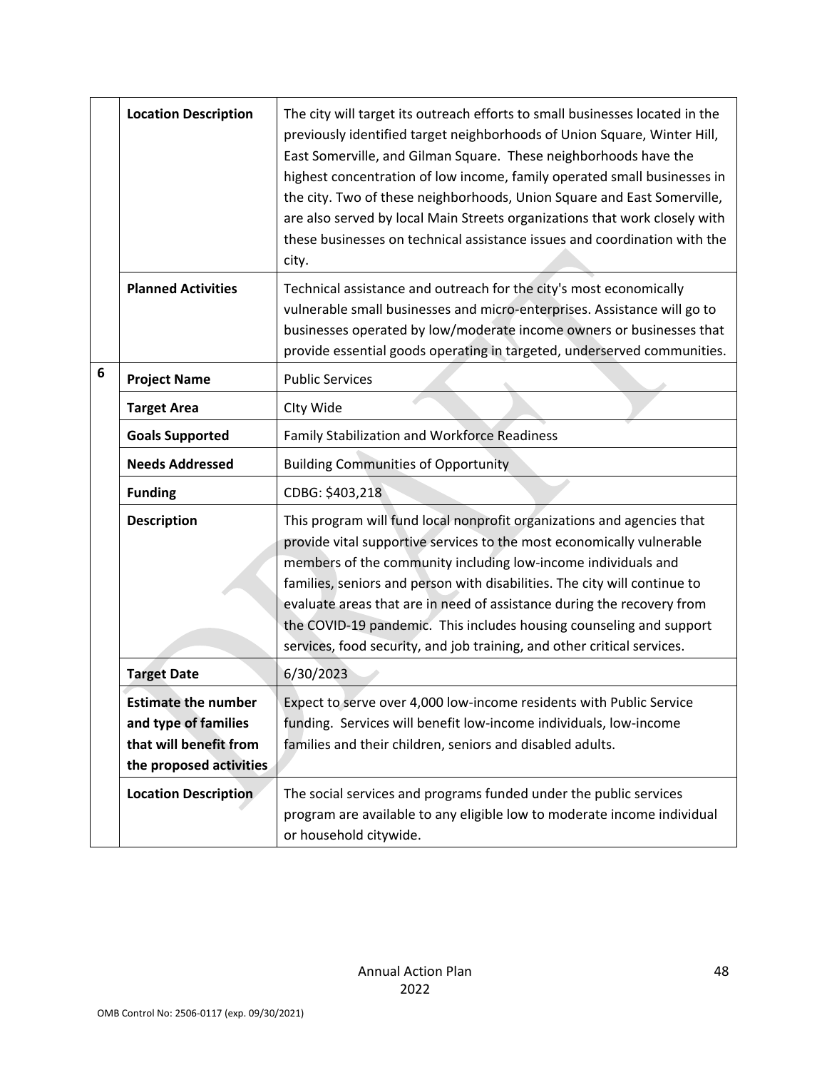| | | |
|---|---|---|
| | **Location Description** | The city will target its outreach efforts to small businesses located in the previously identified target neighborhoods of Union Square, Winter Hill, East Somerville, and Gilman Square. These neighborhoods have the highest concentration of low income, family operated small businesses in the city. Two of these neighborhoods, Union Square and East Somerville, are also served by local Main Streets organizations that work closely with these businesses on technical assistance issues and coordination with the city. |
| | **Planned Activities** | Technical assistance and outreach for the city's most economically vulnerable small businesses and micro-enterprises. Assistance will go to businesses operated by low/moderate income owners or businesses that provide essential goods operating in targeted, underserved communities. |
| **6** | **Project Name** | Public Services |
| | **Target Area** | CIty Wide |
| | **Goals Supported** | Family Stabilization and Workforce Readiness |
| | **Needs Addressed** | Building Communities of Opportunity |
| | **Funding** | CDBG: $403,218 |
| | **Description** | This program will fund local nonprofit organizations and agencies that provide vital supportive services to the most economically vulnerable members of the community including low-income individuals and families, seniors and person with disabilities. The city will continue to evaluate areas that are in need of assistance during the recovery from the COVID-19 pandemic. This includes housing counseling and support services, food security, and job training, and other critical services. |
| | **Target Date** | 6/30/2023 |
| | **Estimate the number and type of families that will benefit from the proposed activities** | Expect to serve over 4,000 low-income residents with Public Service funding. Services will benefit low-income individuals, low-income families and their children, seniors and disabled adults. |
| | **Location Description** | The social services and programs funded under the public services program are available to any eligible low to moderate income individual or household citywide. |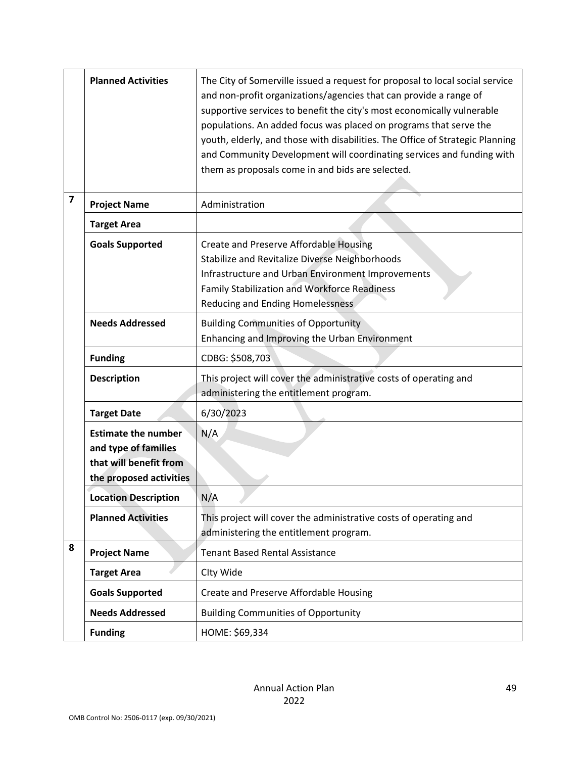| | | |
|---|---|---|
| | **Planned Activities** | The City of Somerville issued a request for proposal to local social service and non-profit organizations/agencies that can provide a range of supportive services to benefit the city's most economically vulnerable populations. An added focus was placed on programs that serve the youth, elderly, and those with disabilities. The Office of Strategic Planning and Community Development will coordinating services and funding with them as proposals come in and bids are selected. |
| **7** | **Project Name** | Administration |
| | **Target Area** | |
| | **Goals Supported** | Create and Preserve Affordable Housing<br>Stabilize and Revitalize Diverse Neighborhoods<br>Infrastructure and Urban Environment Improvements<br>Family Stabilization and Workforce Readiness<br>Reducing and Ending Homelessness |
| | **Needs Addressed** | Building Communities of Opportunity<br>Enhancing and Improving the Urban Environment |
| | **Funding** | CDBG: $508,703 |
| | **Description** | This project will cover the administrative costs of operating and administering the entitlement program. |
| | **Target Date** | 6/30/2023 |
| | **Estimate the number and type of families that will benefit from the proposed activities** | N/A |
| | **Location Description** | N/A |
| | **Planned Activities** | This project will cover the administrative costs of operating and administering the entitlement program. |
| **8** | **Project Name** | Tenant Based Rental Assistance |
| | **Target Area** | CIty Wide |
| | **Goals Supported** | Create and Preserve Affordable Housing |
| | **Needs Addressed** | Building Communities of Opportunity |
| | **Funding** | HOME: $69,334 |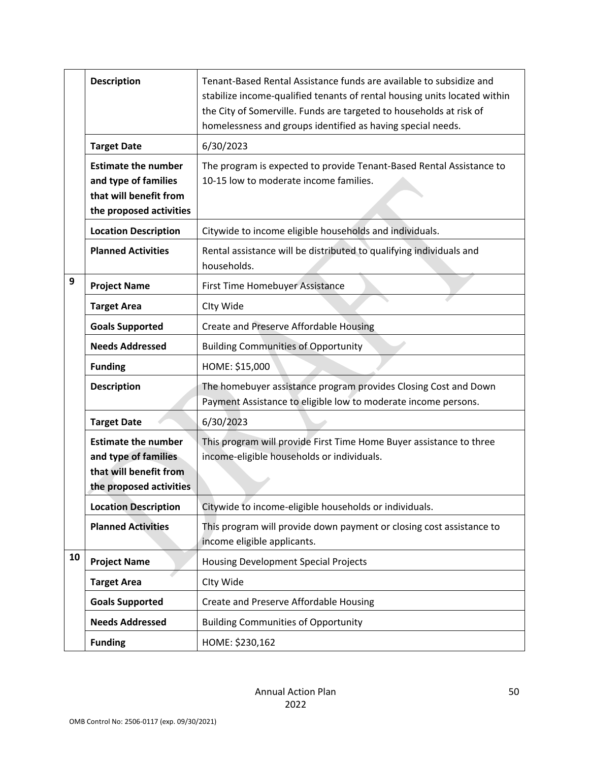| | | |
|---|---|---|
| | **Description** | Tenant-Based Rental Assistance funds are available to subsidize and stabilize income-qualified tenants of rental housing units located within the City of Somerville. Funds are targeted to households at risk of homelessness and groups identified as having special needs. |
| | **Target Date** | 6/30/2023 |
| | **Estimate the number and type of families that will benefit from the proposed activities** | The program is expected to provide Tenant-Based Rental Assistance to 10-15 low to moderate income families. |
| | **Location Description** | Citywide to income eligible households and individuals. |
| | **Planned Activities** | Rental assistance will be distributed to qualifying individuals and households. |
| 9 | **Project Name** | First Time Homebuyer Assistance |
| | **Target Area** | CIty Wide |
| | **Goals Supported** | Create and Preserve Affordable Housing |
| | **Needs Addressed** | Building Communities of Opportunity |
| | **Funding** | HOME: $15,000 |
| | **Description** | The homebuyer assistance program provides Closing Cost and Down Payment Assistance to eligible low to moderate income persons. |
| | **Target Date** | 6/30/2023 |
| | **Estimate the number and type of families that will benefit from the proposed activities** | This program will provide First Time Home Buyer assistance to three income-eligible households or individuals. |
| | **Location Description** | Citywide to income-eligible households or individuals. |
| | **Planned Activities** | This program will provide down payment or closing cost assistance to income eligible applicants. |
| 10 | **Project Name** | Housing Development Special Projects |
| | **Target Area** | CIty Wide |
| | **Goals Supported** | Create and Preserve Affordable Housing |
| | **Needs Addressed** | Building Communities of Opportunity |
| | **Funding** | HOME: $230,162 |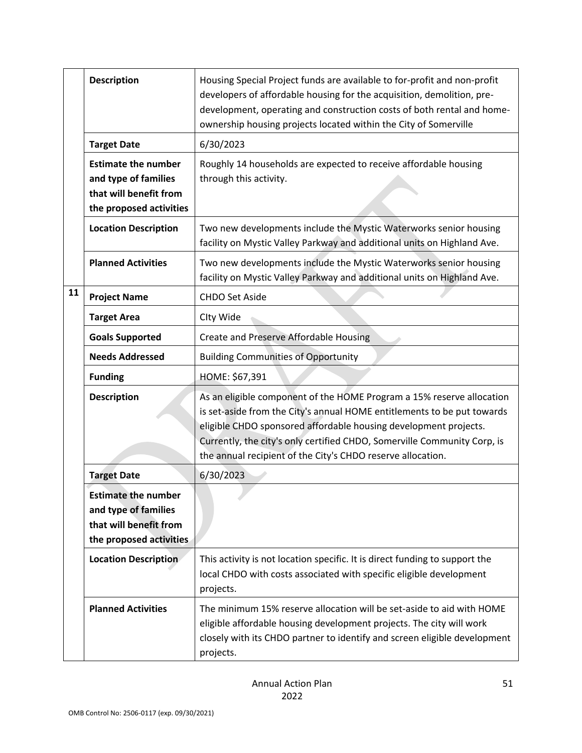| | | |
|---|---|---|
| | **Description** | Housing Special Project funds are available to for-profit and non-profit developers of affordable housing for the acquisition, demolition, pre-development, operating and construction costs of both rental and home-ownership housing projects located within the City of Somerville |
| | **Target Date** | 6/30/2023 |
| | **Estimate the number and type of families that will benefit from the proposed activities** | Roughly 14 households are expected to receive affordable housing through this activity. |
| | **Location Description** | Two new developments include the Mystic Waterworks senior housing facility on Mystic Valley Parkway and additional units on Highland Ave. |
| | **Planned Activities** | Two new developments include the Mystic Waterworks senior housing facility on Mystic Valley Parkway and additional units on Highland Ave. |
| **11** | **Project Name** | CHDO Set Aside |
| | **Target Area** | CIty Wide |
| | **Goals Supported** | Create and Preserve Affordable Housing |
| | **Needs Addressed** | Building Communities of Opportunity |
| | **Funding** | HOME: $67,391 |
| | **Description** | As an eligible component of the HOME Program a 15% reserve allocation is set-aside from the City's annual HOME entitlements to be put towards eligible CHDO sponsored affordable housing development projects. Currently, the city's only certified CHDO, Somerville Community Corp, is the annual recipient of the City's CHDO reserve allocation. |
| | **Target Date** | 6/30/2023 |
| | **Estimate the number and type of families that will benefit from the proposed activities** | |
| | **Location Description** | This activity is not location specific. It is direct funding to support the local CHDO with costs associated with specific eligible development projects. |
| | **Planned Activities** | The minimum 15% reserve allocation will be set-aside to aid with HOME eligible affordable housing development projects. The city will work closely with its CHDO partner to identify and screen eligible development projects. |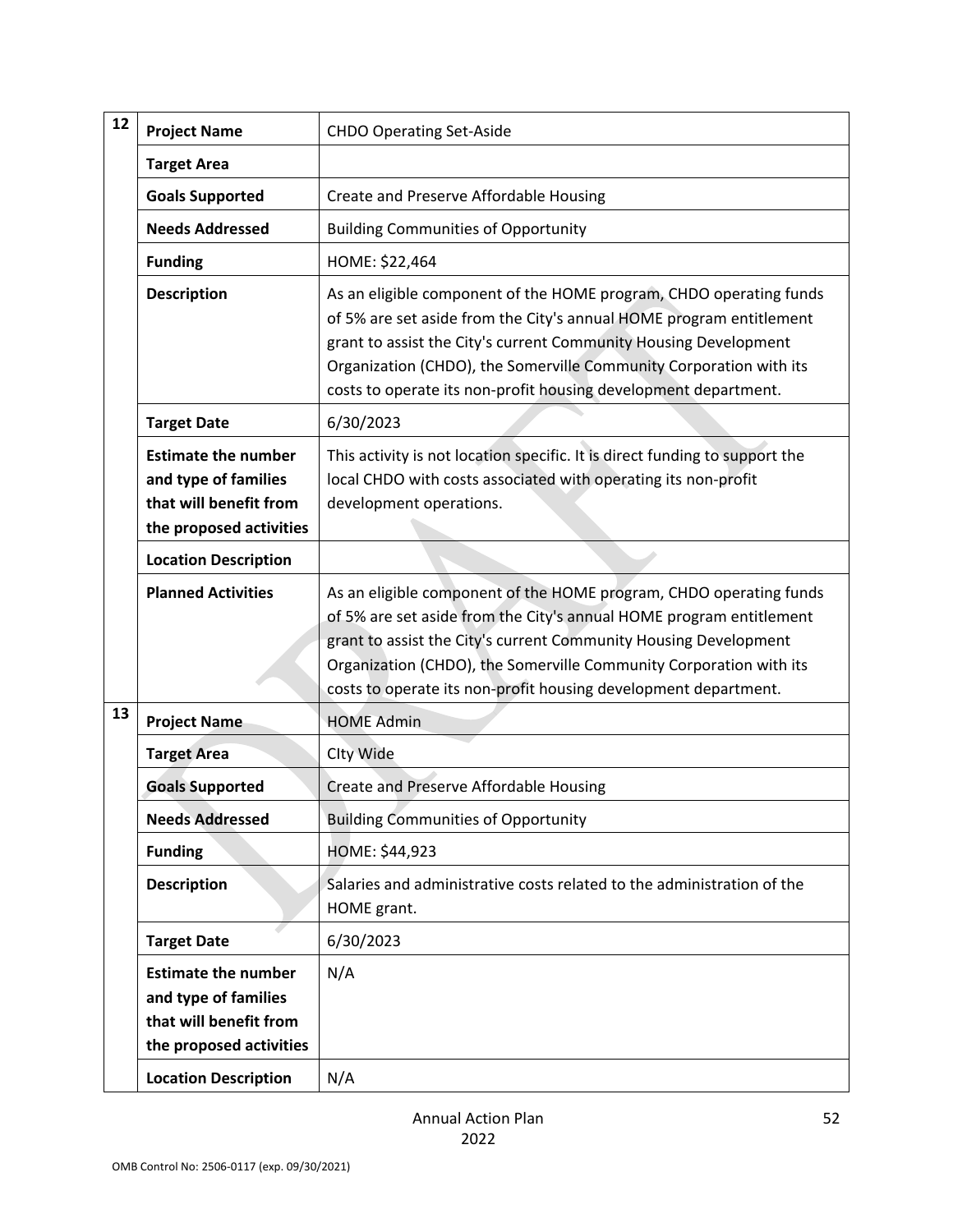| | | |
|---|---|---|
| 12 | **Project Name** | CHDO Operating Set-Aside |
| | **Target Area** | |
| | **Goals Supported** | Create and Preserve Affordable Housing |
| | **Needs Addressed** | Building Communities of Opportunity |
| | **Funding** | HOME: $22,464 |
| | **Description** | As an eligible component of the HOME program, CHDO operating funds of 5% are set aside from the City's annual HOME program entitlement grant to assist the City's current Community Housing Development Organization (CHDO), the Somerville Community Corporation with its costs to operate its non-profit housing development department. |
| | **Target Date** | 6/30/2023 |
| | **Estimate the number and type of families that will benefit from the proposed activities** | This activity is not location specific. It is direct funding to support the local CHDO with costs associated with operating its non-profit development operations. |
| | **Location Description** | |
| | **Planned Activities** | As an eligible component of the HOME program, CHDO operating funds of 5% are set aside from the City's annual HOME program entitlement grant to assist the City's current Community Housing Development Organization (CHDO), the Somerville Community Corporation with its costs to operate its non-profit housing development department. |
| 13 | **Project Name** | HOME Admin |
| | **Target Area** | CIty Wide |
| | **Goals Supported** | Create and Preserve Affordable Housing |
| | **Needs Addressed** | Building Communities of Opportunity |
| | **Funding** | HOME: $44,923 |
| | **Description** | Salaries and administrative costs related to the administration of the HOME grant. |
| | **Target Date** | 6/30/2023 |
| | **Estimate the number and type of families that will benefit from the proposed activities** | N/A |
| | **Location Description** | N/A |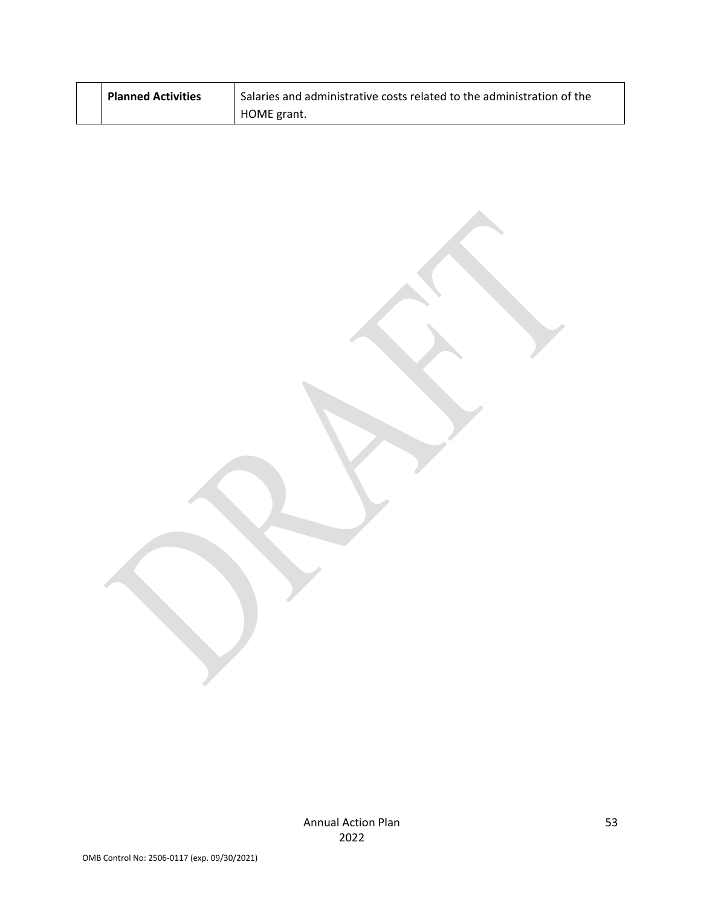| | | |
|---|---|---|
| | **Planned Activities** | Salaries and administrative costs related to the administration of the HOME grant. |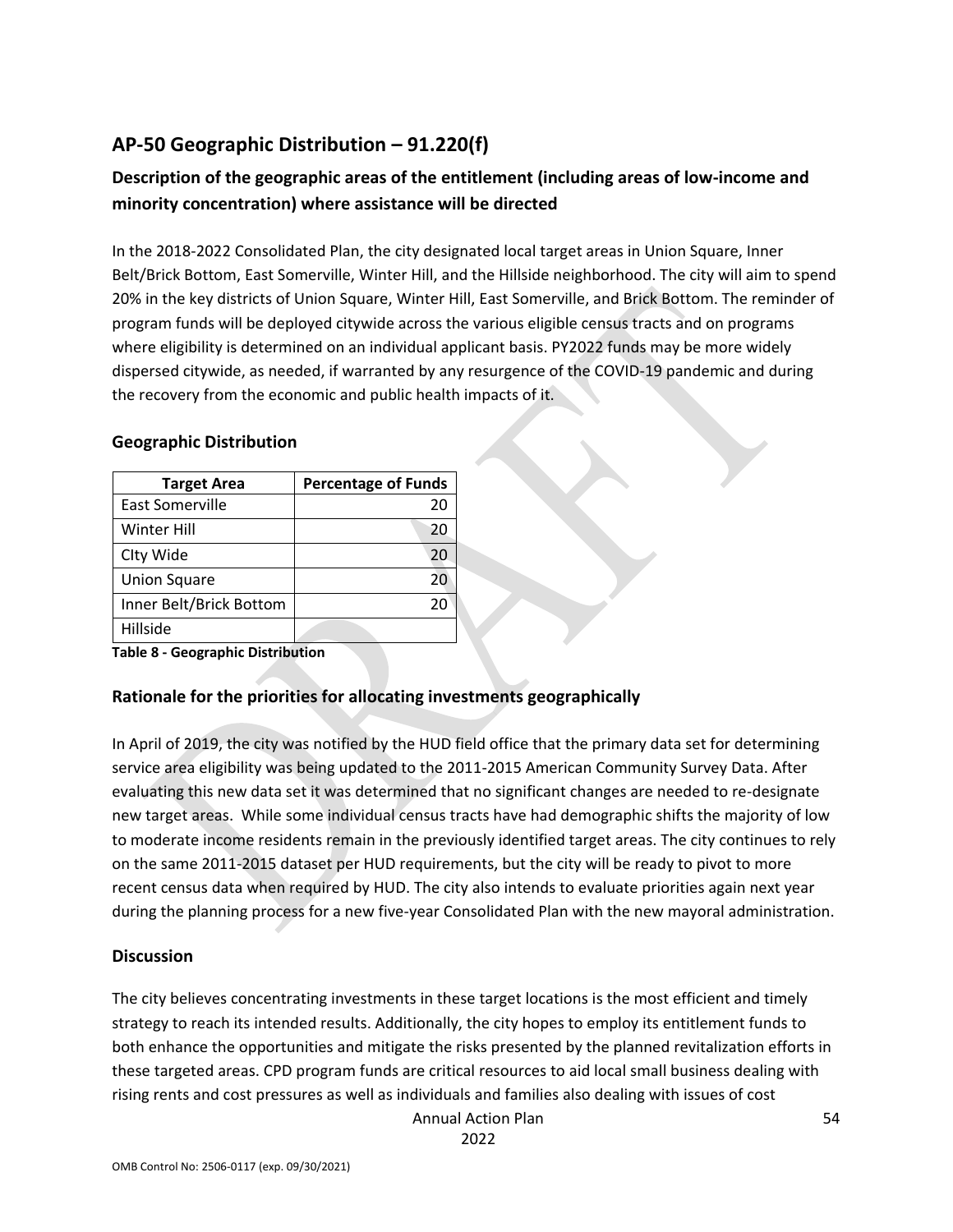## AP-50 Geographic Distribution – 91.220(f)

### Description of the geographic areas of the entitlement (including areas of low-income and minority concentration) where assistance will be directed

In the 2018-2022 Consolidated Plan, the city designated local target areas in Union Square, Inner Belt/Brick Bottom, East Somerville, Winter Hill, and the Hillside neighborhood. The city will aim to spend 20% in the key districts of Union Square, Winter Hill, East Somerville, and Brick Bottom. The reminder of program funds will be deployed citywide across the various eligible census tracts and on programs where eligibility is determined on an individual applicant basis. PY2022 funds may be more widely dispersed citywide, as needed, if warranted by any resurgence of the COVID-19 pandemic and during the recovery from the economic and public health impacts of it.

### Geographic Distribution

| Target Area | Percentage of Funds |
|---|---|
| East Somerville | 20 |
| Winter Hill | 20 |
| CIty Wide | 20 |
| Union Square | 20 |
| Inner Belt/Brick Bottom | 20 |
| Hillside | |

**Table 8 - Geographic Distribution**

### Rationale for the priorities for allocating investments geographically

In April of 2019, the city was notified by the HUD field office that the primary data set for determining service area eligibility was being updated to the 2011-2015 American Community Survey Data. After evaluating this new data set it was determined that no significant changes are needed to re-designate new target areas. While some individual census tracts have had demographic shifts the majority of low to moderate income residents remain in the previously identified target areas. The city continues to rely on the same 2011-2015 dataset per HUD requirements, but the city will be ready to pivot to more recent census data when required by HUD. The city also intends to evaluate priorities again next year during the planning process for a new five-year Consolidated Plan with the new mayoral administration.

### Discussion

The city believes concentrating investments in these target locations is the most efficient and timely strategy to reach its intended results. Additionally, the city hopes to employ its entitlement funds to both enhance the opportunities and mitigate the risks presented by the planned revitalization efforts in these targeted areas. CPD program funds are critical resources to aid local small business dealing with rising rents and cost pressures as well as individuals and families also dealing with issues of cost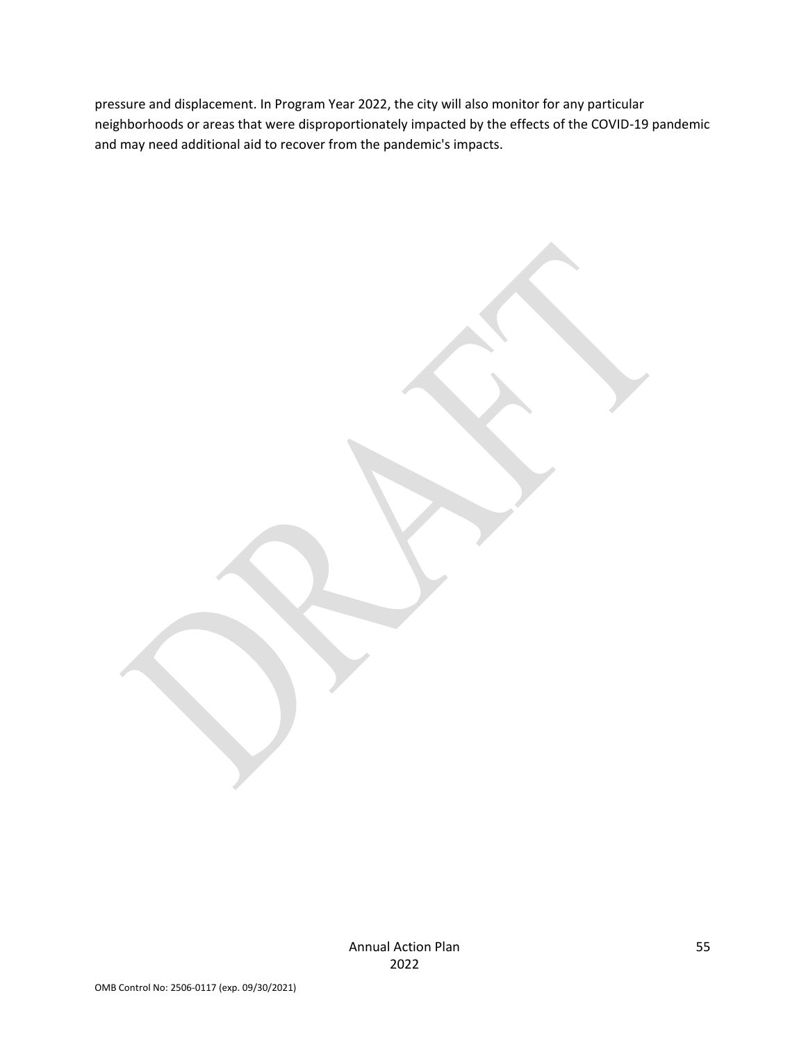pressure and displacement. In Program Year 2022, the city will also monitor for any particular neighborhoods or areas that were disproportionately impacted by the effects of the COVID-19 pandemic and may need additional aid to recover from the pandemic's impacts.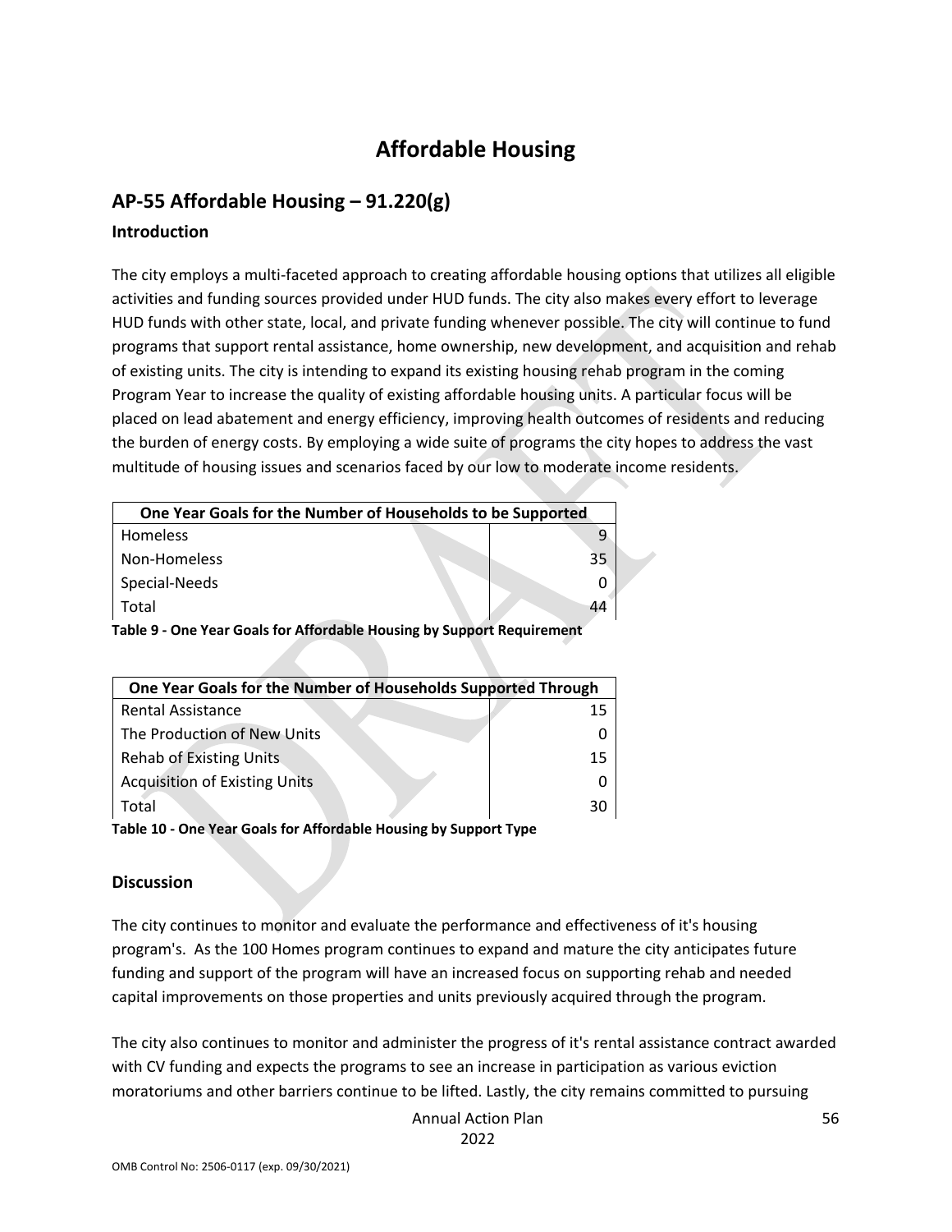# Affordable Housing

## AP-55 Affordable Housing – 91.220(g)

### Introduction

The city employs a multi-faceted approach to creating affordable housing options that utilizes all eligible activities and funding sources provided under HUD funds. The city also makes every effort to leverage HUD funds with other state, local, and private funding whenever possible. The city will continue to fund programs that support rental assistance, home ownership, new development, and acquisition and rehab of existing units. The city is intending to expand its existing housing rehab program in the coming Program Year to increase the quality of existing affordable housing units. A particular focus will be placed on lead abatement and energy efficiency, improving health outcomes of residents and reducing the burden of energy costs. By employing a wide suite of programs the city hopes to address the vast multitude of housing issues and scenarios faced by our low to moderate income residents.

| One Year Goals for the Number of Households to be Supported | |
|---|---|
| Homeless | 9 |
| Non-Homeless | 35 |
| Special-Needs | 0 |
| Total | 44 |

**Table 9 - One Year Goals for Affordable Housing by Support Requirement**

| One Year Goals for the Number of Households Supported Through | |
|---|---|
| Rental Assistance | 15 |
| The Production of New Units | 0 |
| Rehab of Existing Units | 15 |
| Acquisition of Existing Units | 0 |
| Total | 30 |

**Table 10 - One Year Goals for Affordable Housing by Support Type**

### Discussion

The city continues to monitor and evaluate the performance and effectiveness of it's housing program's. As the 100 Homes program continues to expand and mature the city anticipates future funding and support of the program will have an increased focus on supporting rehab and needed capital improvements on those properties and units previously acquired through the program.

The city also continues to monitor and administer the progress of it's rental assistance contract awarded with CV funding and expects the programs to see an increase in participation as various eviction moratoriums and other barriers continue to be lifted. Lastly, the city remains committed to pursuing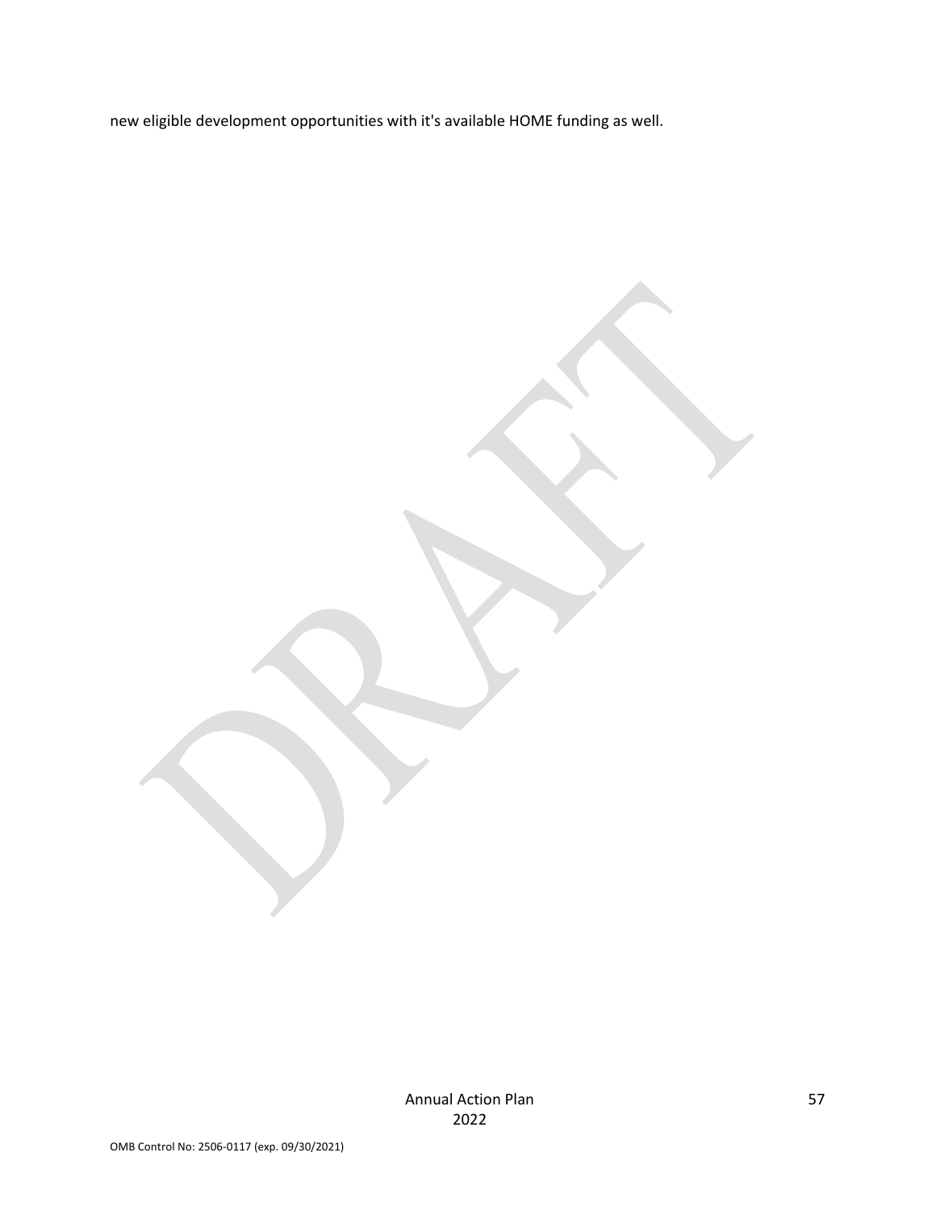new eligible development opportunities with it's available HOME funding as well.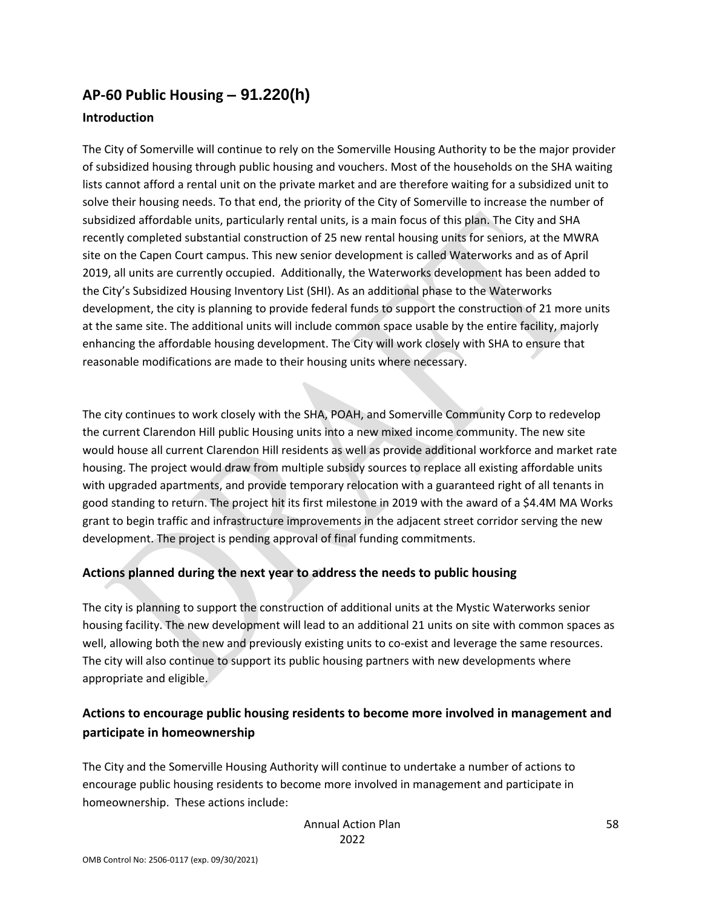## AP-60 Public Housing – 91.220(h)

### Introduction

The City of Somerville will continue to rely on the Somerville Housing Authority to be the major provider of subsidized housing through public housing and vouchers. Most of the households on the SHA waiting lists cannot afford a rental unit on the private market and are therefore waiting for a subsidized unit to solve their housing needs. To that end, the priority of the City of Somerville to increase the number of subsidized affordable units, particularly rental units, is a main focus of this plan. The City and SHA recently completed substantial construction of 25 new rental housing units for seniors, at the MWRA site on the Capen Court campus. This new senior development is called Waterworks and as of April 2019, all units are currently occupied. Additionally, the Waterworks development has been added to the City's Subsidized Housing Inventory List (SHI). As an additional phase to the Waterworks development, the city is planning to provide federal funds to support the construction of 21 more units at the same site. The additional units will include common space usable by the entire facility, majorly enhancing the affordable housing development. The City will work closely with SHA to ensure that reasonable modifications are made to their housing units where necessary.

The city continues to work closely with the SHA, POAH, and Somerville Community Corp to redevelop the current Clarendon Hill public Housing units into a new mixed income community. The new site would house all current Clarendon Hill residents as well as provide additional workforce and market rate housing. The project would draw from multiple subsidy sources to replace all existing affordable units with upgraded apartments, and provide temporary relocation with a guaranteed right of all tenants in good standing to return. The project hit its first milestone in 2019 with the award of a $4.4M MA Works grant to begin traffic and infrastructure improvements in the adjacent street corridor serving the new development. The project is pending approval of final funding commitments.

### Actions planned during the next year to address the needs to public housing

The city is planning to support the construction of additional units at the Mystic Waterworks senior housing facility. The new development will lead to an additional 21 units on site with common spaces as well, allowing both the new and previously existing units to co-exist and leverage the same resources. The city will also continue to support its public housing partners with new developments where appropriate and eligible.

### Actions to encourage public housing residents to become more involved in management and participate in homeownership

The City and the Somerville Housing Authority will continue to undertake a number of actions to encourage public housing residents to become more involved in management and participate in homeownership. These actions include: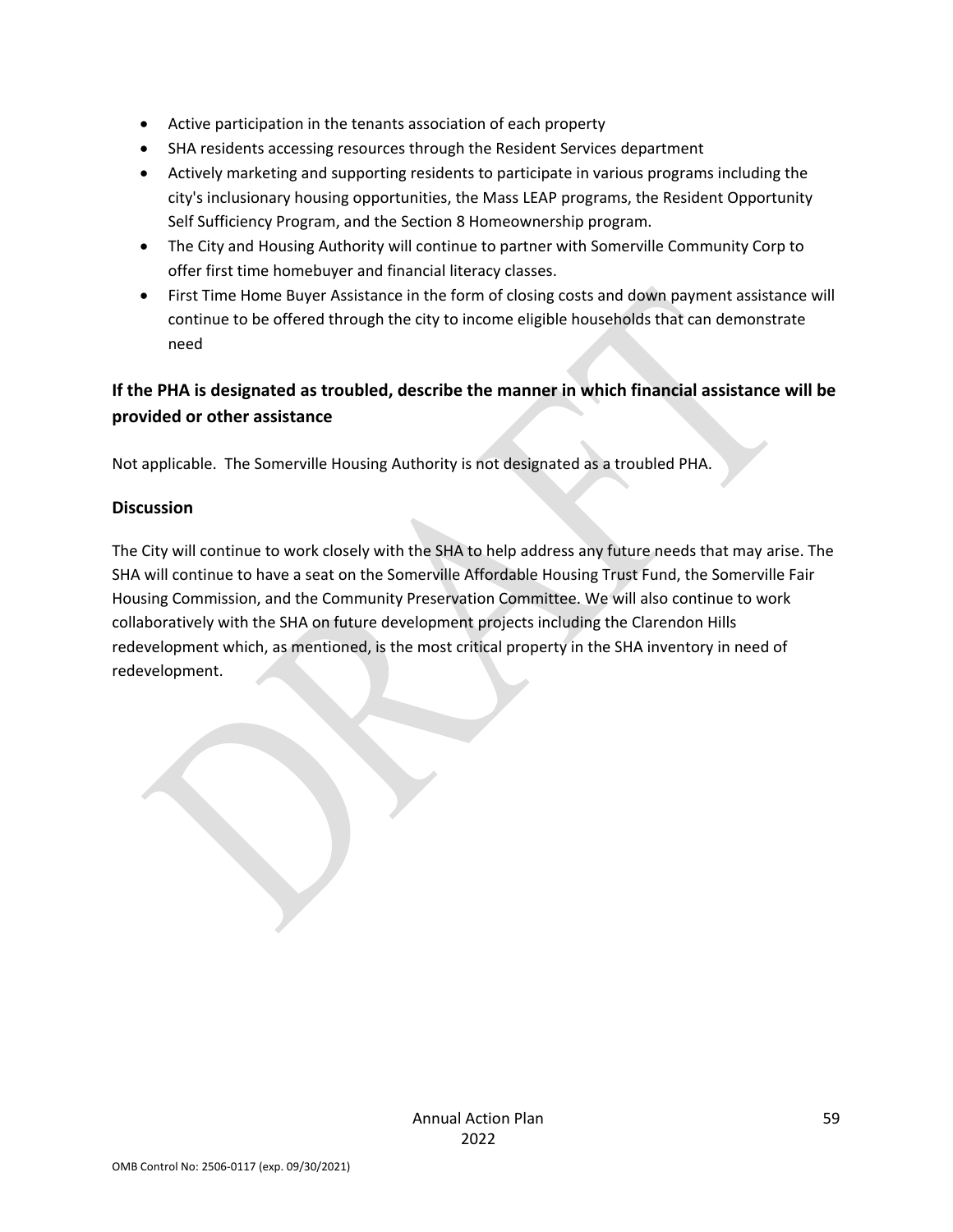- Active participation in the tenants association of each property
- SHA residents accessing resources through the Resident Services department
- Actively marketing and supporting residents to participate in various programs including the city's inclusionary housing opportunities, the Mass LEAP programs, the Resident Opportunity Self Sufficiency Program, and the Section 8 Homeownership program.
- The City and Housing Authority will continue to partner with Somerville Community Corp to offer first time homebuyer and financial literacy classes.
- First Time Home Buyer Assistance in the form of closing costs and down payment assistance will continue to be offered through the city to income eligible households that can demonstrate need

## If the PHA is designated as troubled, describe the manner in which financial assistance will be provided or other assistance

Not applicable. The Somerville Housing Authority is not designated as a troubled PHA.

## Discussion

The City will continue to work closely with the SHA to help address any future needs that may arise. The SHA will continue to have a seat on the Somerville Affordable Housing Trust Fund, the Somerville Fair Housing Commission, and the Community Preservation Committee. We will also continue to work collaboratively with the SHA on future development projects including the Clarendon Hills redevelopment which, as mentioned, is the most critical property in the SHA inventory in need of redevelopment.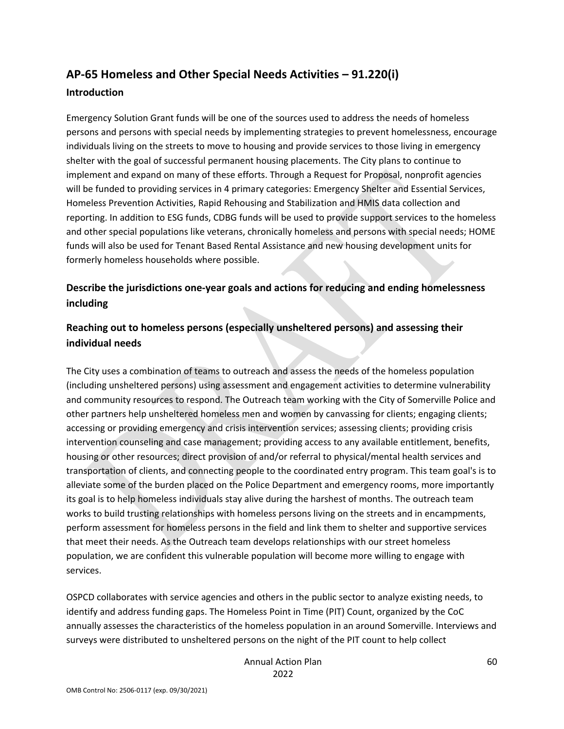## AP-65 Homeless and Other Special Needs Activities – 91.220(i)

### Introduction

Emergency Solution Grant funds will be one of the sources used to address the needs of homeless persons and persons with special needs by implementing strategies to prevent homelessness, encourage individuals living on the streets to move to housing and provide services to those living in emergency shelter with the goal of successful permanent housing placements. The City plans to continue to implement and expand on many of these efforts. Through a Request for Proposal, nonprofit agencies will be funded to providing services in 4 primary categories: Emergency Shelter and Essential Services, Homeless Prevention Activities, Rapid Rehousing and Stabilization and HMIS data collection and reporting. In addition to ESG funds, CDBG funds will be used to provide support services to the homeless and other special populations like veterans, chronically homeless and persons with special needs; HOME funds will also be used for Tenant Based Rental Assistance and new housing development units for formerly homeless households where possible.

### Describe the jurisdictions one-year goals and actions for reducing and ending homelessness including

### Reaching out to homeless persons (especially unsheltered persons) and assessing their individual needs

The City uses a combination of teams to outreach and assess the needs of the homeless population (including unsheltered persons) using assessment and engagement activities to determine vulnerability and community resources to respond. The Outreach team working with the City of Somerville Police and other partners help unsheltered homeless men and women by canvassing for clients; engaging clients; accessing or providing emergency and crisis intervention services; assessing clients; providing crisis intervention counseling and case management; providing access to any available entitlement, benefits, housing or other resources; direct provision of and/or referral to physical/mental health services and transportation of clients, and connecting people to the coordinated entry program. This team goal's is to alleviate some of the burden placed on the Police Department and emergency rooms, more importantly its goal is to help homeless individuals stay alive during the harshest of months. The outreach team works to build trusting relationships with homeless persons living on the streets and in encampments, perform assessment for homeless persons in the field and link them to shelter and supportive services that meet their needs. As the Outreach team develops relationships with our street homeless population, we are confident this vulnerable population will become more willing to engage with services.

OSPCD collaborates with service agencies and others in the public sector to analyze existing needs, to identify and address funding gaps. The Homeless Point in Time (PIT) Count, organized by the CoC annually assesses the characteristics of the homeless population in an around Somerville. Interviews and surveys were distributed to unsheltered persons on the night of the PIT count to help collect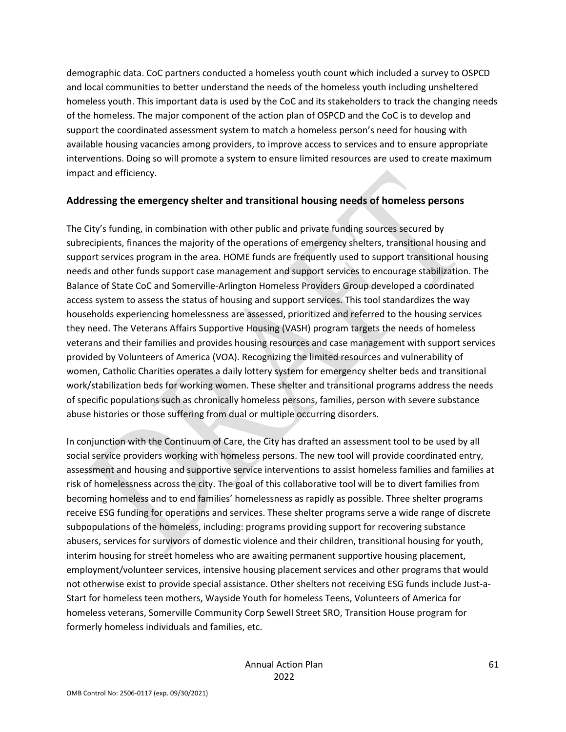demographic data. CoC partners conducted a homeless youth count which included a survey to OSPCD and local communities to better understand the needs of the homeless youth including unsheltered homeless youth. This important data is used by the CoC and its stakeholders to track the changing needs of the homeless. The major component of the action plan of OSPCD and the CoC is to develop and support the coordinated assessment system to match a homeless person's need for housing with available housing vacancies among providers, to improve access to services and to ensure appropriate interventions. Doing so will promote a system to ensure limited resources are used to create maximum impact and efficiency.

### Addressing the emergency shelter and transitional housing needs of homeless persons

The City's funding, in combination with other public and private funding sources secured by subrecipients, finances the majority of the operations of emergency shelters, transitional housing and support services program in the area. HOME funds are frequently used to support transitional housing needs and other funds support case management and support services to encourage stabilization. The Balance of State CoC and Somerville-Arlington Homeless Providers Group developed a coordinated access system to assess the status of housing and support services. This tool standardizes the way households experiencing homelessness are assessed, prioritized and referred to the housing services they need. The Veterans Affairs Supportive Housing (VASH) program targets the needs of homeless veterans and their families and provides housing resources and case management with support services provided by Volunteers of America (VOA). Recognizing the limited resources and vulnerability of women, Catholic Charities operates a daily lottery system for emergency shelter beds and transitional work/stabilization beds for working women. These shelter and transitional programs address the needs of specific populations such as chronically homeless persons, families, person with severe substance abuse histories or those suffering from dual or multiple occurring disorders.

In conjunction with the Continuum of Care, the City has drafted an assessment tool to be used by all social service providers working with homeless persons. The new tool will provide coordinated entry, assessment and housing and supportive service interventions to assist homeless families and families at risk of homelessness across the city. The goal of this collaborative tool will be to divert families from becoming homeless and to end families' homelessness as rapidly as possible. Three shelter programs receive ESG funding for operations and services. These shelter programs serve a wide range of discrete subpopulations of the homeless, including: programs providing support for recovering substance abusers, services for survivors of domestic violence and their children, transitional housing for youth, interim housing for street homeless who are awaiting permanent supportive housing placement, employment/volunteer services, intensive housing placement services and other programs that would not otherwise exist to provide special assistance. Other shelters not receiving ESG funds include Just-a-Start for homeless teen mothers, Wayside Youth for homeless Teens, Volunteers of America for homeless veterans, Somerville Community Corp Sewell Street SRO, Transition House program for formerly homeless individuals and families, etc.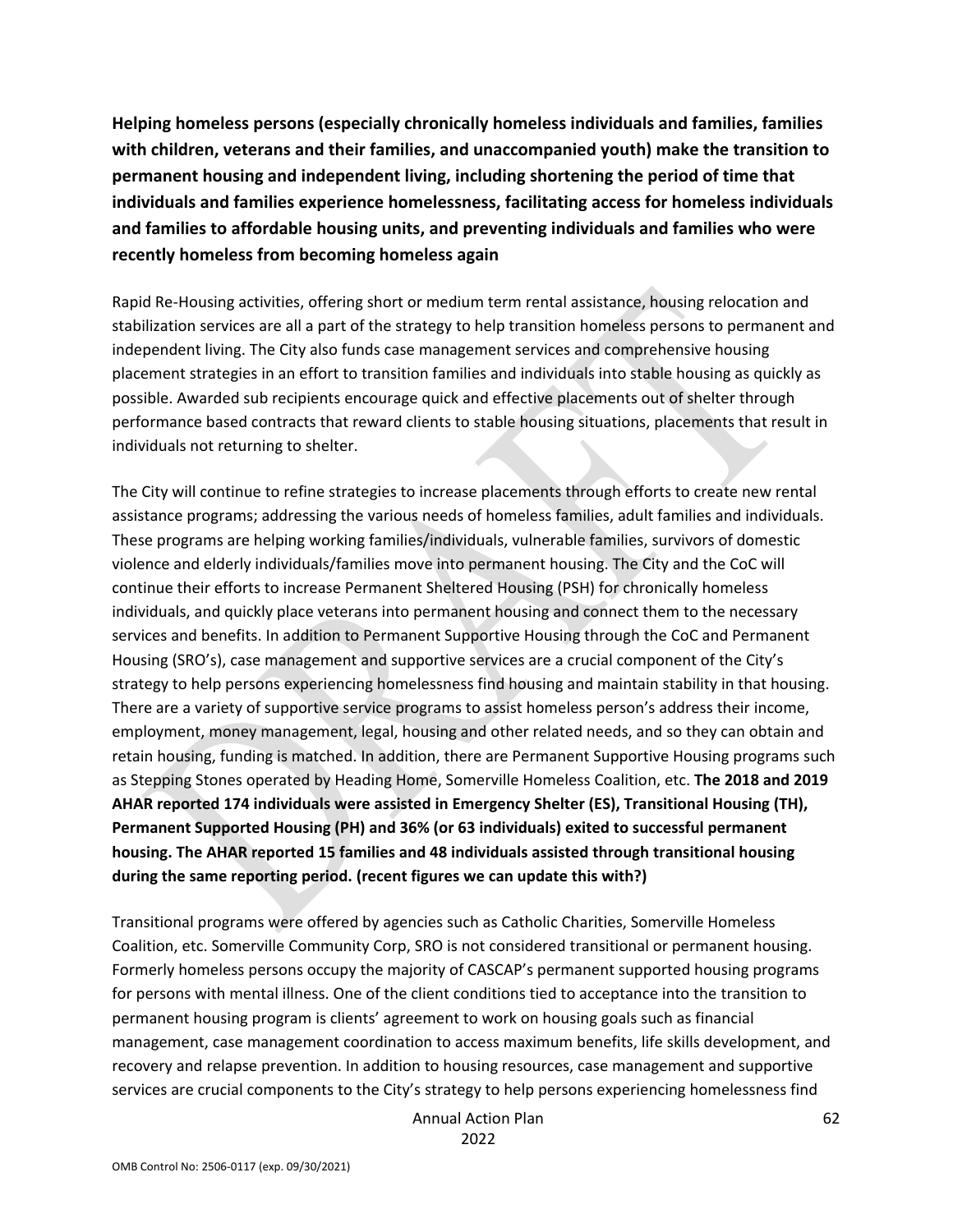**Helping homeless persons (especially chronically homeless individuals and families, families with children, veterans and their families, and unaccompanied youth) make the transition to permanent housing and independent living, including shortening the period of time that individuals and families experience homelessness, facilitating access for homeless individuals and families to affordable housing units, and preventing individuals and families who were recently homeless from becoming homeless again**

Rapid Re-Housing activities, offering short or medium term rental assistance, housing relocation and stabilization services are all a part of the strategy to help transition homeless persons to permanent and independent living. The City also funds case management services and comprehensive housing placement strategies in an effort to transition families and individuals into stable housing as quickly as possible. Awarded sub recipients encourage quick and effective placements out of shelter through performance based contracts that reward clients to stable housing situations, placements that result in individuals not returning to shelter.

The City will continue to refine strategies to increase placements through efforts to create new rental assistance programs; addressing the various needs of homeless families, adult families and individuals. These programs are helping working families/individuals, vulnerable families, survivors of domestic violence and elderly individuals/families move into permanent housing. The City and the CoC will continue their efforts to increase Permanent Sheltered Housing (PSH) for chronically homeless individuals, and quickly place veterans into permanent housing and connect them to the necessary services and benefits. In addition to Permanent Supportive Housing through the CoC and Permanent Housing (SRO's), case management and supportive services are a crucial component of the City's strategy to help persons experiencing homelessness find housing and maintain stability in that housing. There are a variety of supportive service programs to assist homeless person's address their income, employment, money management, legal, housing and other related needs, and so they can obtain and retain housing, funding is matched. In addition, there are Permanent Supportive Housing programs such as Stepping Stones operated by Heading Home, Somerville Homeless Coalition, etc. **The 2018 and 2019 AHAR reported 174 individuals were assisted in Emergency Shelter (ES), Transitional Housing (TH), Permanent Supported Housing (PH) and 36% (or 63 individuals) exited to successful permanent housing. The AHAR reported 15 families and 48 individuals assisted through transitional housing during the same reporting period. (recent figures we can update this with?)**

Transitional programs were offered by agencies such as Catholic Charities, Somerville Homeless Coalition, etc. Somerville Community Corp, SRO is not considered transitional or permanent housing. Formerly homeless persons occupy the majority of CASCAP's permanent supported housing programs for persons with mental illness. One of the client conditions tied to acceptance into the transition to permanent housing program is clients' agreement to work on housing goals such as financial management, case management coordination to access maximum benefits, life skills development, and recovery and relapse prevention. In addition to housing resources, case management and supportive services are crucial components to the City's strategy to help persons experiencing homelessness find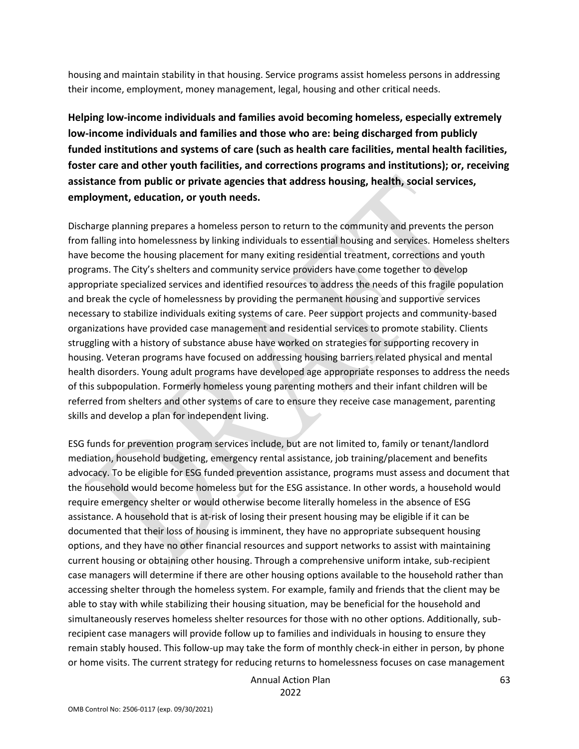housing and maintain stability in that housing. Service programs assist homeless persons in addressing their income, employment, money management, legal, housing and other critical needs.

**Helping low-income individuals and families avoid becoming homeless, especially extremely low-income individuals and families and those who are: being discharged from publicly funded institutions and systems of care (such as health care facilities, mental health facilities, foster care and other youth facilities, and corrections programs and institutions); or, receiving assistance from public or private agencies that address housing, health, social services, employment, education, or youth needs.**

Discharge planning prepares a homeless person to return to the community and prevents the person from falling into homelessness by linking individuals to essential housing and services. Homeless shelters have become the housing placement for many exiting residential treatment, corrections and youth programs. The City's shelters and community service providers have come together to develop appropriate specialized services and identified resources to address the needs of this fragile population and break the cycle of homelessness by providing the permanent housing and supportive services necessary to stabilize individuals exiting systems of care. Peer support projects and community-based organizations have provided case management and residential services to promote stability. Clients struggling with a history of substance abuse have worked on strategies for supporting recovery in housing. Veteran programs have focused on addressing housing barriers related physical and mental health disorders. Young adult programs have developed age appropriate responses to address the needs of this subpopulation. Formerly homeless young parenting mothers and their infant children will be referred from shelters and other systems of care to ensure they receive case management, parenting skills and develop a plan for independent living.

ESG funds for prevention program services include, but are not limited to, family or tenant/landlord mediation, household budgeting, emergency rental assistance, job training/placement and benefits advocacy. To be eligible for ESG funded prevention assistance, programs must assess and document that the household would become homeless but for the ESG assistance. In other words, a household would require emergency shelter or would otherwise become literally homeless in the absence of ESG assistance. A household that is at-risk of losing their present housing may be eligible if it can be documented that their loss of housing is imminent, they have no appropriate subsequent housing options, and they have no other financial resources and support networks to assist with maintaining current housing or obtaining other housing. Through a comprehensive uniform intake, sub-recipient case managers will determine if there are other housing options available to the household rather than accessing shelter through the homeless system. For example, family and friends that the client may be able to stay with while stabilizing their housing situation, may be beneficial for the household and simultaneously reserves homeless shelter resources for those with no other options. Additionally, sub-recipient case managers will provide follow up to families and individuals in housing to ensure they remain stably housed. This follow-up may take the form of monthly check-in either in person, by phone or home visits. The current strategy for reducing returns to homelessness focuses on case management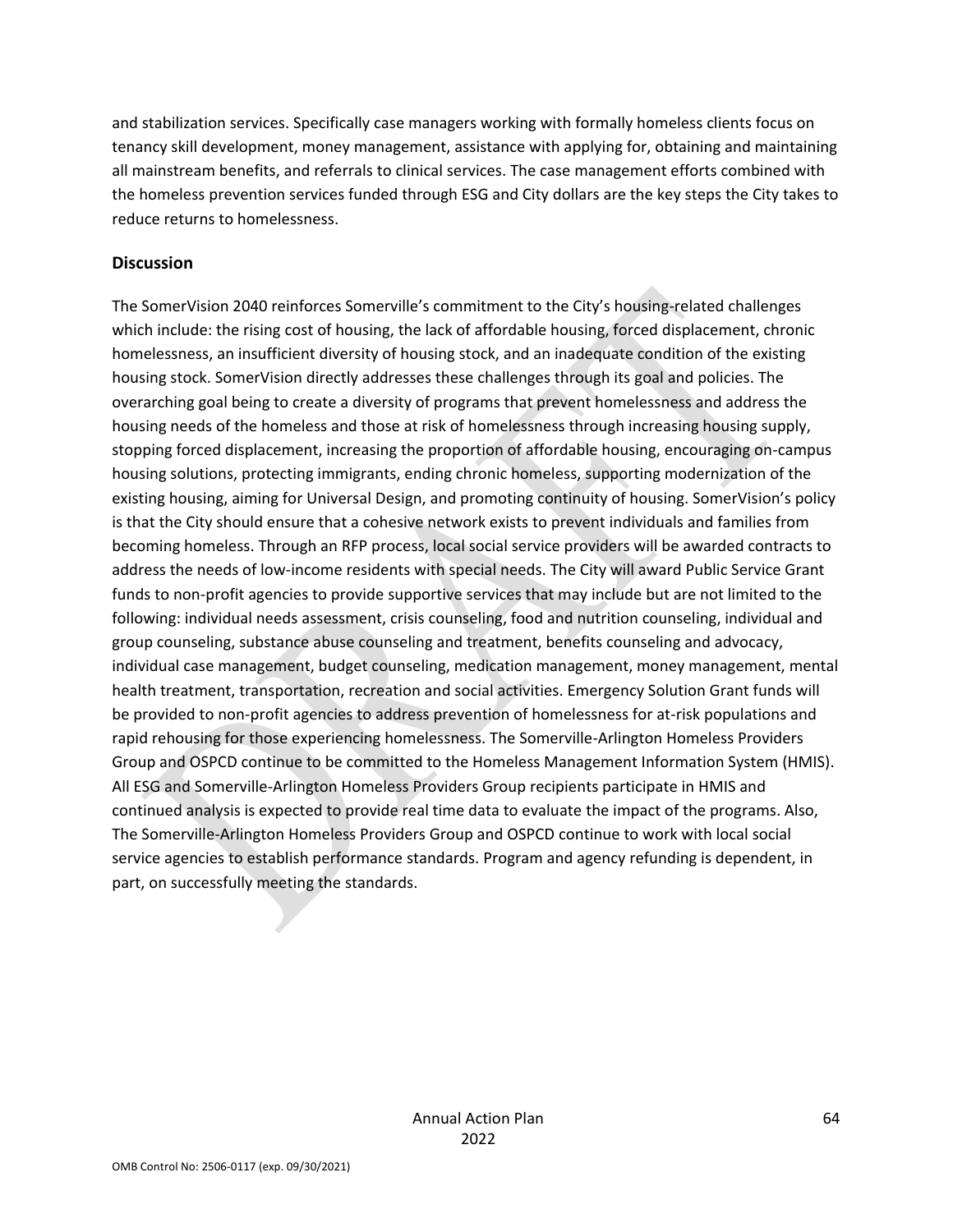and stabilization services. Specifically case managers working with formally homeless clients focus on tenancy skill development, money management, assistance with applying for, obtaining and maintaining all mainstream benefits, and referrals to clinical services. The case management efforts combined with the homeless prevention services funded through ESG and City dollars are the key steps the City takes to reduce returns to homelessness.

## Discussion

The SomerVision 2040 reinforces Somerville's commitment to the City's housing-related challenges which include: the rising cost of housing, the lack of affordable housing, forced displacement, chronic homelessness, an insufficient diversity of housing stock, and an inadequate condition of the existing housing stock. SomerVision directly addresses these challenges through its goal and policies. The overarching goal being to create a diversity of programs that prevent homelessness and address the housing needs of the homeless and those at risk of homelessness through increasing housing supply, stopping forced displacement, increasing the proportion of affordable housing, encouraging on-campus housing solutions, protecting immigrants, ending chronic homeless, supporting modernization of the existing housing, aiming for Universal Design, and promoting continuity of housing. SomerVision's policy is that the City should ensure that a cohesive network exists to prevent individuals and families from becoming homeless. Through an RFP process, local social service providers will be awarded contracts to address the needs of low-income residents with special needs. The City will award Public Service Grant funds to non-profit agencies to provide supportive services that may include but are not limited to the following: individual needs assessment, crisis counseling, food and nutrition counseling, individual and group counseling, substance abuse counseling and treatment, benefits counseling and advocacy, individual case management, budget counseling, medication management, money management, mental health treatment, transportation, recreation and social activities. Emergency Solution Grant funds will be provided to non-profit agencies to address prevention of homelessness for at-risk populations and rapid rehousing for those experiencing homelessness. The Somerville-Arlington Homeless Providers Group and OSPCD continue to be committed to the Homeless Management Information System (HMIS). All ESG and Somerville-Arlington Homeless Providers Group recipients participate in HMIS and continued analysis is expected to provide real time data to evaluate the impact of the programs. Also, The Somerville-Arlington Homeless Providers Group and OSPCD continue to work with local social service agencies to establish performance standards. Program and agency refunding is dependent, in part, on successfully meeting the standards.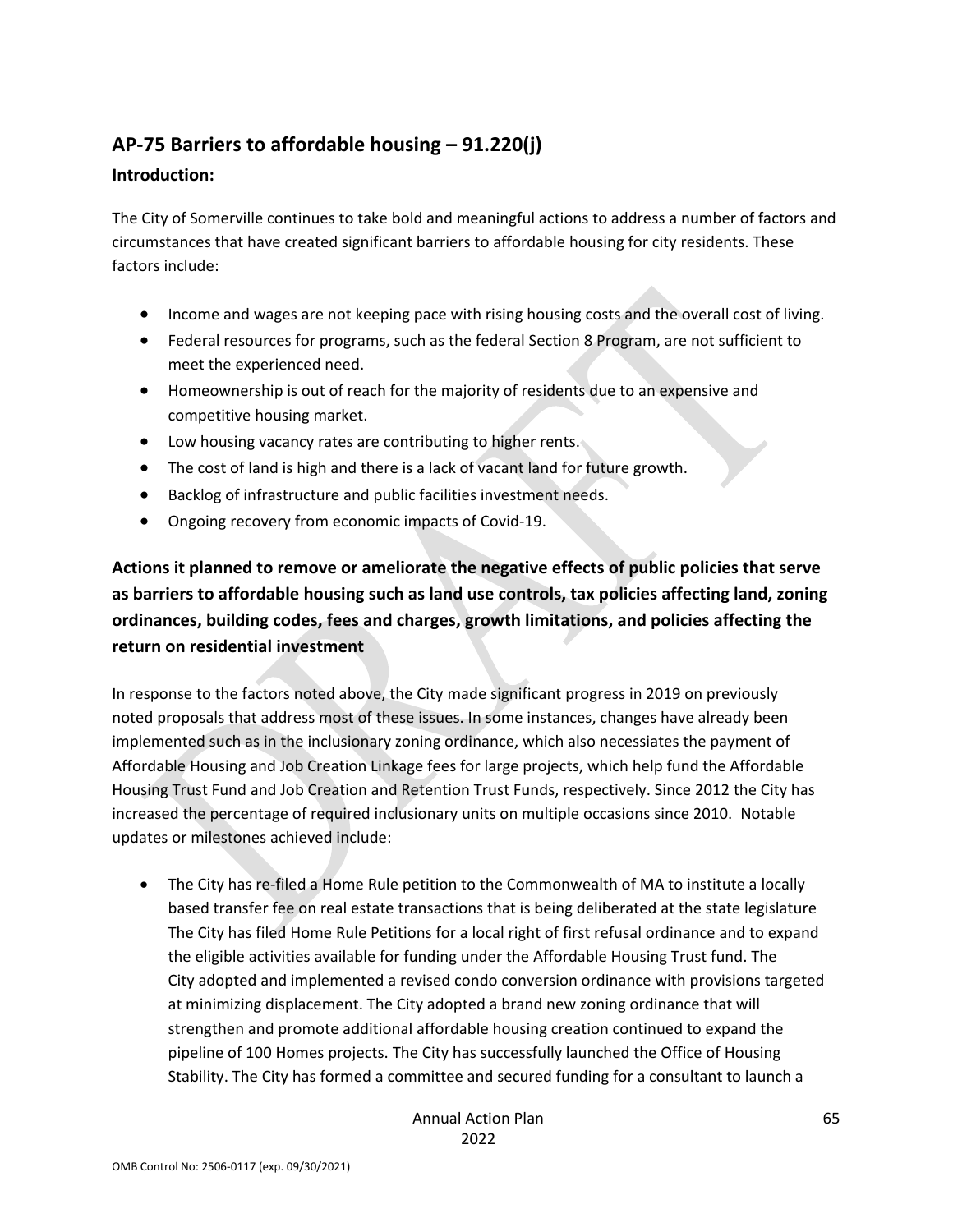## AP-75 Barriers to affordable housing – 91.220(j)

### Introduction:

The City of Somerville continues to take bold and meaningful actions to address a number of factors and circumstances that have created significant barriers to affordable housing for city residents. These factors include:

- Income and wages are not keeping pace with rising housing costs and the overall cost of living.
- Federal resources for programs, such as the federal Section 8 Program, are not sufficient to meet the experienced need.
- Homeownership is out of reach for the majority of residents due to an expensive and competitive housing market.
- Low housing vacancy rates are contributing to higher rents.
- The cost of land is high and there is a lack of vacant land for future growth.
- Backlog of infrastructure and public facilities investment needs.
- Ongoing recovery from economic impacts of Covid-19.

### Actions it planned to remove or ameliorate the negative effects of public policies that serve as barriers to affordable housing such as land use controls, tax policies affecting land, zoning ordinances, building codes, fees and charges, growth limitations, and policies affecting the return on residential investment

In response to the factors noted above, the City made significant progress in 2019 on previously noted proposals that address most of these issues. In some instances, changes have already been implemented such as in the inclusionary zoning ordinance, which also necessiates the payment of Affordable Housing and Job Creation Linkage fees for large projects, which help fund the Affordable Housing Trust Fund and Job Creation and Retention Trust Funds, respectively. Since 2012 the City has increased the percentage of required inclusionary units on multiple occasions since 2010. Notable updates or milestones achieved include:

- The City has re-filed a Home Rule petition to the Commonwealth of MA to institute a locally based transfer fee on real estate transactions that is being deliberated at the state legislature The City has filed Home Rule Petitions for a local right of first refusal ordinance and to expand the eligible activities available for funding under the Affordable Housing Trust fund. The City adopted and implemented a revised condo conversion ordinance with provisions targeted at minimizing displacement. The City adopted a brand new zoning ordinance that will strengthen and promote additional affordable housing creation continued to expand the pipeline of 100 Homes projects. The City has successfully launched the Office of Housing Stability. The City has formed a committee and secured funding for a consultant to launch a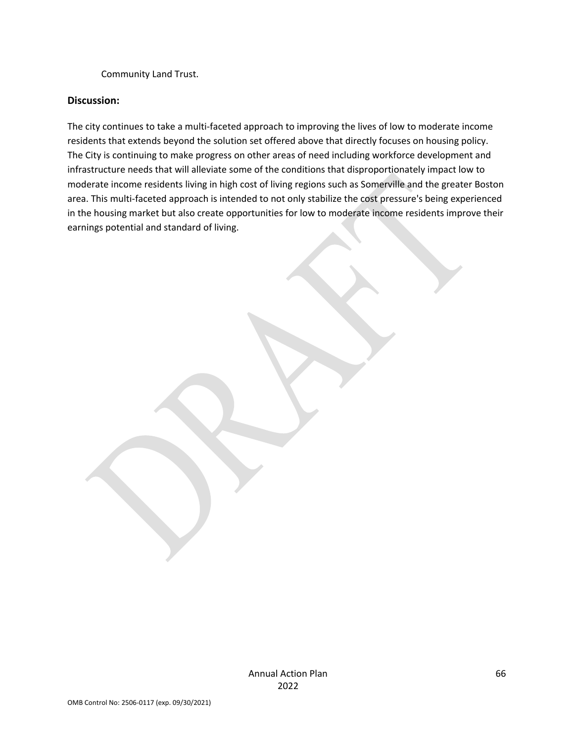Community Land Trust.

## Discussion:

The city continues to take a multi-faceted approach to improving the lives of low to moderate income residents that extends beyond the solution set offered above that directly focuses on housing policy. The City is continuing to make progress on other areas of need including workforce development and infrastructure needs that will alleviate some of the conditions that disproportionately impact low to moderate income residents living in high cost of living regions such as Somerville and the greater Boston area. This multi-faceted approach is intended to not only stabilize the cost pressure's being experienced in the housing market but also create opportunities for low to moderate income residents improve their earnings potential and standard of living.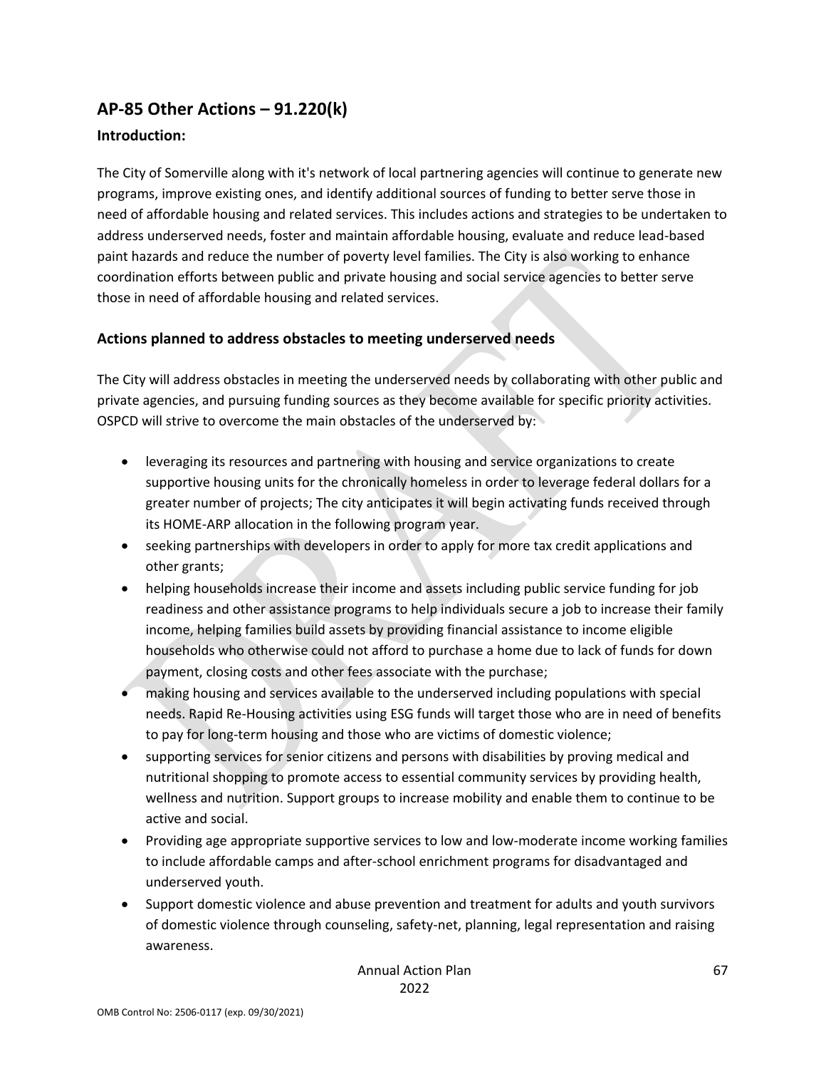## AP-85 Other Actions – 91.220(k)

### Introduction:

The City of Somerville along with it's network of local partnering agencies will continue to generate new programs, improve existing ones, and identify additional sources of funding to better serve those in need of affordable housing and related services. This includes actions and strategies to be undertaken to address underserved needs, foster and maintain affordable housing, evaluate and reduce lead-based paint hazards and reduce the number of poverty level families. The City is also working to enhance coordination efforts between public and private housing and social service agencies to better serve those in need of affordable housing and related services.

### Actions planned to address obstacles to meeting underserved needs

The City will address obstacles in meeting the underserved needs by collaborating with other public and private agencies, and pursuing funding sources as they become available for specific priority activities. OSPCD will strive to overcome the main obstacles of the underserved by:

- leveraging its resources and partnering with housing and service organizations to create supportive housing units for the chronically homeless in order to leverage federal dollars for a greater number of projects; The city anticipates it will begin activating funds received through its HOME-ARP allocation in the following program year.
- seeking partnerships with developers in order to apply for more tax credit applications and other grants;
- helping households increase their income and assets including public service funding for job readiness and other assistance programs to help individuals secure a job to increase their family income, helping families build assets by providing financial assistance to income eligible households who otherwise could not afford to purchase a home due to lack of funds for down payment, closing costs and other fees associate with the purchase;
- making housing and services available to the underserved including populations with special needs. Rapid Re-Housing activities using ESG funds will target those who are in need of benefits to pay for long-term housing and those who are victims of domestic violence;
- supporting services for senior citizens and persons with disabilities by proving medical and nutritional shopping to promote access to essential community services by providing health, wellness and nutrition. Support groups to increase mobility and enable them to continue to be active and social.
- Providing age appropriate supportive services to low and low-moderate income working families to include affordable camps and after-school enrichment programs for disadvantaged and underserved youth.
- Support domestic violence and abuse prevention and treatment for adults and youth survivors of domestic violence through counseling, safety-net, planning, legal representation and raising awareness.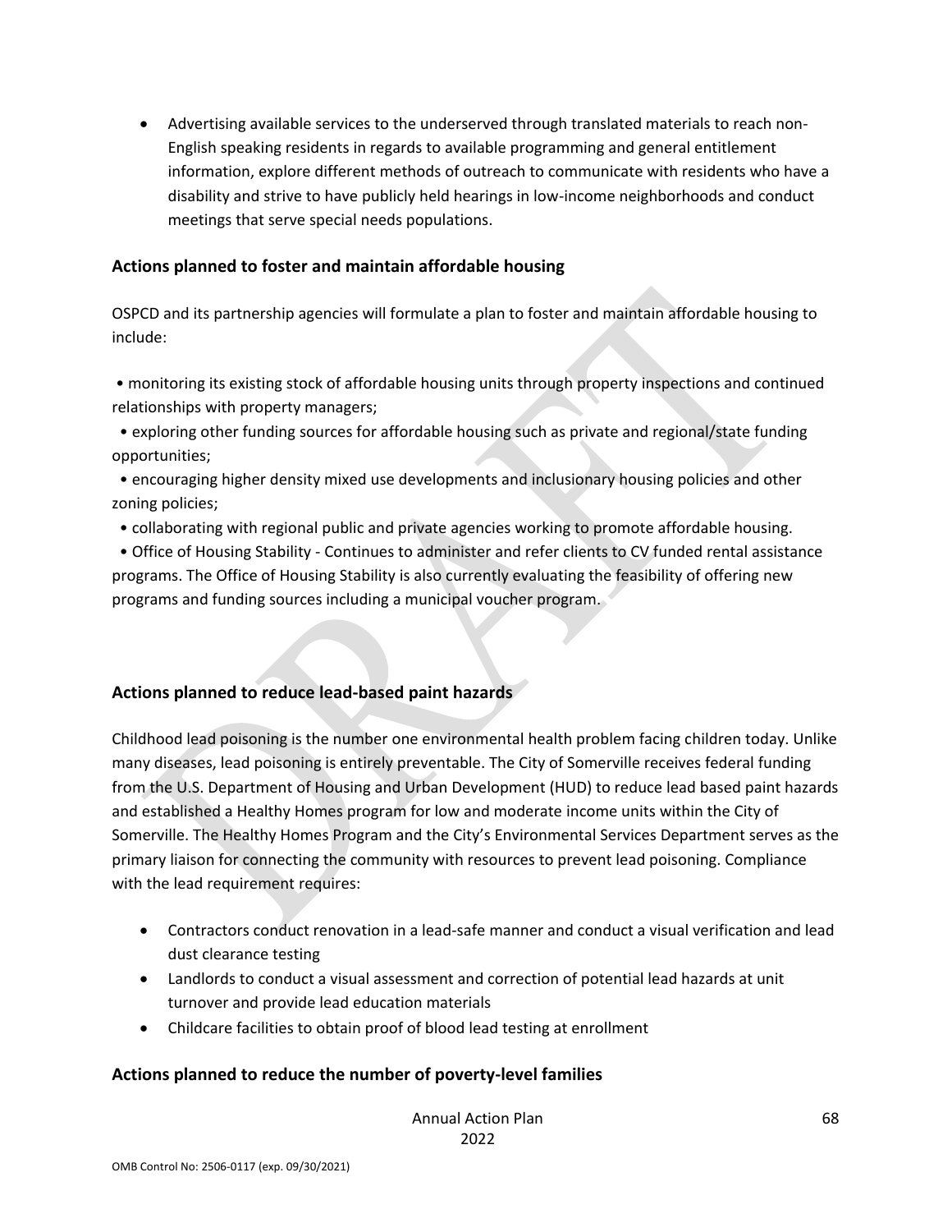- Advertising available services to the underserved through translated materials to reach non-English speaking residents in regards to available programming and general entitlement information, explore different methods of outreach to communicate with residents who have a disability and strive to have publicly held hearings in low-income neighborhoods and conduct meetings that serve special needs populations.

### Actions planned to foster and maintain affordable housing

OSPCD and its partnership agencies will formulate a plan to foster and maintain affordable housing to include:

- monitoring its existing stock of affordable housing units through property inspections and continued relationships with property managers;
- exploring other funding sources for affordable housing such as private and regional/state funding opportunities;
- encouraging higher density mixed use developments and inclusionary housing policies and other zoning policies;
- collaborating with regional public and private agencies working to promote affordable housing.
- Office of Housing Stability - Continues to administer and refer clients to CV funded rental assistance programs. The Office of Housing Stability is also currently evaluating the feasibility of offering new programs and funding sources including a municipal voucher program.

### Actions planned to reduce lead-based paint hazards

Childhood lead poisoning is the number one environmental health problem facing children today. Unlike many diseases, lead poisoning is entirely preventable. The City of Somerville receives federal funding from the U.S. Department of Housing and Urban Development (HUD) to reduce lead based paint hazards and established a Healthy Homes program for low and moderate income units within the City of Somerville. The Healthy Homes Program and the City's Environmental Services Department serves as the primary liaison for connecting the community with resources to prevent lead poisoning. Compliance with the lead requirement requires:

- Contractors conduct renovation in a lead-safe manner and conduct a visual verification and lead dust clearance testing
- Landlords to conduct a visual assessment and correction of potential lead hazards at unit turnover and provide lead education materials
- Childcare facilities to obtain proof of blood lead testing at enrollment

### Actions planned to reduce the number of poverty-level families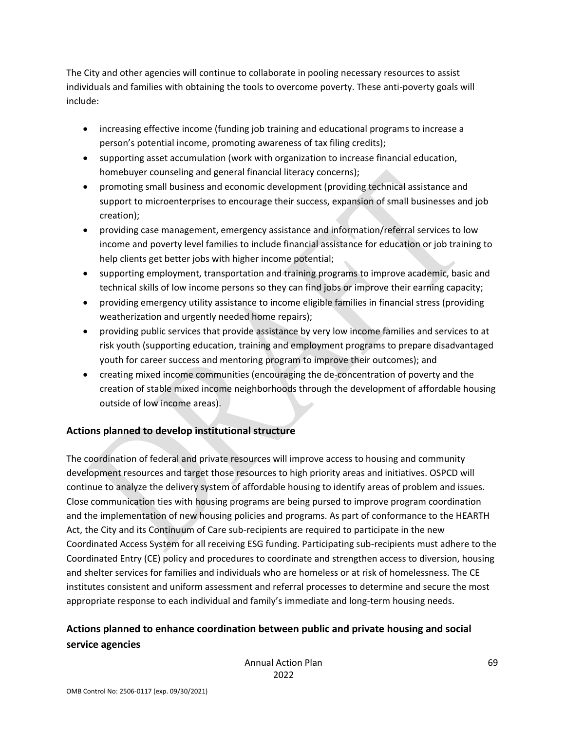The City and other agencies will continue to collaborate in pooling necessary resources to assist individuals and families with obtaining the tools to overcome poverty. These anti-poverty goals will include:

- increasing effective income (funding job training and educational programs to increase a person's potential income, promoting awareness of tax filing credits);
- supporting asset accumulation (work with organization to increase financial education, homebuyer counseling and general financial literacy concerns);
- promoting small business and economic development (providing technical assistance and support to microenterprises to encourage their success, expansion of small businesses and job creation);
- providing case management, emergency assistance and information/referral services to low income and poverty level families to include financial assistance for education or job training to help clients get better jobs with higher income potential;
- supporting employment, transportation and training programs to improve academic, basic and technical skills of low income persons so they can find jobs or improve their earning capacity;
- providing emergency utility assistance to income eligible families in financial stress (providing weatherization and urgently needed home repairs);
- providing public services that provide assistance by very low income families and services to at risk youth (supporting education, training and employment programs to prepare disadvantaged youth for career success and mentoring program to improve their outcomes); and
- creating mixed income communities (encouraging the de-concentration of poverty and the creation of stable mixed income neighborhoods through the development of affordable housing outside of low income areas).

## Actions planned to develop institutional structure

The coordination of federal and private resources will improve access to housing and community development resources and target those resources to high priority areas and initiatives. OSPCD will continue to analyze the delivery system of affordable housing to identify areas of problem and issues. Close communication ties with housing programs are being pursed to improve program coordination and the implementation of new housing policies and programs. As part of conformance to the HEARTH Act, the City and its Continuum of Care sub-recipients are required to participate in the new Coordinated Access System for all receiving ESG funding. Participating sub-recipients must adhere to the Coordinated Entry (CE) policy and procedures to coordinate and strengthen access to diversion, housing and shelter services for families and individuals who are homeless or at risk of homelessness. The CE institutes consistent and uniform assessment and referral processes to determine and secure the most appropriate response to each individual and family's immediate and long-term housing needs.

## Actions planned to enhance coordination between public and private housing and social service agencies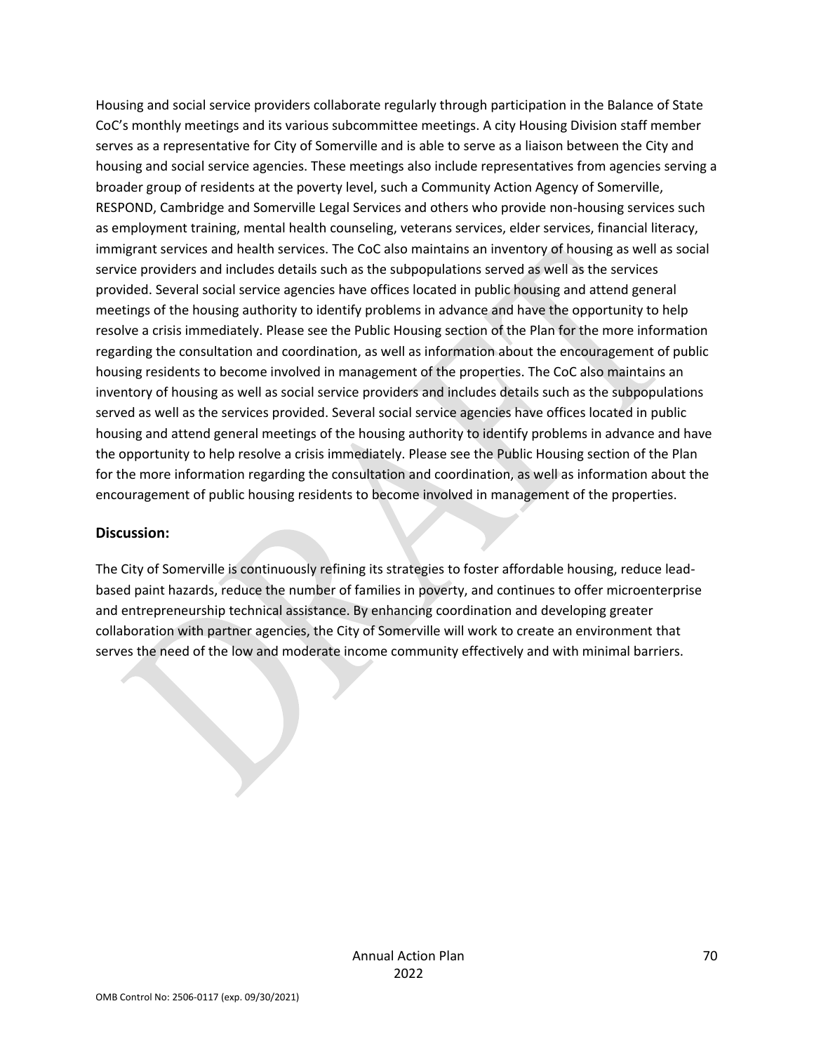Housing and social service providers collaborate regularly through participation in the Balance of State CoC's monthly meetings and its various subcommittee meetings. A city Housing Division staff member serves as a representative for City of Somerville and is able to serve as a liaison between the City and housing and social service agencies. These meetings also include representatives from agencies serving a broader group of residents at the poverty level, such a Community Action Agency of Somerville, RESPOND, Cambridge and Somerville Legal Services and others who provide non-housing services such as employment training, mental health counseling, veterans services, elder services, financial literacy, immigrant services and health services. The CoC also maintains an inventory of housing as well as social service providers and includes details such as the subpopulations served as well as the services provided. Several social service agencies have offices located in public housing and attend general meetings of the housing authority to identify problems in advance and have the opportunity to help resolve a crisis immediately. Please see the Public Housing section of the Plan for the more information regarding the consultation and coordination, as well as information about the encouragement of public housing residents to become involved in management of the properties. The CoC also maintains an inventory of housing as well as social service providers and includes details such as the subpopulations served as well as the services provided. Several social service agencies have offices located in public housing and attend general meetings of the housing authority to identify problems in advance and have the opportunity to help resolve a crisis immediately. Please see the Public Housing section of the Plan for the more information regarding the consultation and coordination, as well as information about the encouragement of public housing residents to become involved in management of the properties.

### Discussion:

The City of Somerville is continuously refining its strategies to foster affordable housing, reduce lead-based paint hazards, reduce the number of families in poverty, and continues to offer microenterprise and entrepreneurship technical assistance. By enhancing coordination and developing greater collaboration with partner agencies, the City of Somerville will work to create an environment that serves the need of the low and moderate income community effectively and with minimal barriers.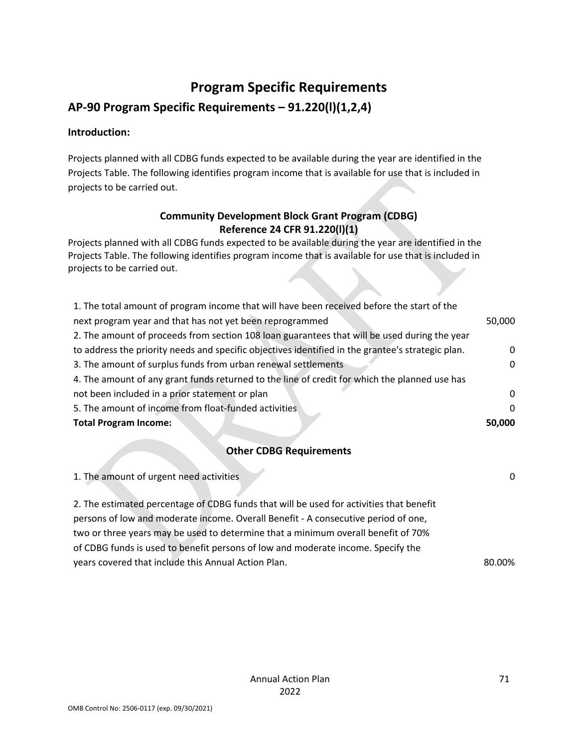# Program Specific Requirements

## AP-90 Program Specific Requirements – 91.220(l)(1,2,4)

### Introduction:

Projects planned with all CDBG funds expected to be available during the year are identified in the Projects Table. The following identifies program income that is available for use that is included in projects to be carried out.

**Community Development Block Grant Program (CDBG)**
**Reference 24 CFR 91.220(l)(1)**

Projects planned with all CDBG funds expected to be available during the year are identified in the Projects Table. The following identifies program income that is available for use that is included in projects to be carried out.

| | |
|---|---|
| 1. The total amount of program income that will have been received before the start of the next program year and that has not yet been reprogrammed | 50,000 |
| 2. The amount of proceeds from section 108 loan guarantees that will be used during the year to address the priority needs and specific objectives identified in the grantee's strategic plan. | 0 |
| 3. The amount of surplus funds from urban renewal settlements | 0 |
| 4. The amount of any grant funds returned to the line of credit for which the planned use has not been included in a prior statement or plan | 0 |
| 5. The amount of income from float-funded activities | 0 |
| **Total Program Income:** | **50,000** |

**Other CDBG Requirements**

| | |
|---|---|
| 1. The amount of urgent need activities | 0 |
| 2. The estimated percentage of CDBG funds that will be used for activities that benefit persons of low and moderate income. Overall Benefit - A consecutive period of one, two or three years may be used to determine that a minimum overall benefit of 70% of CDBG funds is used to benefit persons of low and moderate income. Specify the years covered that include this Annual Action Plan. | 80.00% |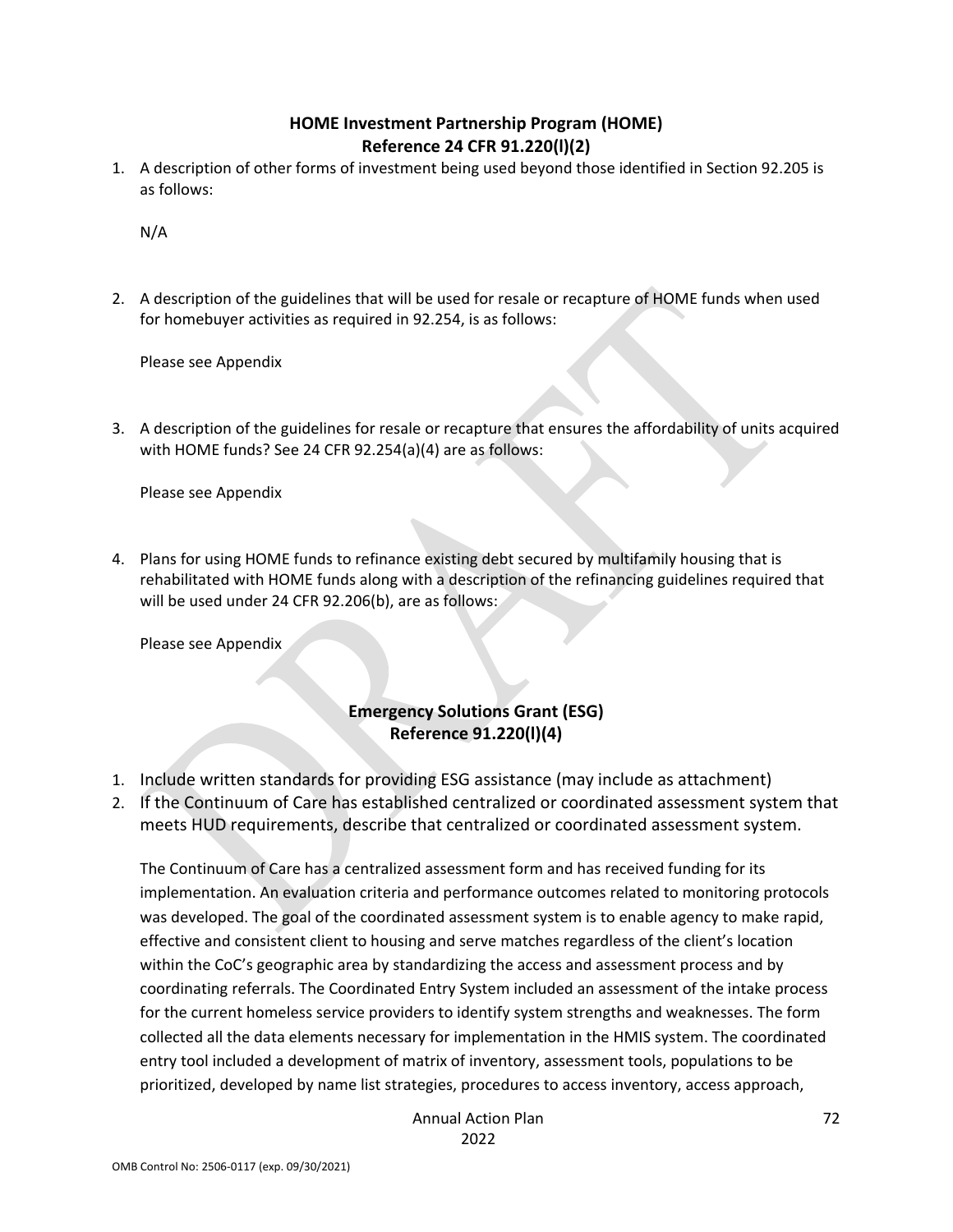## HOME Investment Partnership Program (HOME)
## Reference 24 CFR 91.220(l)(2)

1. A description of other forms of investment being used beyond those identified in Section 92.205 is as follows:

   N/A

2. A description of the guidelines that will be used for resale or recapture of HOME funds when used for homebuyer activities as required in 92.254, is as follows:

   Please see Appendix

3. A description of the guidelines for resale or recapture that ensures the affordability of units acquired with HOME funds? See 24 CFR 92.254(a)(4) are as follows:

   Please see Appendix

4. Plans for using HOME funds to refinance existing debt secured by multifamily housing that is rehabilitated with HOME funds along with a description of the refinancing guidelines required that will be used under 24 CFR 92.206(b), are as follows:

   Please see Appendix

## Emergency Solutions Grant (ESG)
## Reference 91.220(l)(4)

1. Include written standards for providing ESG assistance (may include as attachment)
2. If the Continuum of Care has established centralized or coordinated assessment system that meets HUD requirements, describe that centralized or coordinated assessment system.

   The Continuum of Care has a centralized assessment form and has received funding for its implementation. An evaluation criteria and performance outcomes related to monitoring protocols was developed. The goal of the coordinated assessment system is to enable agency to make rapid, effective and consistent client to housing and serve matches regardless of the client's location within the CoC's geographic area by standardizing the access and assessment process and by coordinating referrals. The Coordinated Entry System included an assessment of the intake process for the current homeless service providers to identify system strengths and weaknesses. The form collected all the data elements necessary for implementation in the HMIS system. The coordinated entry tool included a development of matrix of inventory, assessment tools, populations to be prioritized, developed by name list strategies, procedures to access inventory, access approach,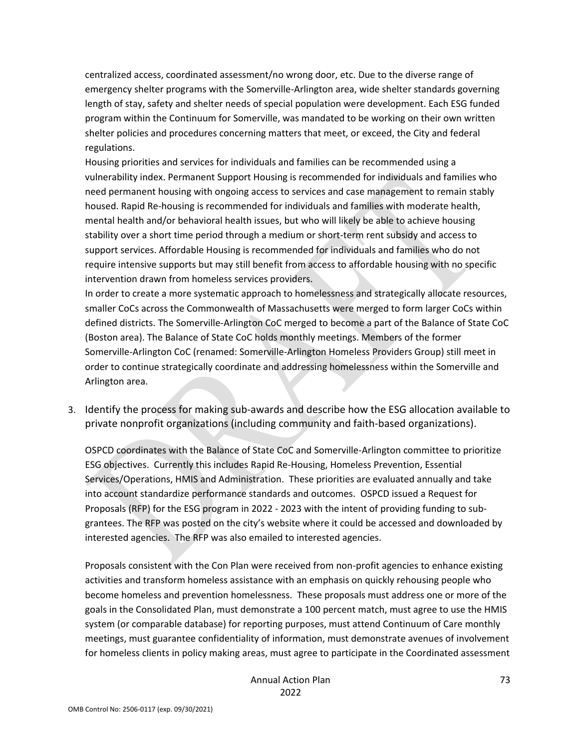centralized access, coordinated assessment/no wrong door, etc. Due to the diverse range of emergency shelter programs with the Somerville-Arlington area, wide shelter standards governing length of stay, safety and shelter needs of special population were development. Each ESG funded program within the Continuum for Somerville, was mandated to be working on their own written shelter policies and procedures concerning matters that meet, or exceed, the City and federal regulations.

Housing priorities and services for individuals and families can be recommended using a vulnerability index. Permanent Support Housing is recommended for individuals and families who need permanent housing with ongoing access to services and case management to remain stably housed. Rapid Re-housing is recommended for individuals and families with moderate health, mental health and/or behavioral health issues, but who will likely be able to achieve housing stability over a short time period through a medium or short-term rent subsidy and access to support services. Affordable Housing is recommended for individuals and families who do not require intensive supports but may still benefit from access to affordable housing with no specific intervention drawn from homeless services providers.

In order to create a more systematic approach to homelessness and strategically allocate resources, smaller CoCs across the Commonwealth of Massachusetts were merged to form larger CoCs within defined districts. The Somerville-Arlington CoC merged to become a part of the Balance of State CoC (Boston area). The Balance of State CoC holds monthly meetings. Members of the former Somerville-Arlington CoC (renamed: Somerville-Arlington Homeless Providers Group) still meet in order to continue strategically coordinate and addressing homelessness within the Somerville and Arlington area.

3. Identify the process for making sub-awards and describe how the ESG allocation available to private nonprofit organizations (including community and faith-based organizations).

OSPCD coordinates with the Balance of State CoC and Somerville-Arlington committee to prioritize ESG objectives. Currently this includes Rapid Re-Housing, Homeless Prevention, Essential Services/Operations, HMIS and Administration. These priorities are evaluated annually and take into account standardize performance standards and outcomes. OSPCD issued a Request for Proposals (RFP) for the ESG program in 2022 - 2023 with the intent of providing funding to sub-grantees. The RFP was posted on the city's website where it could be accessed and downloaded by interested agencies. The RFP was also emailed to interested agencies.

Proposals consistent with the Con Plan were received from non-profit agencies to enhance existing activities and transform homeless assistance with an emphasis on quickly rehousing people who become homeless and prevention homelessness. These proposals must address one or more of the goals in the Consolidated Plan, must demonstrate a 100 percent match, must agree to use the HMIS system (or comparable database) for reporting purposes, must attend Continuum of Care monthly meetings, must guarantee confidentiality of information, must demonstrate avenues of involvement for homeless clients in policy making areas, must agree to participate in the Coordinated assessment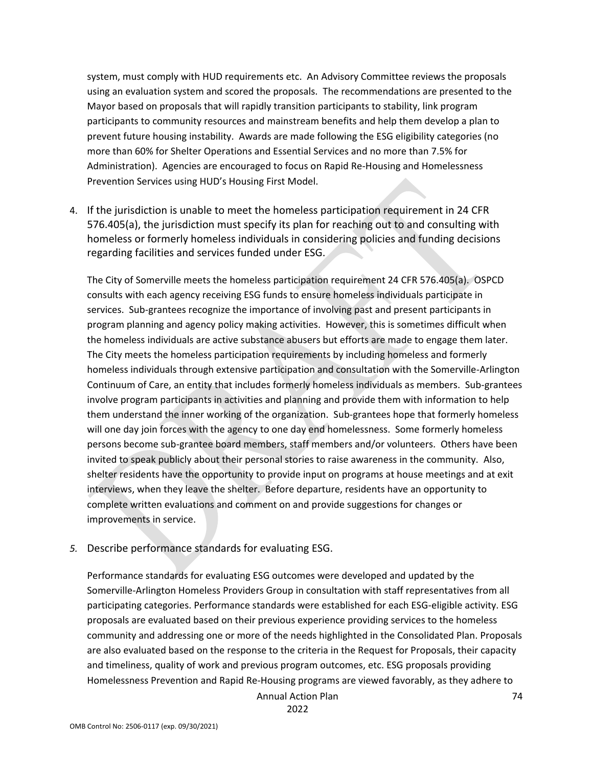system, must comply with HUD requirements etc. An Advisory Committee reviews the proposals using an evaluation system and scored the proposals. The recommendations are presented to the Mayor based on proposals that will rapidly transition participants to stability, link program participants to community resources and mainstream benefits and help them develop a plan to prevent future housing instability. Awards are made following the ESG eligibility categories (no more than 60% for Shelter Operations and Essential Services and no more than 7.5% for Administration). Agencies are encouraged to focus on Rapid Re-Housing and Homelessness Prevention Services using HUD's Housing First Model.

4. If the jurisdiction is unable to meet the homeless participation requirement in 24 CFR 576.405(a), the jurisdiction must specify its plan for reaching out to and consulting with homeless or formerly homeless individuals in considering policies and funding decisions regarding facilities and services funded under ESG.

   The City of Somerville meets the homeless participation requirement 24 CFR 576.405(a). OSPCD consults with each agency receiving ESG funds to ensure homeless individuals participate in services. Sub-grantees recognize the importance of involving past and present participants in program planning and agency policy making activities. However, this is sometimes difficult when the homeless individuals are active substance abusers but efforts are made to engage them later. The City meets the homeless participation requirements by including homeless and formerly homeless individuals through extensive participation and consultation with the Somerville-Arlington Continuum of Care, an entity that includes formerly homeless individuals as members. Sub-grantees involve program participants in activities and planning and provide them with information to help them understand the inner working of the organization. Sub-grantees hope that formerly homeless will one day join forces with the agency to one day end homelessness. Some formerly homeless persons become sub-grantee board members, staff members and/or volunteers. Others have been invited to speak publicly about their personal stories to raise awareness in the community. Also, shelter residents have the opportunity to provide input on programs at house meetings and at exit interviews, when they leave the shelter. Before departure, residents have an opportunity to complete written evaluations and comment on and provide suggestions for changes or improvements in service.

5. Describe performance standards for evaluating ESG.

   Performance standards for evaluating ESG outcomes were developed and updated by the Somerville-Arlington Homeless Providers Group in consultation with staff representatives from all participating categories. Performance standards were established for each ESG-eligible activity. ESG proposals are evaluated based on their previous experience providing services to the homeless community and addressing one or more of the needs highlighted in the Consolidated Plan. Proposals are also evaluated based on the response to the criteria in the Request for Proposals, their capacity and timeliness, quality of work and previous program outcomes, etc. ESG proposals providing Homelessness Prevention and Rapid Re-Housing programs are viewed favorably, as they adhere to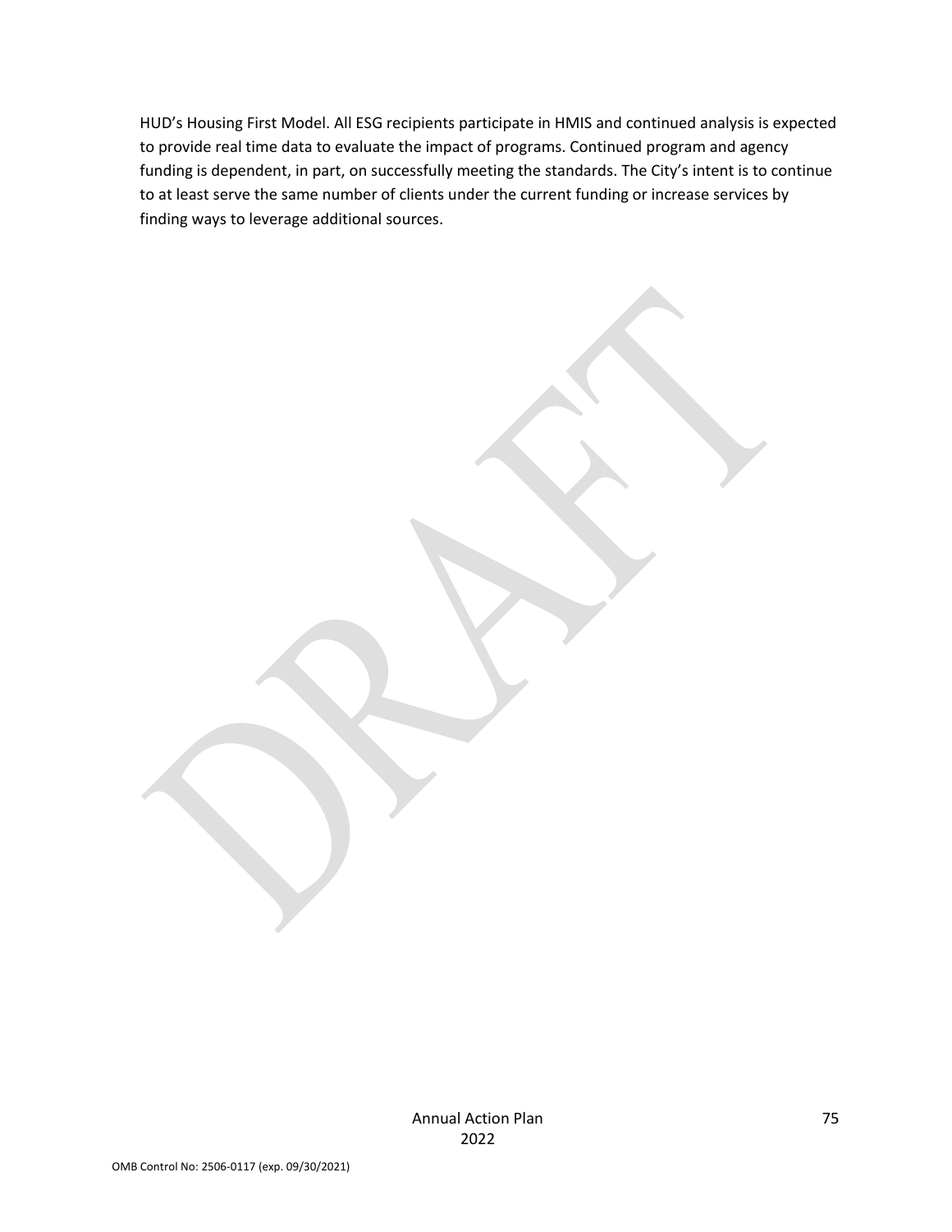HUD's Housing First Model. All ESG recipients participate in HMIS and continued analysis is expected to provide real time data to evaluate the impact of programs. Continued program and agency funding is dependent, in part, on successfully meeting the standards. The City's intent is to continue to at least serve the same number of clients under the current funding or increase services by finding ways to leverage additional sources.